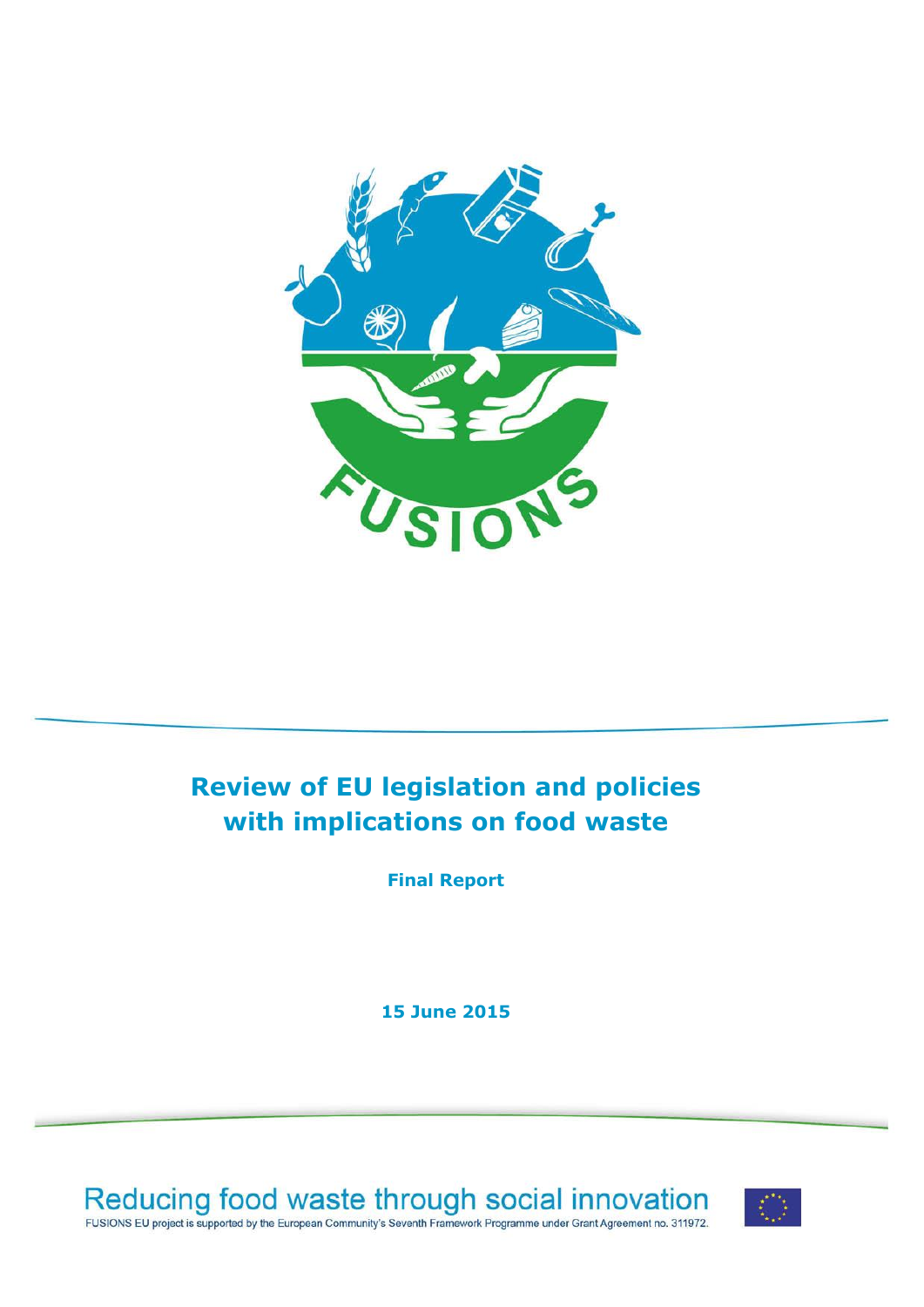# Review of EU legislation and policies with implications on food waste

**Final Report**

**15 June 2015**

Reducing food waste through social innovation

FUSIONS EU project is supported by the European Community's Seventh Framework Programme under Grant Agreement no. 311972.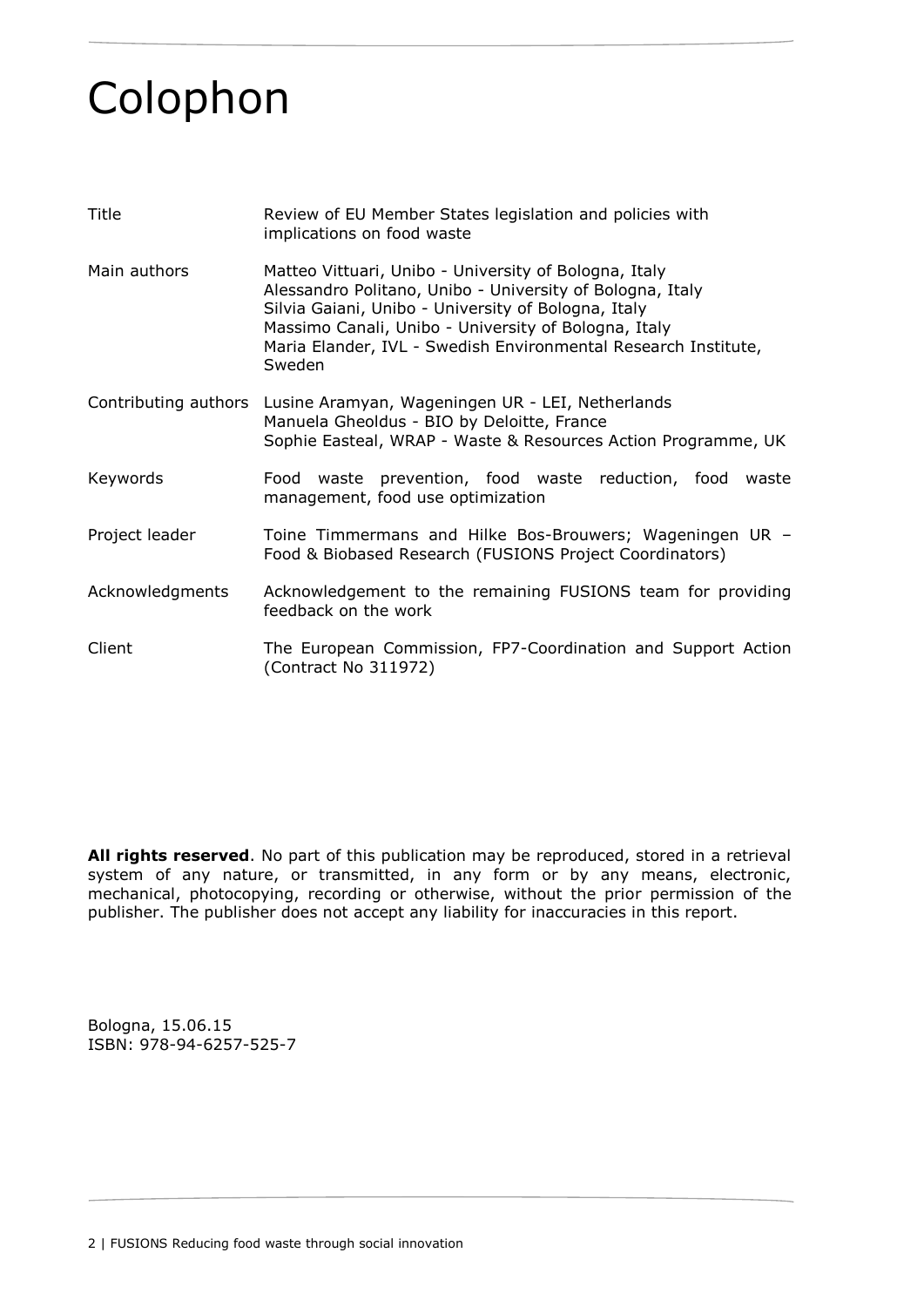# Colophon

| | |
|---|---|
| Title | Review of EU Member States legislation and policies with implications on food waste |
| Main authors | Matteo Vittuari, Unibo - University of Bologna, Italy<br>Alessandro Politano, Unibo - University of Bologna, Italy<br>Silvia Gaiani, Unibo - University of Bologna, Italy<br>Massimo Canali, Unibo - University of Bologna, Italy<br>Maria Elander, IVL - Swedish Environmental Research Institute, Sweden |
| Contributing authors | Lusine Aramyan, Wageningen UR - LEI, Netherlands<br>Manuela Gheoldus - BIO by Deloitte, France<br>Sophie Easteal, WRAP - Waste & Resources Action Programme, UK |
| Keywords | Food waste prevention, food waste reduction, food waste management, food use optimization |
| Project leader | Toine Timmermans and Hilke Bos-Brouwers; Wageningen UR – Food & Biobased Research (FUSIONS Project Coordinators) |
| Acknowledgments | Acknowledgement to the remaining FUSIONS team for providing feedback on the work |
| Client | The European Commission, FP7-Coordination and Support Action (Contract No 311972) |

**All rights reserved**. No part of this publication may be reproduced, stored in a retrieval system of any nature, or transmitted, in any form or by any means, electronic, mechanical, photocopying, recording or otherwise, without the prior permission of the publisher. The publisher does not accept any liability for inaccuracies in this report.

Bologna, 15.06.15
ISBN: 978-94-6257-525-7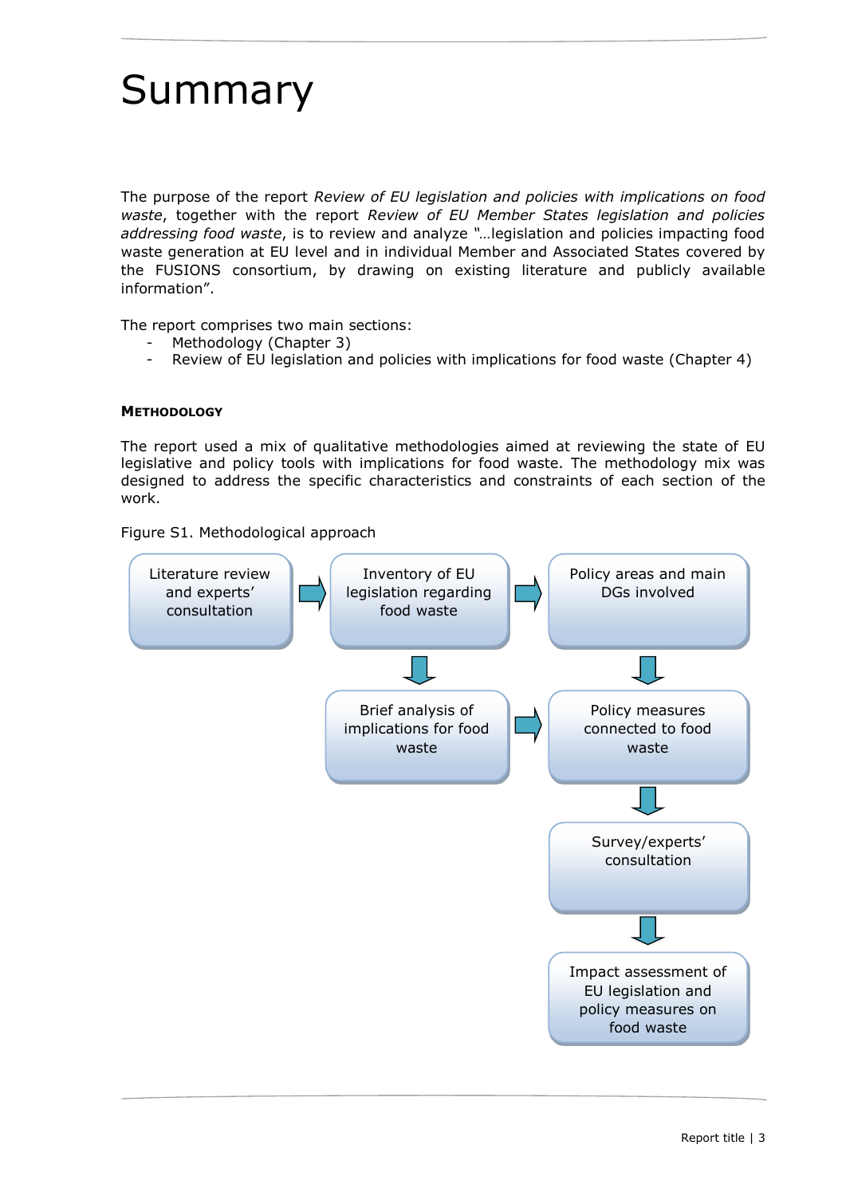# Summary

The purpose of the report *Review of EU legislation and policies with implications on food waste*, together with the report *Review of EU Member States legislation and policies addressing food waste*, is to review and analyze "…legislation and policies impacting food waste generation at EU level and in individual Member and Associated States covered by the FUSIONS consortium, by drawing on existing literature and publicly available information".

The report comprises two main sections:

- Methodology (Chapter 3)
- Review of EU legislation and policies with implications for food waste (Chapter 4)

**METHODOLOGY**

The report used a mix of qualitative methodologies aimed at reviewing the state of EU legislative and policy tools with implications for food waste. The methodology mix was designed to address the specific characteristics and constraints of each section of the work.

Figure S1. Methodological approach

Literature review and experts' consultation → Inventory of EU legislation regarding food waste → Policy areas and main DGs involved

Inventory of EU legislation regarding food waste → Brief analysis of implications for food waste → Policy measures connected to food waste

Policy areas and main DGs involved → Policy measures connected to food waste → Survey/experts' consultation → Impact assessment of EU legislation and policy measures on food waste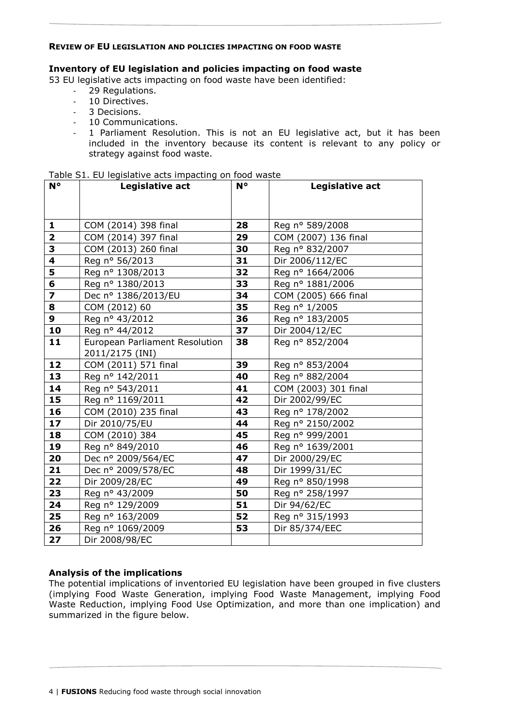**REVIEW OF EU LEGISLATION AND POLICIES IMPACTING ON FOOD WASTE**

### Inventory of EU legislation and policies impacting on food waste

53 EU legislative acts impacting on food waste have been identified:

- 29 Regulations.
- 10 Directives.
- 3 Decisions.
- 10 Communications.
- 1 Parliament Resolution. This is not an EU legislative act, but it has been included in the inventory because its content is relevant to any policy or strategy against food waste.

Table S1. EU legislative acts impacting on food waste

| N° | Legislative act | N° | Legislative act |
|---|---|---|---|
| **1** | COM (2014) 398 final | **28** | Reg n° 589/2008 |
| **2** | COM (2014) 397 final | **29** | COM (2007) 136 final |
| **3** | COM (2013) 260 final | **30** | Reg n° 832/2007 |
| **4** | Reg n° 56/2013 | **31** | Dir 2006/112/EC |
| **5** | Reg n° 1308/2013 | **32** | Reg n° 1664/2006 |
| **6** | Reg n° 1380/2013 | **33** | Reg n° 1881/2006 |
| **7** | Dec n° 1386/2013/EU | **34** | COM (2005) 666 final |
| **8** | COM (2012) 60 | **35** | Reg n° 1/2005 |
| **9** | Reg n° 43/2012 | **36** | Reg n° 183/2005 |
| **10** | Reg n° 44/2012 | **37** | Dir 2004/12/EC |
| **11** | European Parliament Resolution 2011/2175 (INI) | **38** | Reg n° 852/2004 |
| **12** | COM (2011) 571 final | **39** | Reg n° 853/2004 |
| **13** | Reg n° 142/2011 | **40** | Reg n° 882/2004 |
| **14** | Reg n° 543/2011 | **41** | COM (2003) 301 final |
| **15** | Reg n° 1169/2011 | **42** | Dir 2002/99/EC |
| **16** | COM (2010) 235 final | **43** | Reg n° 178/2002 |
| **17** | Dir 2010/75/EU | **44** | Reg n° 2150/2002 |
| **18** | COM (2010) 384 | **45** | Reg n° 999/2001 |
| **19** | Reg n° 849/2010 | **46** | Reg n° 1639/2001 |
| **20** | Dec n° 2009/564/EC | **47** | Dir 2000/29/EC |
| **21** | Dec n° 2009/578/EC | **48** | Dir 1999/31/EC |
| **22** | Dir 2009/28/EC | **49** | Reg n° 850/1998 |
| **23** | Reg n° 43/2009 | **50** | Reg n° 258/1997 |
| **24** | Reg n° 129/2009 | **51** | Dir 94/62/EC |
| **25** | Reg n° 163/2009 | **52** | Reg n° 315/1993 |
| **26** | Reg n° 1069/2009 | **53** | Dir 85/374/EEC |
| **27** | Dir 2008/98/EC | | |

### Analysis of the implications

The potential implications of inventoried EU legislation have been grouped in five clusters (implying Food Waste Generation, implying Food Waste Management, implying Food Waste Reduction, implying Food Use Optimization, and more than one implication) and summarized in the figure below.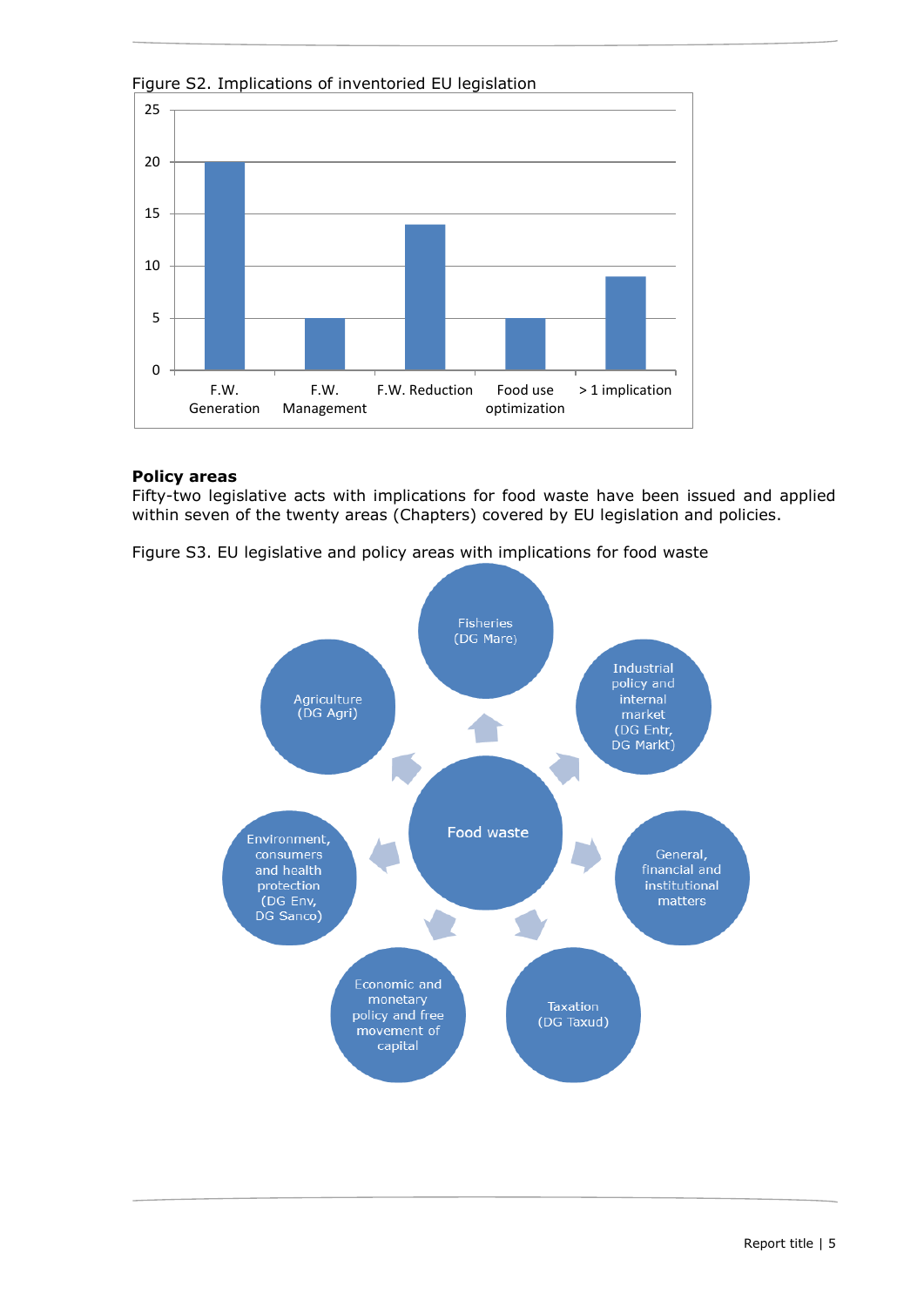Figure S2. Implications of inventoried EU legislation

**Policy areas**
Fifty-two legislative acts with implications for food waste have been issued and applied within seven of the twenty areas (Chapters) covered by EU legislation and policies.

Figure S3. EU legislative and policy areas with implications for food waste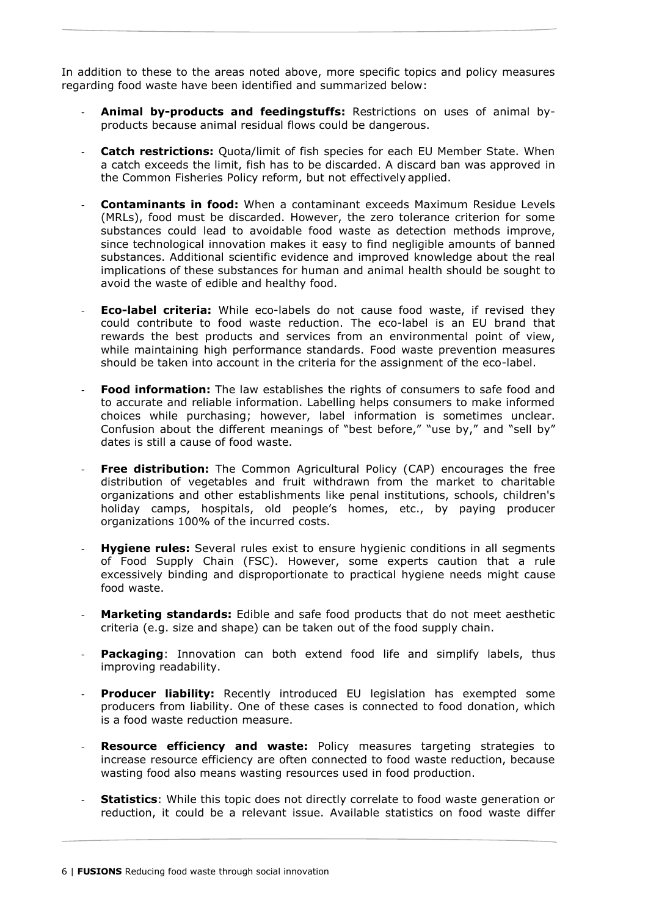In addition to these to the areas noted above, more specific topics and policy measures regarding food waste have been identified and summarized below:

- **Animal by-products and feedingstuffs:** Restrictions on uses of animal by-products because animal residual flows could be dangerous.
- **Catch restrictions:** Quota/limit of fish species for each EU Member State. When a catch exceeds the limit, fish has to be discarded. A discard ban was approved in the Common Fisheries Policy reform, but not effectively applied.
- **Contaminants in food:** When a contaminant exceeds Maximum Residue Levels (MRLs), food must be discarded. However, the zero tolerance criterion for some substances could lead to avoidable food waste as detection methods improve, since technological innovation makes it easy to find negligible amounts of banned substances. Additional scientific evidence and improved knowledge about the real implications of these substances for human and animal health should be sought to avoid the waste of edible and healthy food.
- **Eco-label criteria:** While eco-labels do not cause food waste, if revised they could contribute to food waste reduction. The eco-label is an EU brand that rewards the best products and services from an environmental point of view, while maintaining high performance standards. Food waste prevention measures should be taken into account in the criteria for the assignment of the eco-label.
- **Food information:** The law establishes the rights of consumers to safe food and to accurate and reliable information. Labelling helps consumers to make informed choices while purchasing; however, label information is sometimes unclear. Confusion about the different meanings of "best before," "use by," and "sell by" dates is still a cause of food waste.
- **Free distribution:** The Common Agricultural Policy (CAP) encourages the free distribution of vegetables and fruit withdrawn from the market to charitable organizations and other establishments like penal institutions, schools, children's holiday camps, hospitals, old people's homes, etc., by paying producer organizations 100% of the incurred costs.
- **Hygiene rules:** Several rules exist to ensure hygienic conditions in all segments of Food Supply Chain (FSC). However, some experts caution that a rule excessively binding and disproportionate to practical hygiene needs might cause food waste.
- **Marketing standards:** Edible and safe food products that do not meet aesthetic criteria (e.g. size and shape) can be taken out of the food supply chain.
- **Packaging**: Innovation can both extend food life and simplify labels, thus improving readability.
- **Producer liability:** Recently introduced EU legislation has exempted some producers from liability. One of these cases is connected to food donation, which is a food waste reduction measure.
- **Resource efficiency and waste:** Policy measures targeting strategies to increase resource efficiency are often connected to food waste reduction, because wasting food also means wasting resources used in food production.
- **Statistics**: While this topic does not directly correlate to food waste generation or reduction, it could be a relevant issue. Available statistics on food waste differ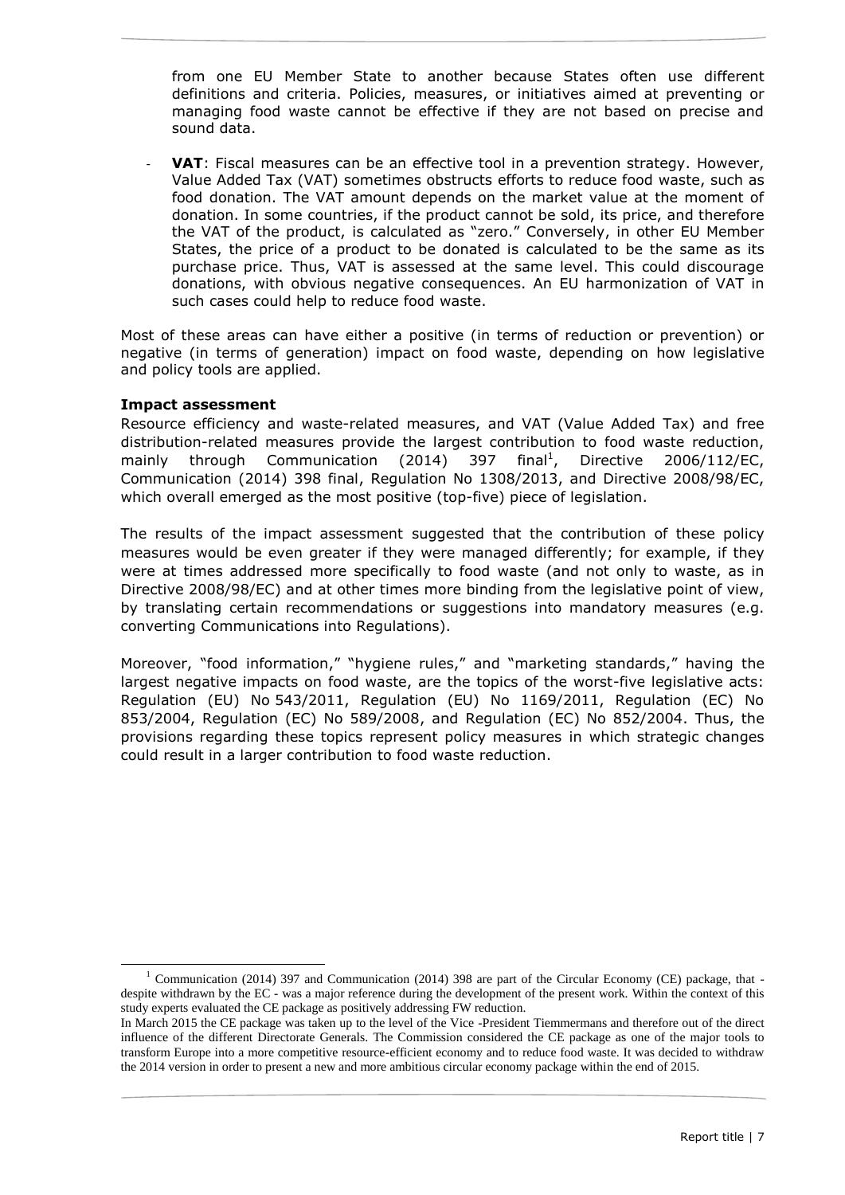from one EU Member State to another because States often use different definitions and criteria. Policies, measures, or initiatives aimed at preventing or managing food waste cannot be effective if they are not based on precise and sound data.

- **VAT**: Fiscal measures can be an effective tool in a prevention strategy. However, Value Added Tax (VAT) sometimes obstructs efforts to reduce food waste, such as food donation. The VAT amount depends on the market value at the moment of donation. In some countries, if the product cannot be sold, its price, and therefore the VAT of the product, is calculated as "zero." Conversely, in other EU Member States, the price of a product to be donated is calculated to be the same as its purchase price. Thus, VAT is assessed at the same level. This could discourage donations, with obvious negative consequences. An EU harmonization of VAT in such cases could help to reduce food waste.

Most of these areas can have either a positive (in terms of reduction or prevention) or negative (in terms of generation) impact on food waste, depending on how legislative and policy tools are applied.

**Impact assessment**

Resource efficiency and waste-related measures, and VAT (Value Added Tax) and free distribution-related measures provide the largest contribution to food waste reduction, mainly through Communication (2014) 397 final[1], Directive 2006/112/EC, Communication (2014) 398 final, Regulation No 1308/2013, and Directive 2008/98/EC, which overall emerged as the most positive (top-five) piece of legislation.

The results of the impact assessment suggested that the contribution of these policy measures would be even greater if they were managed differently; for example, if they were at times addressed more specifically to food waste (and not only to waste, as in Directive 2008/98/EC) and at other times more binding from the legislative point of view, by translating certain recommendations or suggestions into mandatory measures (e.g. converting Communications into Regulations).

Moreover, "food information," "hygiene rules," and "marketing standards," having the largest negative impacts on food waste, are the topics of the worst-five legislative acts: Regulation (EU) No 543/2011, Regulation (EU) No 1169/2011, Regulation (EC) No 853/2004, Regulation (EC) No 589/2008, and Regulation (EC) No 852/2004. Thus, the provisions regarding these topics represent policy measures in which strategic changes could result in a larger contribution to food waste reduction.

---

[1] Communication (2014) 397 and Communication (2014) 398 are part of the Circular Economy (CE) package, that - despite withdrawn by the EC - was a major reference during the development of the present work. Within the context of this study experts evaluated the CE package as positively addressing FW reduction.

In March 2015 the CE package was taken up to the level of the Vice -President Tiemmermans and therefore out of the direct influence of the different Directorate Generals. The Commission considered the CE package as one of the major tools to transform Europe into a more competitive resource-efficient economy and to reduce food waste. It was decided to withdraw the 2014 version in order to present a new and more ambitious circular economy package within the end of 2015.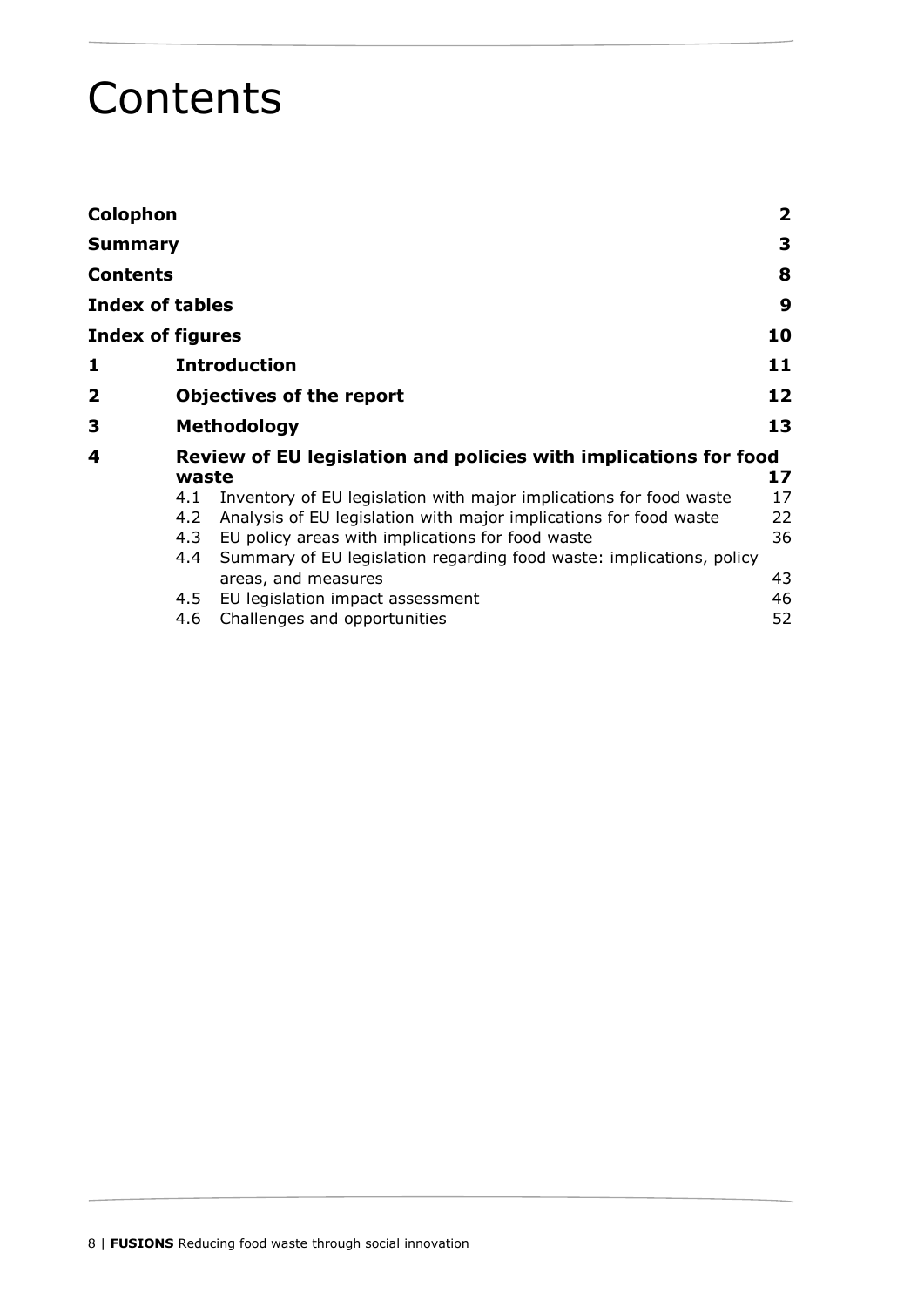# Contents

| | | |
|---|---|---|
| **Colophon** | | **2** |
| **Summary** | | **3** |
| **Contents** | | **8** |
| **Index of tables** | | **9** |
| **Index of figures** | | **10** |
| **1** | **Introduction** | **11** |
| **2** | **Objectives of the report** | **12** |
| **3** | **Methodology** | **13** |
| **4** | **Review of EU legislation and policies with implications for food waste** | **17** |
| | 4.1 Inventory of EU legislation with major implications for food waste | 17 |
| | 4.2 Analysis of EU legislation with major implications for food waste | 22 |
| | 4.3 EU policy areas with implications for food waste | 36 |
| | 4.4 Summary of EU legislation regarding food waste: implications, policy areas, and measures | 43 |
| | 4.5 EU legislation impact assessment | 46 |
| | 4.6 Challenges and opportunities | 52 |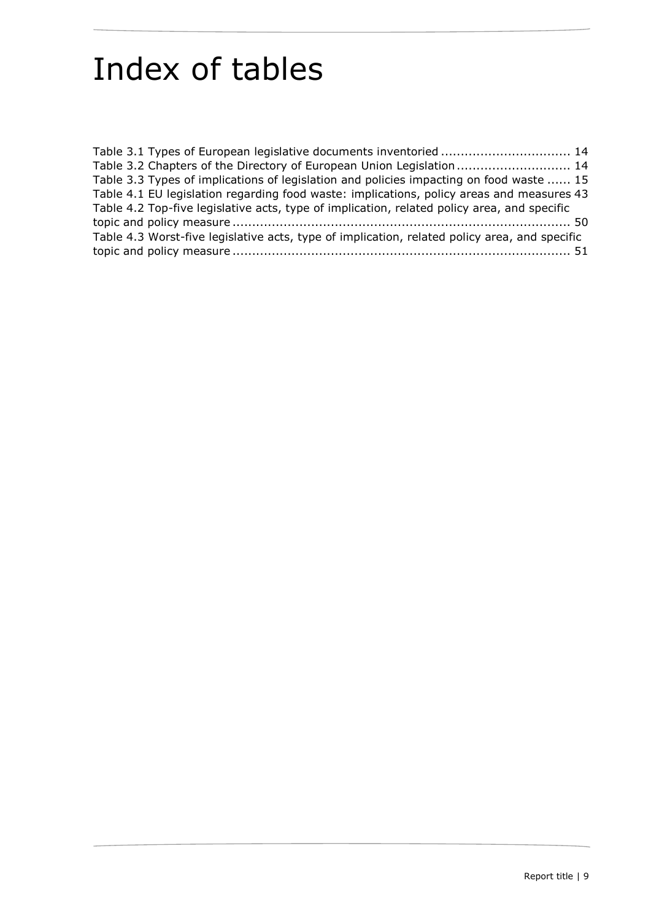# Index of tables

Table 3.1 Types of European legislative documents inventoried ................................. 14
Table 3.2 Chapters of the Directory of European Union Legislation ............................. 14
Table 3.3 Types of implications of legislation and policies impacting on food waste ...... 15
Table 4.1 EU legislation regarding food waste: implications, policy areas and measures 43
Table 4.2 Top-five legislative acts, type of implication, related policy area, and specific topic and policy measure ...................................................................................... 50
Table 4.3 Worst-five legislative acts, type of implication, related policy area, and specific topic and policy measure ...................................................................................... 51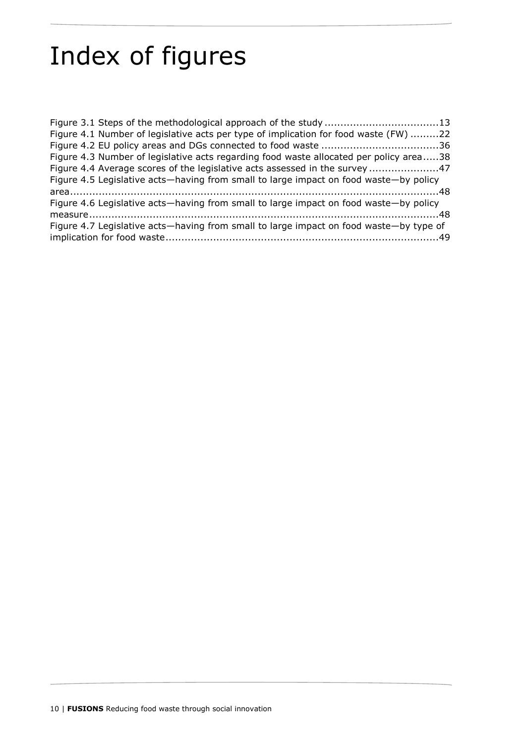# Index of figures

Figure 3.1 Steps of the methodological approach of the study ....................................13
Figure 4.1 Number of legislative acts per type of implication for food waste (FW) .........22
Figure 4.2 EU policy areas and DGs connected to food waste .....................................36
Figure 4.3 Number of legislative acts regarding food waste allocated per policy area.....38
Figure 4.4 Average scores of the legislative acts assessed in the survey ......................47
Figure 4.5 Legislative acts—having from small to large impact on food waste—by policy area......................................................................................................................48
Figure 4.6 Legislative acts—having from small to large impact on food waste—by policy measure................................................................................................................48
Figure 4.7 Legislative acts—having from small to large impact on food waste—by type of implication for food waste......................................................................................49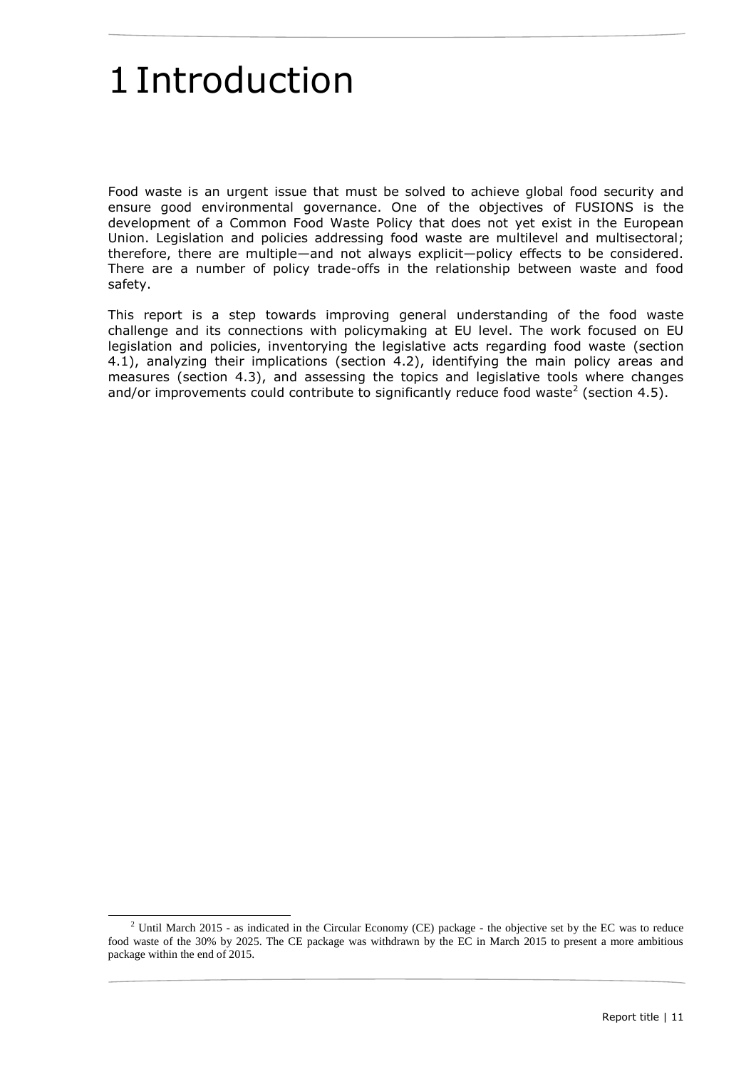# 1 Introduction

Food waste is an urgent issue that must be solved to achieve global food security and ensure good environmental governance. One of the objectives of FUSIONS is the development of a Common Food Waste Policy that does not yet exist in the European Union. Legislation and policies addressing food waste are multilevel and multisectoral; therefore, there are multiple—and not always explicit—policy effects to be considered. There are a number of policy trade-offs in the relationship between waste and food safety.

This report is a step towards improving general understanding of the food waste challenge and its connections with policymaking at EU level. The work focused on EU legislation and policies, inventorying the legislative acts regarding food waste (section 4.1), analyzing their implications (section 4.2), identifying the main policy areas and measures (section 4.3), and assessing the topics and legislative tools where changes and/or improvements could contribute to significantly reduce food waste[2] (section 4.5).

[2] Until March 2015 - as indicated in the Circular Economy (CE) package - the objective set by the EC was to reduce food waste of the 30% by 2025. The CE package was withdrawn by the EC in March 2015 to present a more ambitious package within the end of 2015.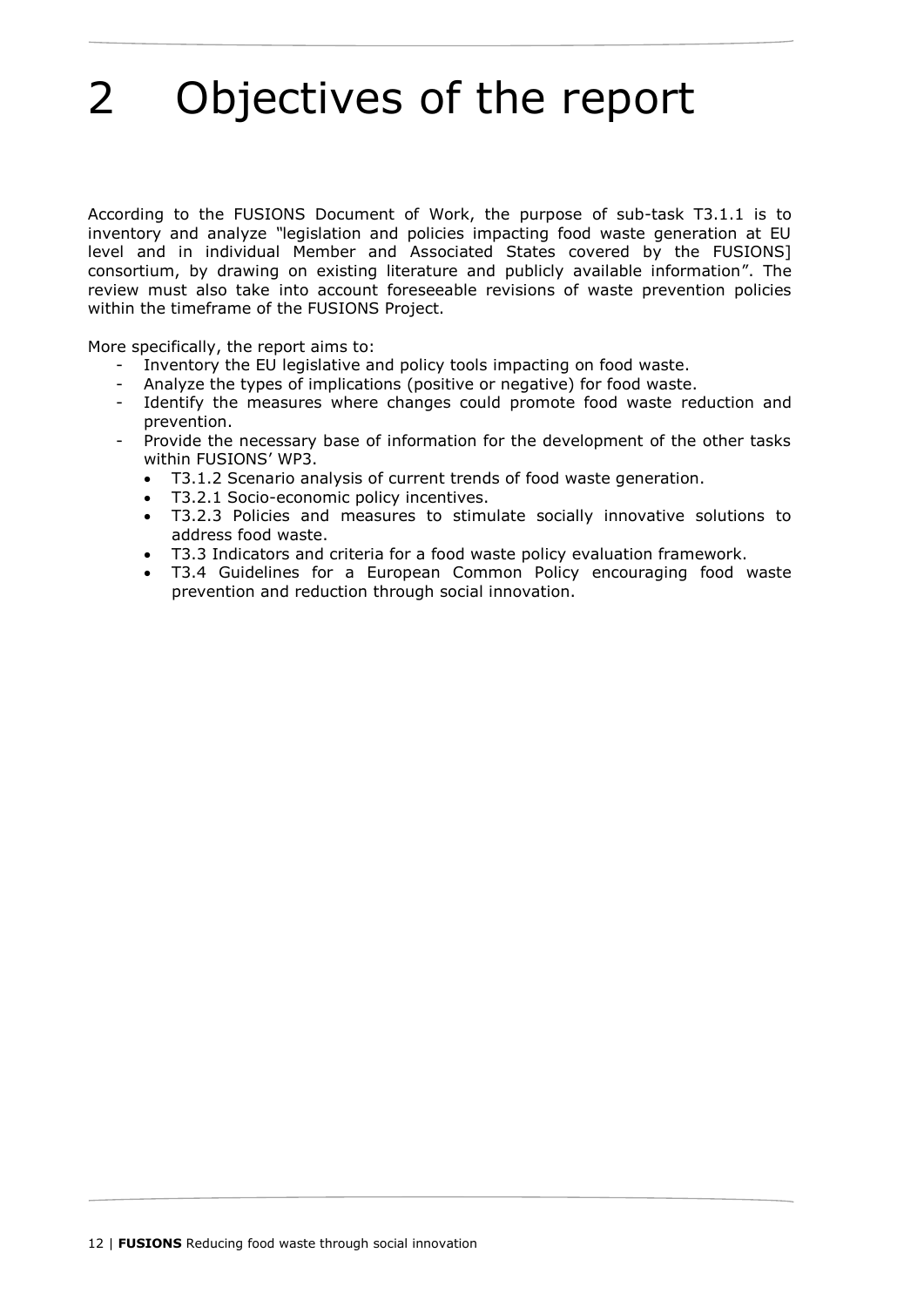# 2 Objectives of the report

According to the FUSIONS Document of Work, the purpose of sub-task T3.1.1 is to inventory and analyze "legislation and policies impacting food waste generation at EU level and in individual Member and Associated States covered by the FUSIONS] consortium, by drawing on existing literature and publicly available information". The review must also take into account foreseeable revisions of waste prevention policies within the timeframe of the FUSIONS Project.

More specifically, the report aims to:

- Inventory the EU legislative and policy tools impacting on food waste.
- Analyze the types of implications (positive or negative) for food waste.
- Identify the measures where changes could promote food waste reduction and prevention.
- Provide the necessary base of information for the development of the other tasks within FUSIONS' WP3.
  - T3.1.2 Scenario analysis of current trends of food waste generation.
  - T3.2.1 Socio-economic policy incentives.
  - T3.2.3 Policies and measures to stimulate socially innovative solutions to address food waste.
  - T3.3 Indicators and criteria for a food waste policy evaluation framework.
  - T3.4 Guidelines for a European Common Policy encouraging food waste prevention and reduction through social innovation.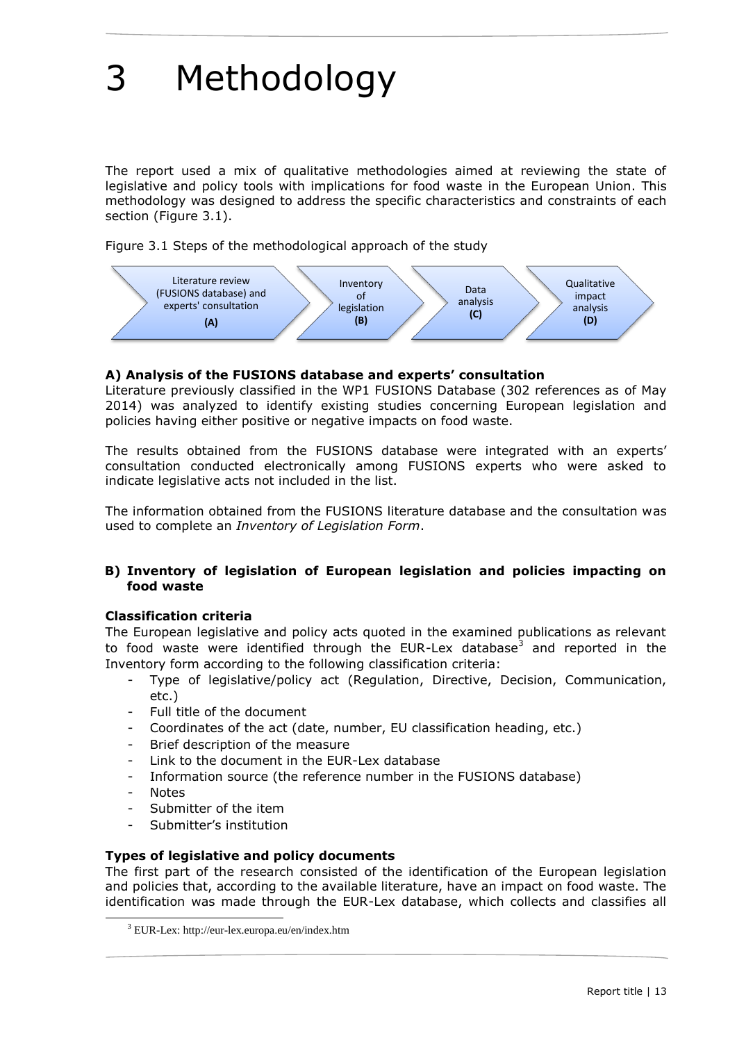// Page 13 — Methodology section
# 3 Methodology

The report used a mix of qualitative methodologies aimed at reviewing the state of legislative and policy tools with implications for food waste in the European Union. This methodology was designed to address the specific characteristics and constraints of each section (Figure 3.1).

Figure 3.1 Steps of the methodological approach of the study

Literature review (FUSIONS database) and experts' consultation **(A)** → Inventory of legislation **(B)** → Data analysis **(C)** → Qualitative impact analysis **(D)**

**A) Analysis of the FUSIONS database and experts' consultation**

Literature previously classified in the WP1 FUSIONS Database (302 references as of May 2014) was analyzed to identify existing studies concerning European legislation and policies having either positive or negative impacts on food waste.

The results obtained from the FUSIONS database were integrated with an experts' consultation conducted electronically among FUSIONS experts who were asked to indicate legislative acts not included in the list.

The information obtained from the FUSIONS literature database and the consultation was used to complete an *Inventory of Legislation Form*.

**B) Inventory of legislation of European legislation and policies impacting on food waste**

**Classification criteria**

The European legislative and policy acts quoted in the examined publications as relevant to food waste were identified through the EUR-Lex database[3] and reported in the Inventory form according to the following classification criteria:

- Type of legislative/policy act (Regulation, Directive, Decision, Communication, etc.)
- Full title of the document
- Coordinates of the act (date, number, EU classification heading, etc.)
- Brief description of the measure
- Link to the document in the EUR-Lex database
- Information source (the reference number in the FUSIONS database)
- Notes
- Submitter of the item
- Submitter's institution

**Types of legislative and policy documents**

The first part of the research consisted of the identification of the European legislation and policies that, according to the available literature, have an impact on food waste. The identification was made through the EUR-Lex database, which collects and classifies all

[3] EUR-Lex: http://eur-lex.europa.eu/en/index.htm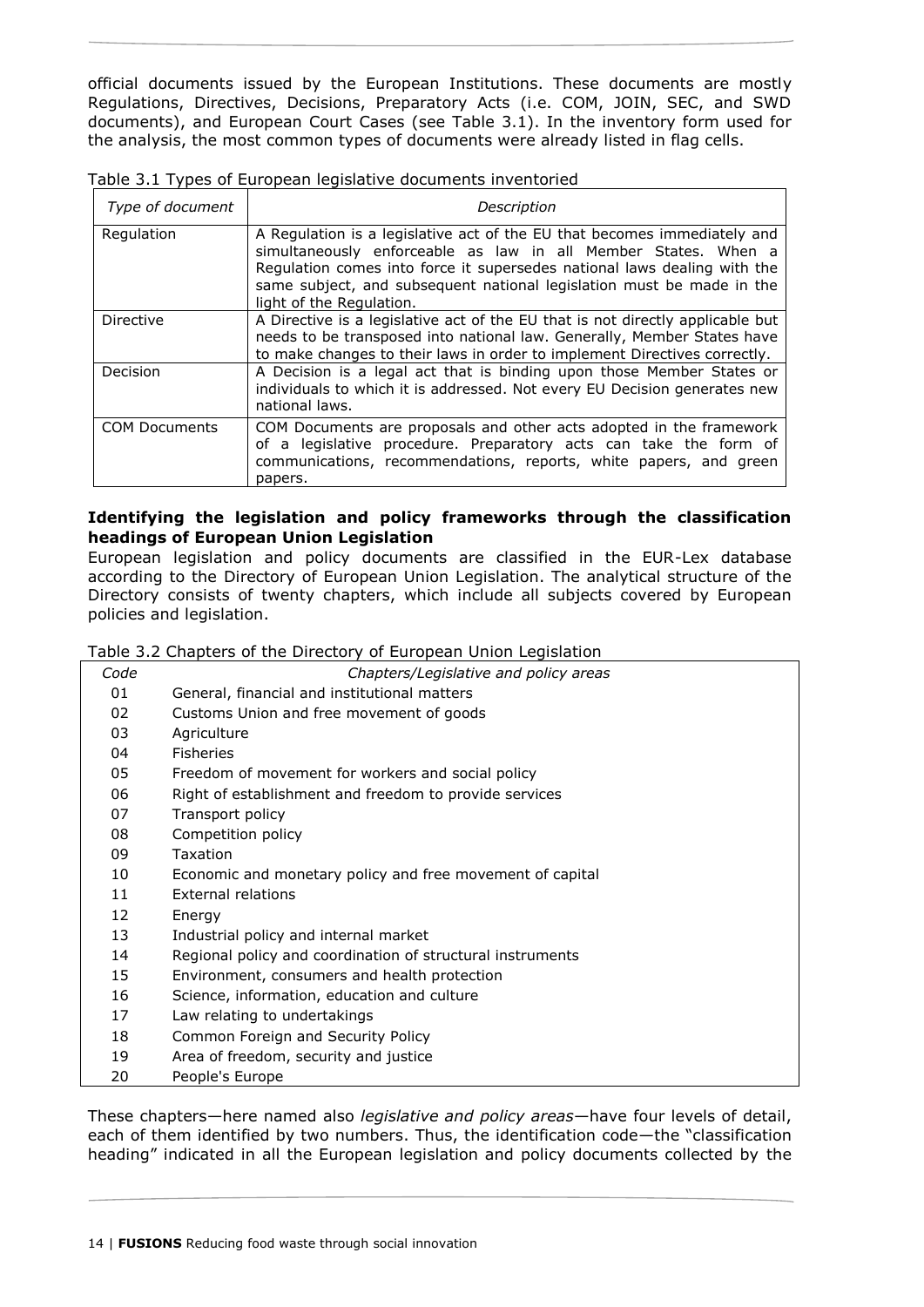official documents issued by the European Institutions. These documents are mostly Regulations, Directives, Decisions, Preparatory Acts (i.e. COM, JOIN, SEC, and SWD documents), and European Court Cases (see Table 3.1). In the inventory form used for the analysis, the most common types of documents were already listed in flag cells.

Table 3.1 Types of European legislative documents inventoried

| *Type of document* | *Description* |
|---|---|
| Regulation | A Regulation is a legislative act of the EU that becomes immediately and simultaneously enforceable as law in all Member States. When a Regulation comes into force it supersedes national laws dealing with the same subject, and subsequent national legislation must be made in the light of the Regulation. |
| Directive | A Directive is a legislative act of the EU that is not directly applicable but needs to be transposed into national law. Generally, Member States have to make changes to their laws in order to implement Directives correctly. |
| Decision | A Decision is a legal act that is binding upon those Member States or individuals to which it is addressed. Not every EU Decision generates new national laws. |
| COM Documents | COM Documents are proposals and other acts adopted in the framework of a legislative procedure. Preparatory acts can take the form of communications, recommendations, reports, white papers, and green papers. |

**Identifying the legislation and policy frameworks through the classification headings of European Union Legislation**

European legislation and policy documents are classified in the EUR-Lex database according to the Directory of European Union Legislation. The analytical structure of the Directory consists of twenty chapters, which include all subjects covered by European policies and legislation.

Table 3.2 Chapters of the Directory of European Union Legislation

| *Code* | *Chapters/Legislative and policy areas* |
|---|---|
| 01 | General, financial and institutional matters |
| 02 | Customs Union and free movement of goods |
| 03 | Agriculture |
| 04 | Fisheries |
| 05 | Freedom of movement for workers and social policy |
| 06 | Right of establishment and freedom to provide services |
| 07 | Transport policy |
| 08 | Competition policy |
| 09 | Taxation |
| 10 | Economic and monetary policy and free movement of capital |
| 11 | External relations |
| 12 | Energy |
| 13 | Industrial policy and internal market |
| 14 | Regional policy and coordination of structural instruments |
| 15 | Environment, consumers and health protection |
| 16 | Science, information, education and culture |
| 17 | Law relating to undertakings |
| 18 | Common Foreign and Security Policy |
| 19 | Area of freedom, security and justice |
| 20 | People's Europe |

These chapters—here named also *legislative and policy areas*—have four levels of detail, each of them identified by two numbers. Thus, the identification code—the "classification heading" indicated in all the European legislation and policy documents collected by the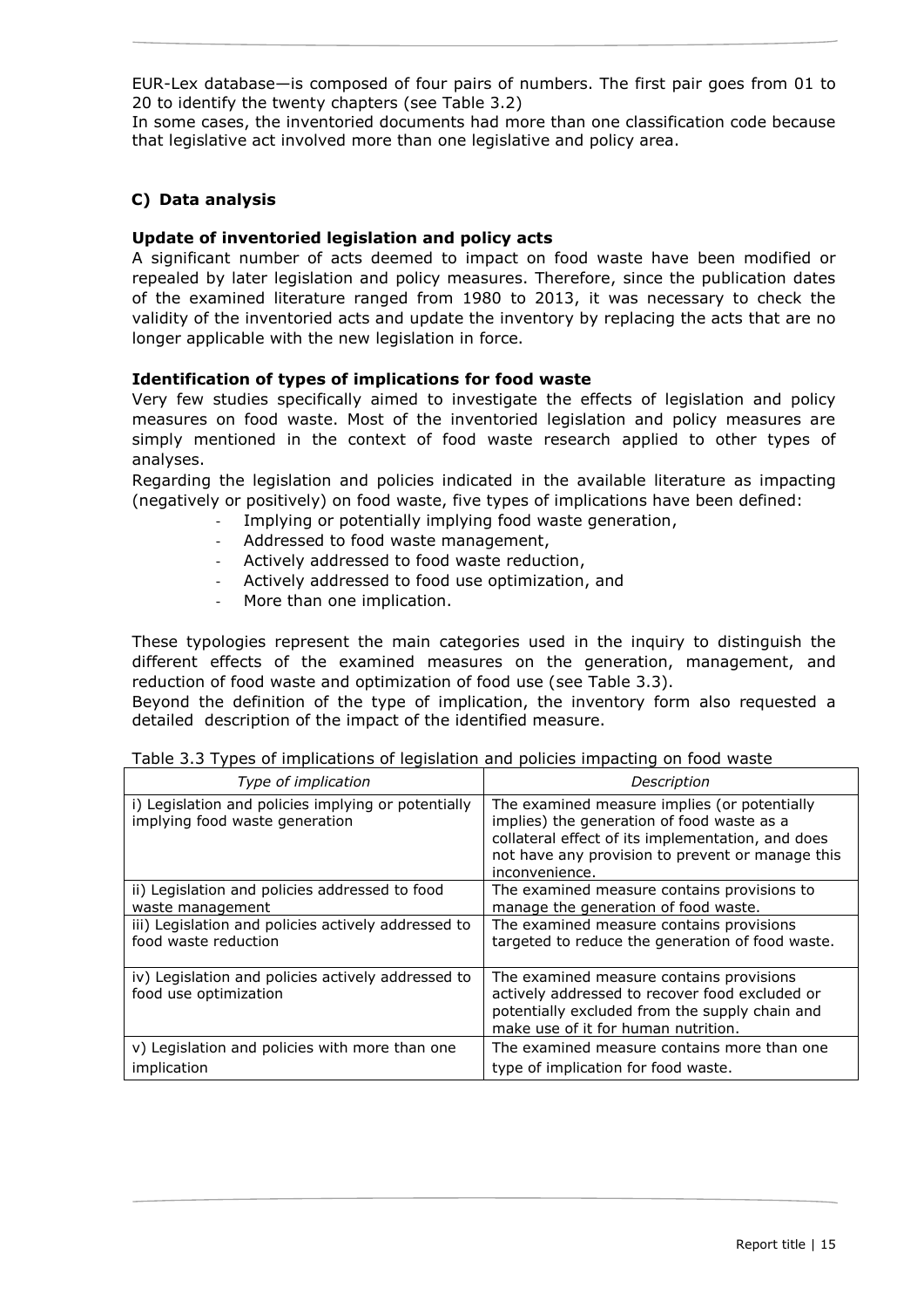EUR-Lex database—is composed of four pairs of numbers. The first pair goes from 01 to 20 to identify the twenty chapters (see Table 3.2)

In some cases, the inventoried documents had more than one classification code because that legislative act involved more than one legislative and policy area.

### C) Data analysis

**Update of inventoried legislation and policy acts**

A significant number of acts deemed to impact on food waste have been modified or repealed by later legislation and policy measures. Therefore, since the publication dates of the examined literature ranged from 1980 to 2013, it was necessary to check the validity of the inventoried acts and update the inventory by replacing the acts that are no longer applicable with the new legislation in force.

**Identification of types of implications for food waste**

Very few studies specifically aimed to investigate the effects of legislation and policy measures on food waste. Most of the inventoried legislation and policy measures are simply mentioned in the context of food waste research applied to other types of analyses.

Regarding the legislation and policies indicated in the available literature as impacting (negatively or positively) on food waste, five types of implications have been defined:

- Implying or potentially implying food waste generation,
- Addressed to food waste management,
- Actively addressed to food waste reduction,
- Actively addressed to food use optimization, and
- More than one implication.

These typologies represent the main categories used in the inquiry to distinguish the different effects of the examined measures on the generation, management, and reduction of food waste and optimization of food use (see Table 3.3).

Beyond the definition of the type of implication, the inventory form also requested a detailed description of the impact of the identified measure.

Table 3.3 Types of implications of legislation and policies impacting on food waste

| *Type of implication* | *Description* |
|---|---|
| i) Legislation and policies implying or potentially implying food waste generation | The examined measure implies (or potentially implies) the generation of food waste as a collateral effect of its implementation, and does not have any provision to prevent or manage this inconvenience. |
| ii) Legislation and policies addressed to food waste management | The examined measure contains provisions to manage the generation of food waste. |
| iii) Legislation and policies actively addressed to food waste reduction | The examined measure contains provisions targeted to reduce the generation of food waste. |
| iv) Legislation and policies actively addressed to food use optimization | The examined measure contains provisions actively addressed to recover food excluded or potentially excluded from the supply chain and make use of it for human nutrition. |
| v) Legislation and policies with more than one implication | The examined measure contains more than one type of implication for food waste. |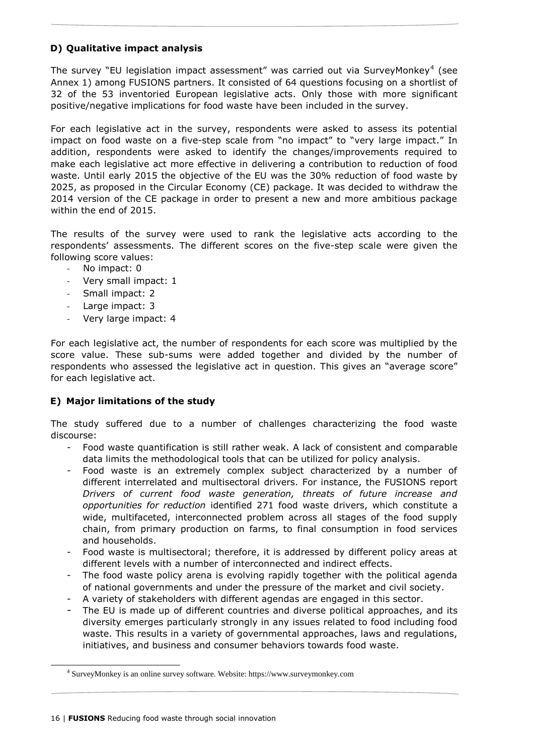### D) Qualitative impact analysis

The survey "EU legislation impact assessment" was carried out via SurveyMonkey[4] (see Annex 1) among FUSIONS partners. It consisted of 64 questions focusing on a shortlist of 32 of the 53 inventoried European legislative acts. Only those with more significant positive/negative implications for food waste have been included in the survey.

For each legislative act in the survey, respondents were asked to assess its potential impact on food waste on a five-step scale from "no impact" to "very large impact." In addition, respondents were asked to identify the changes/improvements required to make each legislative act more effective in delivering a contribution to reduction of food waste. Until early 2015 the objective of the EU was the 30% reduction of food waste by 2025, as proposed in the Circular Economy (CE) package. It was decided to withdraw the 2014 version of the CE package in order to present a new and more ambitious package within the end of 2015.

The results of the survey were used to rank the legislative acts according to the respondents' assessments. The different scores on the five-step scale were given the following score values:

- No impact: 0
- Very small impact: 1
- Small impact: 2
- Large impact: 3
- Very large impact: 4

For each legislative act, the number of respondents for each score was multiplied by the score value. These sub-sums were added together and divided by the number of respondents who assessed the legislative act in question. This gives an "average score" for each legislative act.

### E) Major limitations of the study

The study suffered due to a number of challenges characterizing the food waste discourse:

- Food waste quantification is still rather weak. A lack of consistent and comparable data limits the methodological tools that can be utilized for policy analysis.
- Food waste is an extremely complex subject characterized by a number of different interrelated and multisectoral drivers. For instance, the FUSIONS report *Drivers of current food waste generation, threats of future increase and opportunities for reduction* identified 271 food waste drivers, which constitute a wide, multifaceted, interconnected problem across all stages of the food supply chain, from primary production on farms, to final consumption in food services and households.
- Food waste is multisectoral; therefore, it is addressed by different policy areas at different levels with a number of interconnected and indirect effects.
- The food waste policy arena is evolving rapidly together with the political agenda of national governments and under the pressure of the market and civil society.
- A variety of stakeholders with different agendas are engaged in this sector.
- The EU is made up of different countries and diverse political approaches, and its diversity emerges particularly strongly in any issues related to food including food waste. This results in a variety of governmental approaches, laws and regulations, initiatives, and business and consumer behaviors towards food waste.

[4] SurveyMonkey is an online survey software. Website: https://www.surveymonkey.com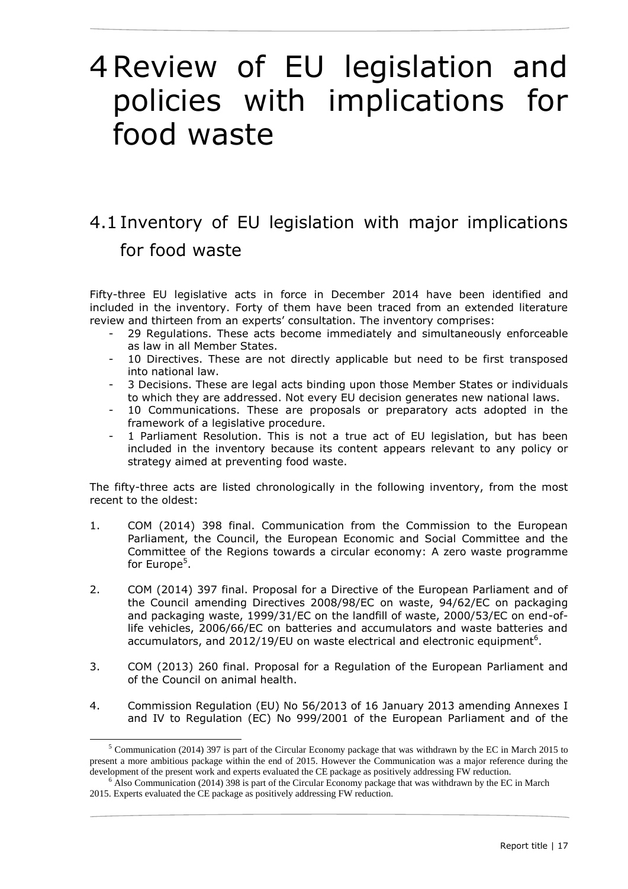# 4 Review of EU legislation and policies with implications for food waste

## 4.1 Inventory of EU legislation with major implications for food waste

Fifty-three EU legislative acts in force in December 2014 have been identified and included in the inventory. Forty of them have been traced from an extended literature review and thirteen from an experts' consultation. The inventory comprises:

- 29 Regulations. These acts become immediately and simultaneously enforceable as law in all Member States.
- 10 Directives. These are not directly applicable but need to be first transposed into national law.
- 3 Decisions. These are legal acts binding upon those Member States or individuals to which they are addressed. Not every EU decision generates new national laws.
- 10 Communications. These are proposals or preparatory acts adopted in the framework of a legislative procedure.
- 1 Parliament Resolution. This is not a true act of EU legislation, but has been included in the inventory because its content appears relevant to any policy or strategy aimed at preventing food waste.

The fifty-three acts are listed chronologically in the following inventory, from the most recent to the oldest:

1. COM (2014) 398 final. Communication from the Commission to the European Parliament, the Council, the European Economic and Social Committee and the Committee of the Regions towards a circular economy: A zero waste programme for Europe[5].

2. COM (2014) 397 final. Proposal for a Directive of the European Parliament and of the Council amending Directives 2008/98/EC on waste, 94/62/EC on packaging and packaging waste, 1999/31/EC on the landfill of waste, 2000/53/EC on end-of-life vehicles, 2006/66/EC on batteries and accumulators and waste batteries and accumulators, and 2012/19/EU on waste electrical and electronic equipment[6].

3. COM (2013) 260 final. Proposal for a Regulation of the European Parliament and of the Council on animal health.

4. Commission Regulation (EU) No 56/2013 of 16 January 2013 amending Annexes I and IV to Regulation (EC) No 999/2001 of the European Parliament and of the

[5] Communication (2014) 397 is part of the Circular Economy package that was withdrawn by the EC in March 2015 to present a more ambitious package within the end of 2015. However the Communication was a major reference during the development of the present work and experts evaluated the CE package as positively addressing FW reduction.

[6] Also Communication (2014) 398 is part of the Circular Economy package that was withdrawn by the EC in March 2015. Experts evaluated the CE package as positively addressing FW reduction.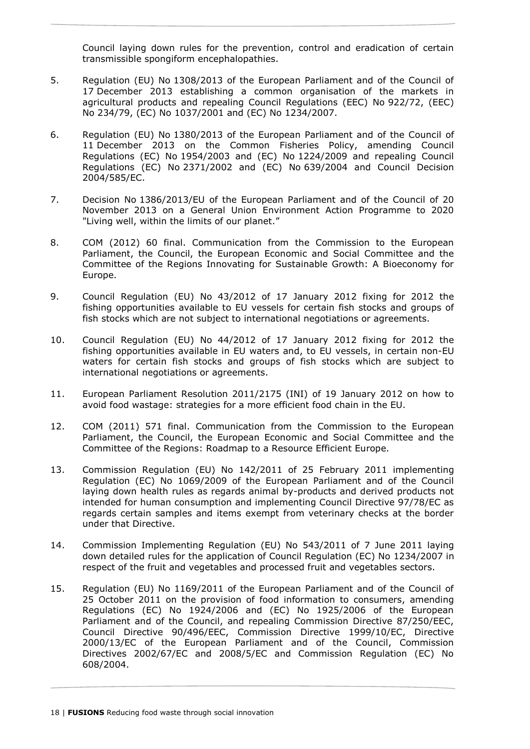Council laying down rules for the prevention, control and eradication of certain transmissible spongiform encephalopathies.

5. Regulation (EU) No 1308/2013 of the European Parliament and of the Council of 17 December 2013 establishing a common organisation of the markets in agricultural products and repealing Council Regulations (EEC) No 922/72, (EEC) No 234/79, (EC) No 1037/2001 and (EC) No 1234/2007.

6. Regulation (EU) No 1380/2013 of the European Parliament and of the Council of 11 December 2013 on the Common Fisheries Policy, amending Council Regulations (EC) No 1954/2003 and (EC) No 1224/2009 and repealing Council Regulations (EC) No 2371/2002 and (EC) No 639/2004 and Council Decision 2004/585/EC.

7. Decision No 1386/2013/EU of the European Parliament and of the Council of 20 November 2013 on a General Union Environment Action Programme to 2020 "Living well, within the limits of our planet."

8. COM (2012) 60 final. Communication from the Commission to the European Parliament, the Council, the European Economic and Social Committee and the Committee of the Regions Innovating for Sustainable Growth: A Bioeconomy for Europe.

9. Council Regulation (EU) No 43/2012 of 17 January 2012 fixing for 2012 the fishing opportunities available to EU vessels for certain fish stocks and groups of fish stocks which are not subject to international negotiations or agreements.

10. Council Regulation (EU) No 44/2012 of 17 January 2012 fixing for 2012 the fishing opportunities available in EU waters and, to EU vessels, in certain non-EU waters for certain fish stocks and groups of fish stocks which are subject to international negotiations or agreements.

11. European Parliament Resolution 2011/2175 (INI) of 19 January 2012 on how to avoid food wastage: strategies for a more efficient food chain in the EU.

12. COM (2011) 571 final. Communication from the Commission to the European Parliament, the Council, the European Economic and Social Committee and the Committee of the Regions: Roadmap to a Resource Efficient Europe.

13. Commission Regulation (EU) No 142/2011 of 25 February 2011 implementing Regulation (EC) No 1069/2009 of the European Parliament and of the Council laying down health rules as regards animal by-products and derived products not intended for human consumption and implementing Council Directive 97/78/EC as regards certain samples and items exempt from veterinary checks at the border under that Directive.

14. Commission Implementing Regulation (EU) No 543/2011 of 7 June 2011 laying down detailed rules for the application of Council Regulation (EC) No 1234/2007 in respect of the fruit and vegetables and processed fruit and vegetables sectors.

15. Regulation (EU) No 1169/2011 of the European Parliament and of the Council of 25 October 2011 on the provision of food information to consumers, amending Regulations (EC) No 1924/2006 and (EC) No 1925/2006 of the European Parliament and of the Council, and repealing Commission Directive 87/250/EEC, Council Directive 90/496/EEC, Commission Directive 1999/10/EC, Directive 2000/13/EC of the European Parliament and of the Council, Commission Directives 2002/67/EC and 2008/5/EC and Commission Regulation (EC) No 608/2004.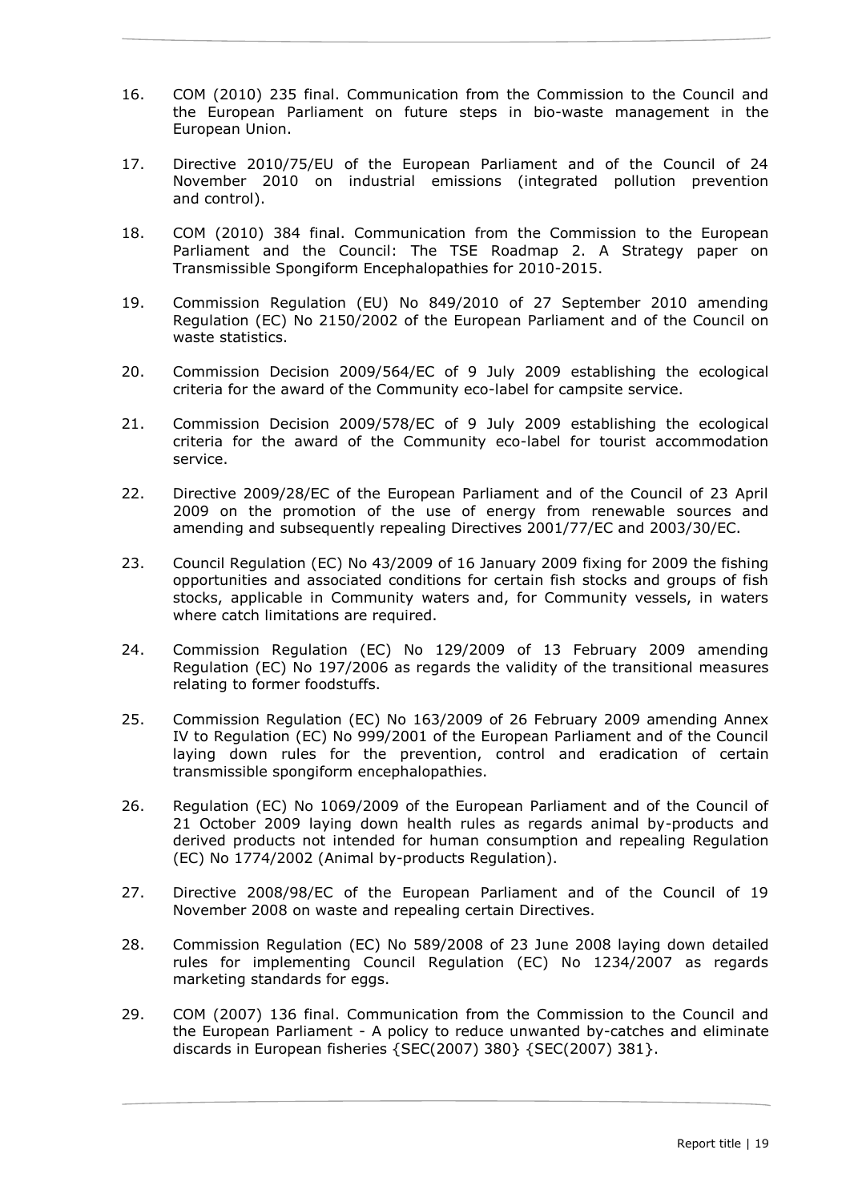16. COM (2010) 235 final. Communication from the Commission to the Council and the European Parliament on future steps in bio-waste management in the European Union.

17. Directive 2010/75/EU of the European Parliament and of the Council of 24 November 2010 on industrial emissions (integrated pollution prevention and control).

18. COM (2010) 384 final. Communication from the Commission to the European Parliament and the Council: The TSE Roadmap 2. A Strategy paper on Transmissible Spongiform Encephalopathies for 2010-2015.

19. Commission Regulation (EU) No 849/2010 of 27 September 2010 amending Regulation (EC) No 2150/2002 of the European Parliament and of the Council on waste statistics.

20. Commission Decision 2009/564/EC of 9 July 2009 establishing the ecological criteria for the award of the Community eco-label for campsite service.

21. Commission Decision 2009/578/EC of 9 July 2009 establishing the ecological criteria for the award of the Community eco-label for tourist accommodation service.

22. Directive 2009/28/EC of the European Parliament and of the Council of 23 April 2009 on the promotion of the use of energy from renewable sources and amending and subsequently repealing Directives 2001/77/EC and 2003/30/EC.

23. Council Regulation (EC) No 43/2009 of 16 January 2009 fixing for 2009 the fishing opportunities and associated conditions for certain fish stocks and groups of fish stocks, applicable in Community waters and, for Community vessels, in waters where catch limitations are required.

24. Commission Regulation (EC) No 129/2009 of 13 February 2009 amending Regulation (EC) No 197/2006 as regards the validity of the transitional measures relating to former foodstuffs.

25. Commission Regulation (EC) No 163/2009 of 26 February 2009 amending Annex IV to Regulation (EC) No 999/2001 of the European Parliament and of the Council laying down rules for the prevention, control and eradication of certain transmissible spongiform encephalopathies.

26. Regulation (EC) No 1069/2009 of the European Parliament and of the Council of 21 October 2009 laying down health rules as regards animal by-products and derived products not intended for human consumption and repealing Regulation (EC) No 1774/2002 (Animal by-products Regulation).

27. Directive 2008/98/EC of the European Parliament and of the Council of 19 November 2008 on waste and repealing certain Directives.

28. Commission Regulation (EC) No 589/2008 of 23 June 2008 laying down detailed rules for implementing Council Regulation (EC) No 1234/2007 as regards marketing standards for eggs.

29. COM (2007) 136 final. Communication from the Commission to the Council and the European Parliament - A policy to reduce unwanted by-catches and eliminate discards in European fisheries {SEC(2007) 380} {SEC(2007) 381}.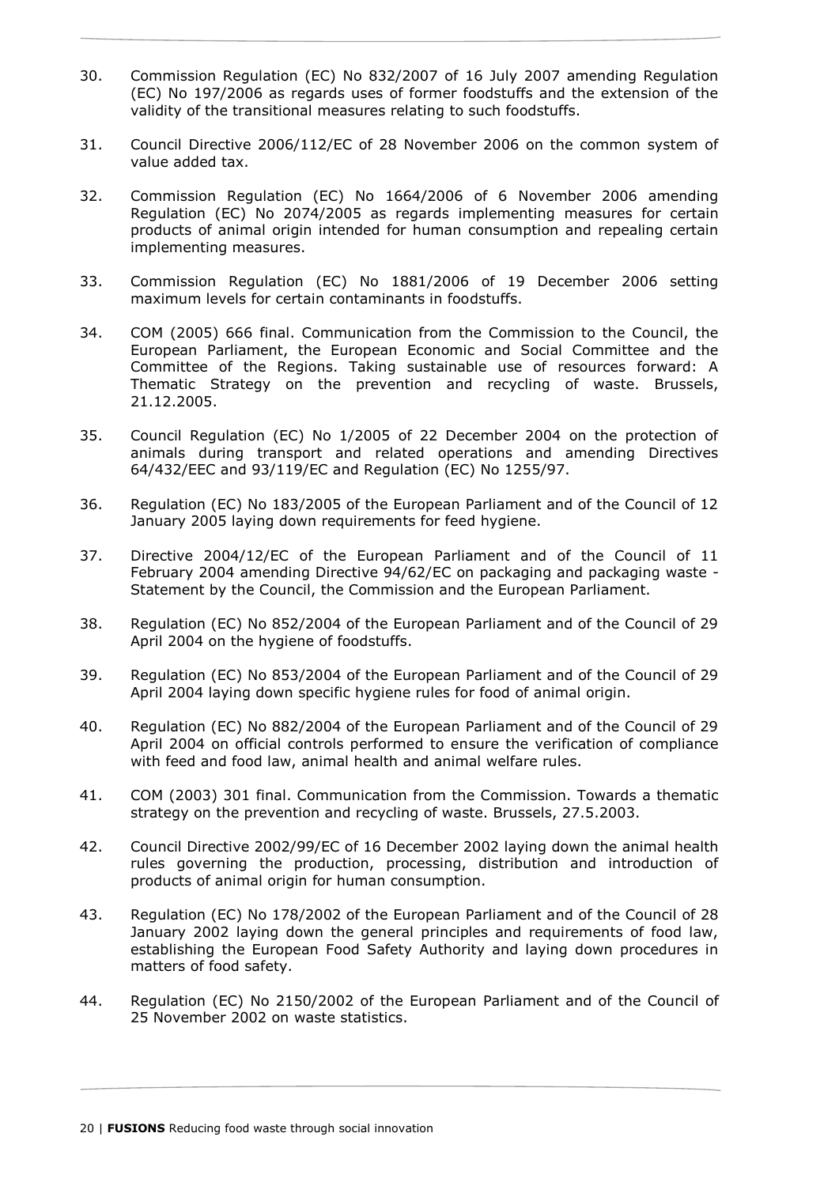30. Commission Regulation (EC) No 832/2007 of 16 July 2007 amending Regulation (EC) No 197/2006 as regards uses of former foodstuffs and the extension of the validity of the transitional measures relating to such foodstuffs.

31. Council Directive 2006/112/EC of 28 November 2006 on the common system of value added tax.

32. Commission Regulation (EC) No 1664/2006 of 6 November 2006 amending Regulation (EC) No 2074/2005 as regards implementing measures for certain products of animal origin intended for human consumption and repealing certain implementing measures.

33. Commission Regulation (EC) No 1881/2006 of 19 December 2006 setting maximum levels for certain contaminants in foodstuffs.

34. COM (2005) 666 final. Communication from the Commission to the Council, the European Parliament, the European Economic and Social Committee and the Committee of the Regions. Taking sustainable use of resources forward: A Thematic Strategy on the prevention and recycling of waste. Brussels, 21.12.2005.

35. Council Regulation (EC) No 1/2005 of 22 December 2004 on the protection of animals during transport and related operations and amending Directives 64/432/EEC and 93/119/EC and Regulation (EC) No 1255/97.

36. Regulation (EC) No 183/2005 of the European Parliament and of the Council of 12 January 2005 laying down requirements for feed hygiene.

37. Directive 2004/12/EC of the European Parliament and of the Council of 11 February 2004 amending Directive 94/62/EC on packaging and packaging waste - Statement by the Council, the Commission and the European Parliament.

38. Regulation (EC) No 852/2004 of the European Parliament and of the Council of 29 April 2004 on the hygiene of foodstuffs.

39. Regulation (EC) No 853/2004 of the European Parliament and of the Council of 29 April 2004 laying down specific hygiene rules for food of animal origin.

40. Regulation (EC) No 882/2004 of the European Parliament and of the Council of 29 April 2004 on official controls performed to ensure the verification of compliance with feed and food law, animal health and animal welfare rules.

41. COM (2003) 301 final. Communication from the Commission. Towards a thematic strategy on the prevention and recycling of waste. Brussels, 27.5.2003.

42. Council Directive 2002/99/EC of 16 December 2002 laying down the animal health rules governing the production, processing, distribution and introduction of products of animal origin for human consumption.

43. Regulation (EC) No 178/2002 of the European Parliament and of the Council of 28 January 2002 laying down the general principles and requirements of food law, establishing the European Food Safety Authority and laying down procedures in matters of food safety.

44. Regulation (EC) No 2150/2002 of the European Parliament and of the Council of 25 November 2002 on waste statistics.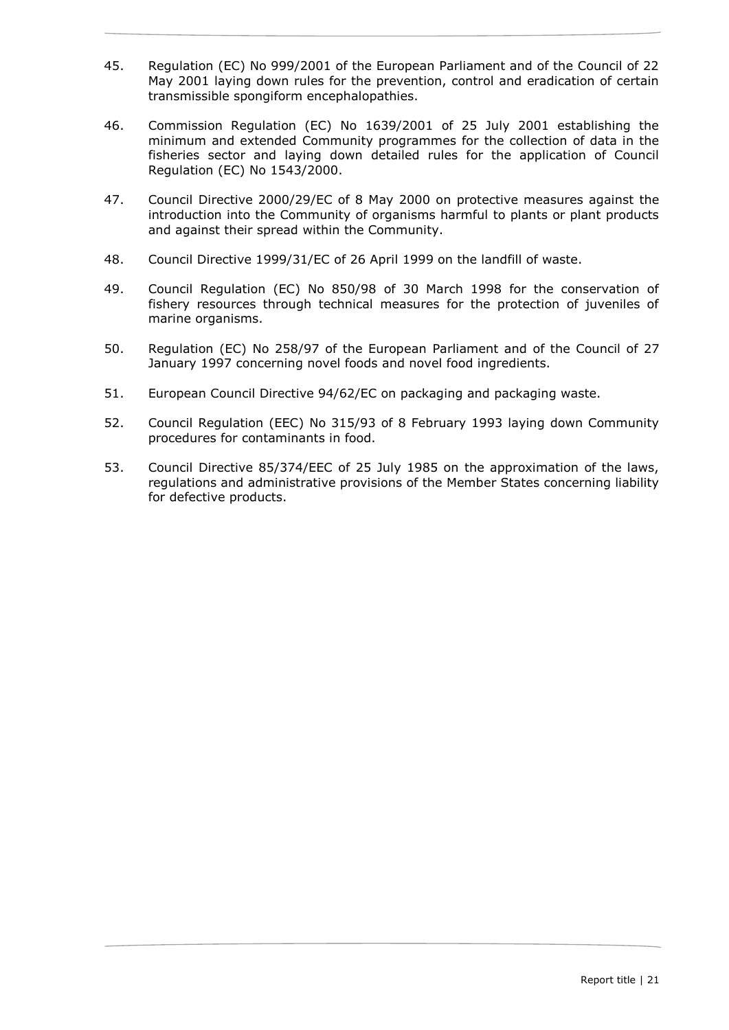45. Regulation (EC) No 999/2001 of the European Parliament and of the Council of 22 May 2001 laying down rules for the prevention, control and eradication of certain transmissible spongiform encephalopathies.

46. Commission Regulation (EC) No 1639/2001 of 25 July 2001 establishing the minimum and extended Community programmes for the collection of data in the fisheries sector and laying down detailed rules for the application of Council Regulation (EC) No 1543/2000.

47. Council Directive 2000/29/EC of 8 May 2000 on protective measures against the introduction into the Community of organisms harmful to plants or plant products and against their spread within the Community.

48. Council Directive 1999/31/EC of 26 April 1999 on the landfill of waste.

49. Council Regulation (EC) No 850/98 of 30 March 1998 for the conservation of fishery resources through technical measures for the protection of juveniles of marine organisms.

50. Regulation (EC) No 258/97 of the European Parliament and of the Council of 27 January 1997 concerning novel foods and novel food ingredients.

51. European Council Directive 94/62/EC on packaging and packaging waste.

52. Council Regulation (EEC) No 315/93 of 8 February 1993 laying down Community procedures for contaminants in food.

53. Council Directive 85/374/EEC of 25 July 1985 on the approximation of the laws, regulations and administrative provisions of the Member States concerning liability for defective products.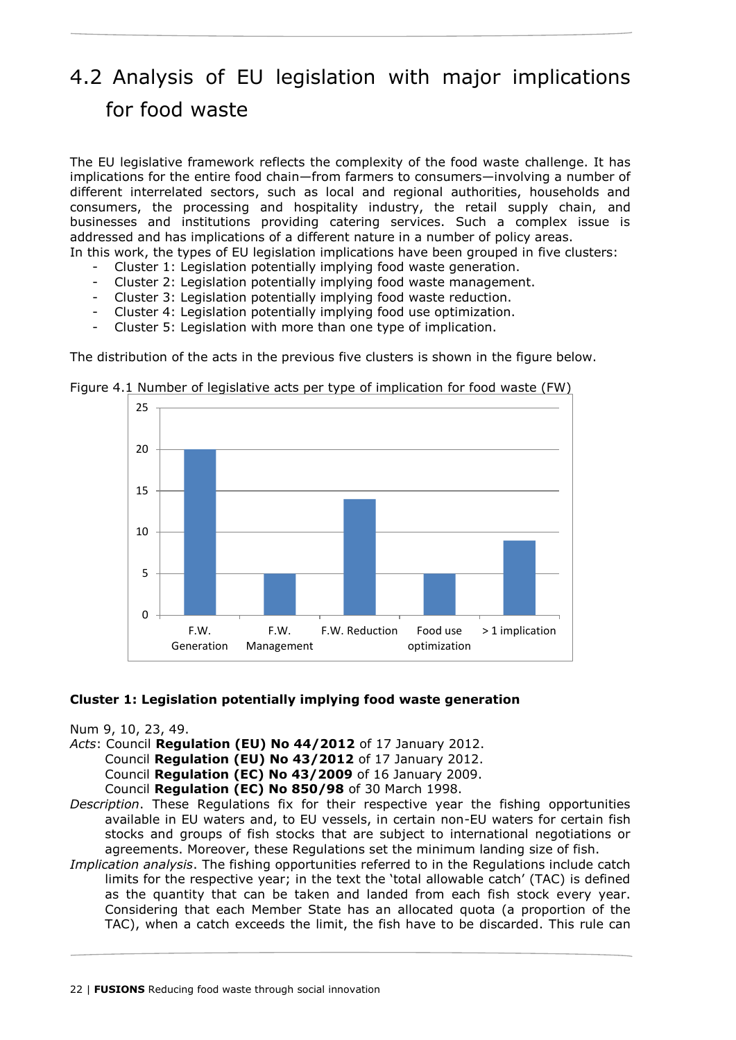# 4.2 Analysis of EU legislation with major implications for food waste

The EU legislative framework reflects the complexity of the food waste challenge. It has implications for the entire food chain—from farmers to consumers—involving a number of different interrelated sectors, such as local and regional authorities, households and consumers, the processing and hospitality industry, the retail supply chain, and businesses and institutions providing catering services. Such a complex issue is addressed and has implications of a different nature in a number of policy areas.

In this work, the types of EU legislation implications have been grouped in five clusters:

- Cluster 1: Legislation potentially implying food waste generation.
- Cluster 2: Legislation potentially implying food waste management.
- Cluster 3: Legislation potentially implying food waste reduction.
- Cluster 4: Legislation potentially implying food use optimization.
- Cluster 5: Legislation with more than one type of implication.

The distribution of the acts in the previous five clusters is shown in the figure below.

Figure 4.1 Number of legislative acts per type of implication for food waste (FW)

| Type of implication | Number of legislative acts |
|---|---|
| F.W. Generation | 20 |
| F.W. Management | 5 |
| F.W. Reduction | 14 |
| Food use optimization | 5 |
| > 1 implication | 9 |

**Cluster 1: Legislation potentially implying food waste generation**

Num 9, 10, 23, 49.

*Acts*: Council **Regulation (EU) No 44/2012** of 17 January 2012.
Council **Regulation (EU) No 43/2012** of 17 January 2012.
Council **Regulation (EC) No 43/2009** of 16 January 2009.
Council **Regulation (EC) No 850/98** of 30 March 1998.

*Description*. These Regulations fix for their respective year the fishing opportunities available in EU waters and, to EU vessels, in certain non-EU waters for certain fish stocks and groups of fish stocks that are subject to international negotiations or agreements. Moreover, these Regulations set the minimum landing size of fish.

*Implication analysis*. The fishing opportunities referred to in the Regulations include catch limits for the respective year; in the text the 'total allowable catch' (TAC) is defined as the quantity that can be taken and landed from each fish stock every year. Considering that each Member State has an allocated quota (a proportion of the TAC), when a catch exceeds the limit, the fish have to be discarded. This rule can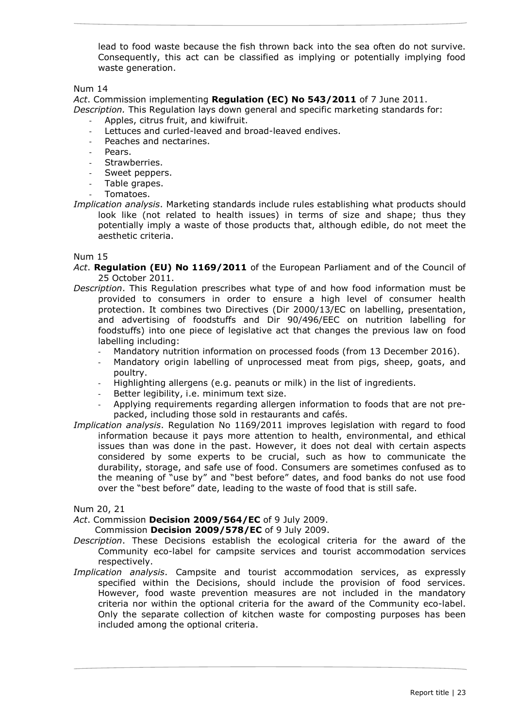lead to food waste because the fish thrown back into the sea often do not survive. Consequently, this act can be classified as implying or potentially implying food waste generation.

Num 14

*Act*. Commission implementing **Regulation (EC) No 543/2011** of 7 June 2011.

*Description.* This Regulation lays down general and specific marketing standards for:

- Apples, citrus fruit, and kiwifruit.
- Lettuces and curled-leaved and broad-leaved endives.
- Peaches and nectarines.
- Pears.
- Strawberries.
- Sweet peppers.
- Table grapes.
- Tomatoes.

*Implication analysis*. Marketing standards include rules establishing what products should look like (not related to health issues) in terms of size and shape; thus they potentially imply a waste of those products that, although edible, do not meet the aesthetic criteria.

Num 15

*Act*. **Regulation (EU) No 1169/2011** of the European Parliament and of the Council of 25 October 2011.

*Description*. This Regulation prescribes what type of and how food information must be provided to consumers in order to ensure a high level of consumer health protection. It combines two Directives (Dir 2000/13/EC on labelling, presentation, and advertising of foodstuffs and Dir 90/496/EEC on nutrition labelling for foodstuffs) into one piece of legislative act that changes the previous law on food labelling including:

- Mandatory nutrition information on processed foods (from 13 December 2016).
- Mandatory origin labelling of unprocessed meat from pigs, sheep, goats, and poultry.
- Highlighting allergens (e.g. peanuts or milk) in the list of ingredients.
- Better legibility, i.e. minimum text size.
- Applying requirements regarding allergen information to foods that are not pre-packed, including those sold in restaurants and cafés.

*Implication analysis*. Regulation No 1169/2011 improves legislation with regard to food information because it pays more attention to health, environmental, and ethical issues than was done in the past. However, it does not deal with certain aspects considered by some experts to be crucial, such as how to communicate the durability, storage, and safe use of food. Consumers are sometimes confused as to the meaning of "use by" and "best before" dates, and food banks do not use food over the "best before" date, leading to the waste of food that is still safe.

Num 20, 21

*Act*. Commission **Decision 2009/564/EC** of 9 July 2009.
Commission **Decision 2009/578/EC** of 9 July 2009.

*Description*. These Decisions establish the ecological criteria for the award of the Community eco-label for campsite services and tourist accommodation services respectively.

*Implication analysis*. Campsite and tourist accommodation services, as expressly specified within the Decisions, should include the provision of food services. However, food waste prevention measures are not included in the mandatory criteria nor within the optional criteria for the award of the Community eco-label. Only the separate collection of kitchen waste for composting purposes has been included among the optional criteria.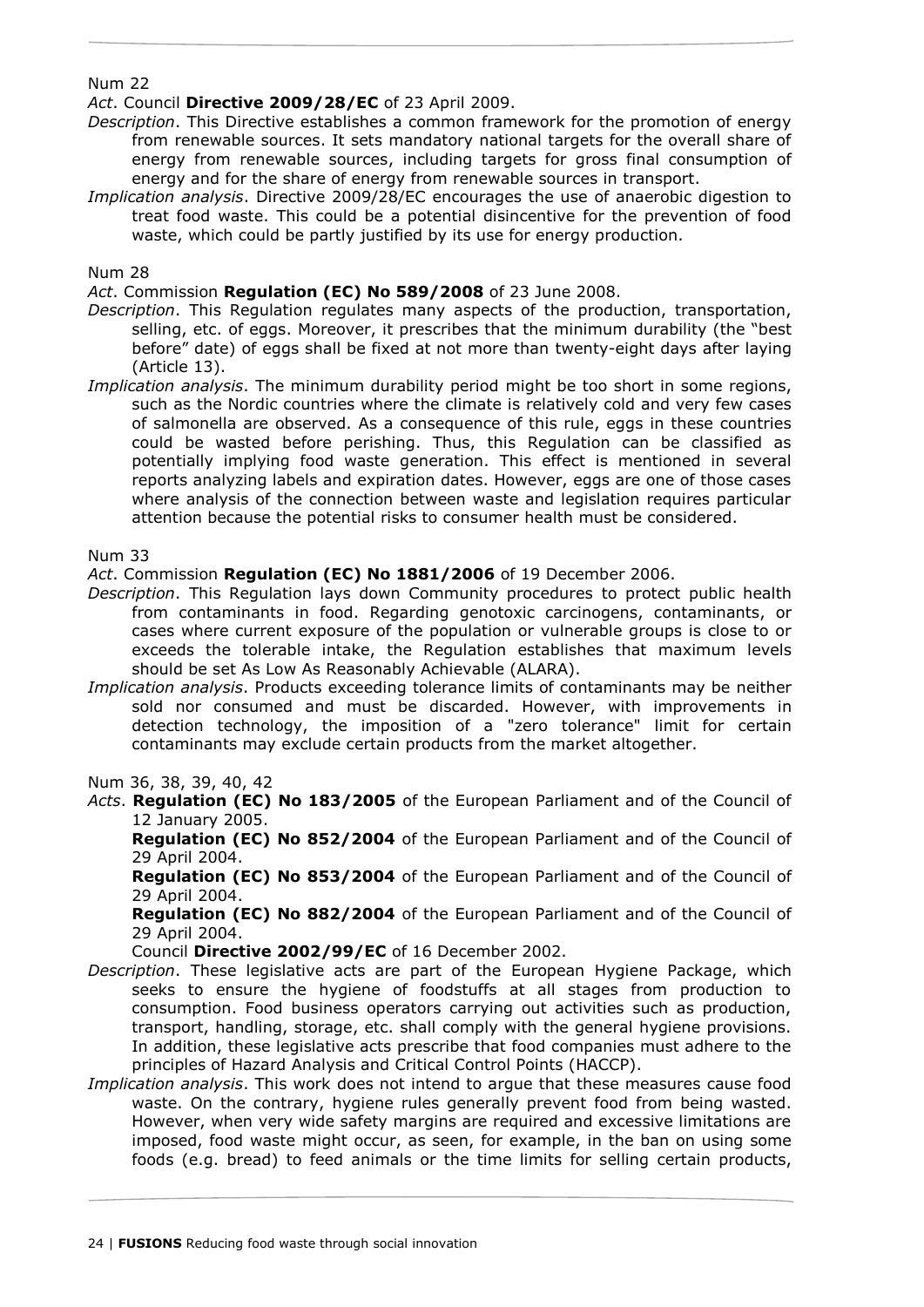Num 22

*Act*. Council **Directive 2009/28/EC** of 23 April 2009.

*Description*. This Directive establishes a common framework for the promotion of energy from renewable sources. It sets mandatory national targets for the overall share of energy from renewable sources, including targets for gross final consumption of energy and for the share of energy from renewable sources in transport.

*Implication analysis*. Directive 2009/28/EC encourages the use of anaerobic digestion to treat food waste. This could be a potential disincentive for the prevention of food waste, which could be partly justified by its use for energy production.

Num 28

*Act*. Commission **Regulation (EC) No 589/2008** of 23 June 2008.

*Description*. This Regulation regulates many aspects of the production, transportation, selling, etc. of eggs. Moreover, it prescribes that the minimum durability (the "best before" date) of eggs shall be fixed at not more than twenty-eight days after laying (Article 13).

*Implication analysis*. The minimum durability period might be too short in some regions, such as the Nordic countries where the climate is relatively cold and very few cases of salmonella are observed. As a consequence of this rule, eggs in these countries could be wasted before perishing. Thus, this Regulation can be classified as potentially implying food waste generation. This effect is mentioned in several reports analyzing labels and expiration dates. However, eggs are one of those cases where analysis of the connection between waste and legislation requires particular attention because the potential risks to consumer health must be considered.

Num 33

*Act*. Commission **Regulation (EC) No 1881/2006** of 19 December 2006.

*Description*. This Regulation lays down Community procedures to protect public health from contaminants in food. Regarding genotoxic carcinogens, contaminants, or cases where current exposure of the population or vulnerable groups is close to or exceeds the tolerable intake, the Regulation establishes that maximum levels should be set As Low As Reasonably Achievable (ALARA).

*Implication analysis*. Products exceeding tolerance limits of contaminants may be neither sold nor consumed and must be discarded. However, with improvements in detection technology, the imposition of a "zero tolerance" limit for certain contaminants may exclude certain products from the market altogether.

Num 36, 38, 39, 40, 42

*Acts*. **Regulation (EC) No 183/2005** of the European Parliament and of the Council of 12 January 2005.

**Regulation (EC) No 852/2004** of the European Parliament and of the Council of 29 April 2004.

**Regulation (EC) No 853/2004** of the European Parliament and of the Council of 29 April 2004.

**Regulation (EC) No 882/2004** of the European Parliament and of the Council of 29 April 2004.

Council **Directive 2002/99/EC** of 16 December 2002.

*Description*. These legislative acts are part of the European Hygiene Package, which seeks to ensure the hygiene of foodstuffs at all stages from production to consumption. Food business operators carrying out activities such as production, transport, handling, storage, etc. shall comply with the general hygiene provisions. In addition, these legislative acts prescribe that food companies must adhere to the principles of Hazard Analysis and Critical Control Points (HACCP).

*Implication analysis*. This work does not intend to argue that these measures cause food waste. On the contrary, hygiene rules generally prevent food from being wasted. However, when very wide safety margins are required and excessive limitations are imposed, food waste might occur, as seen, for example, in the ban on using some foods (e.g. bread) to feed animals or the time limits for selling certain products,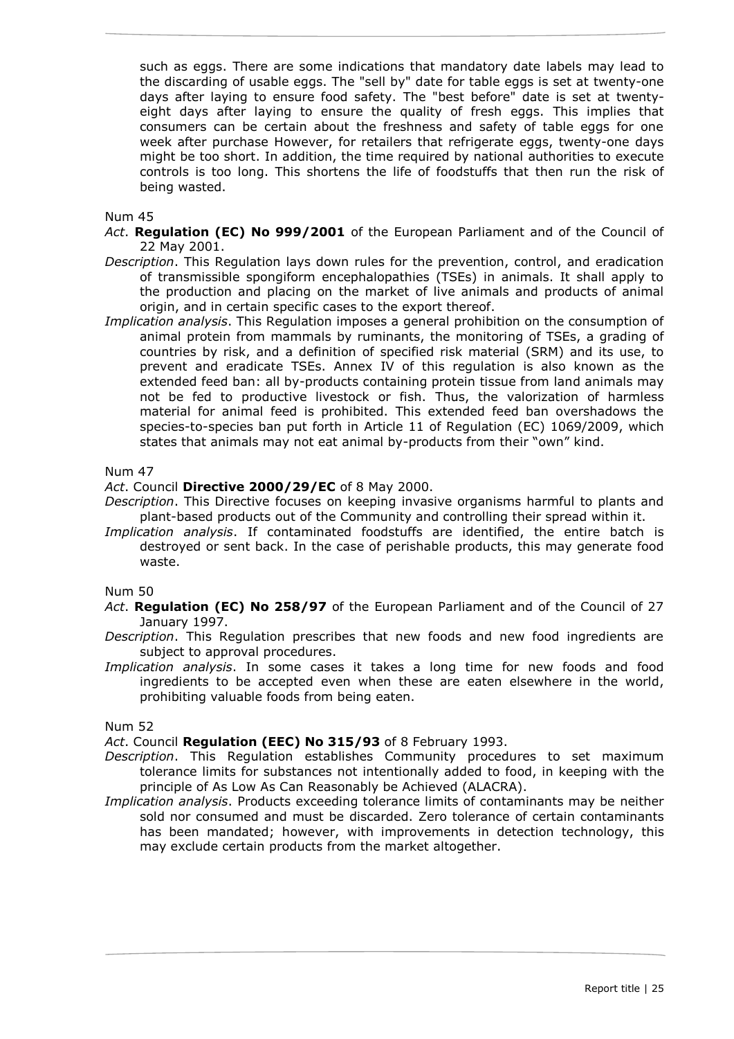such as eggs. There are some indications that mandatory date labels may lead to the discarding of usable eggs. The "sell by" date for table eggs is set at twenty-one days after laying to ensure food safety. The "best before" date is set at twenty-eight days after laying to ensure the quality of fresh eggs. This implies that consumers can be certain about the freshness and safety of table eggs for one week after purchase However, for retailers that refrigerate eggs, twenty-one days might be too short. In addition, the time required by national authorities to execute controls is too long. This shortens the life of foodstuffs that then run the risk of being wasted.

Num 45

*Act*. **Regulation (EC) No 999/2001** of the European Parliament and of the Council of 22 May 2001.

*Description*. This Regulation lays down rules for the prevention, control, and eradication of transmissible spongiform encephalopathies (TSEs) in animals. It shall apply to the production and placing on the market of live animals and products of animal origin, and in certain specific cases to the export thereof.

*Implication analysis*. This Regulation imposes a general prohibition on the consumption of animal protein from mammals by ruminants, the monitoring of TSEs, a grading of countries by risk, and a definition of specified risk material (SRM) and its use, to prevent and eradicate TSEs. Annex IV of this regulation is also known as the extended feed ban: all by-products containing protein tissue from land animals may not be fed to productive livestock or fish. Thus, the valorization of harmless material for animal feed is prohibited. This extended feed ban overshadows the species-to-species ban put forth in Article 11 of Regulation (EC) 1069/2009, which states that animals may not eat animal by-products from their "own" kind.

Num 47

*Act*. Council **Directive 2000/29/EC** of 8 May 2000.

*Description*. This Directive focuses on keeping invasive organisms harmful to plants and plant-based products out of the Community and controlling their spread within it.

*Implication analysis*. If contaminated foodstuffs are identified, the entire batch is destroyed or sent back. In the case of perishable products, this may generate food waste.

Num 50

*Act*. **Regulation (EC) No 258/97** of the European Parliament and of the Council of 27 January 1997.

*Description*. This Regulation prescribes that new foods and new food ingredients are subject to approval procedures.

*Implication analysis*. In some cases it takes a long time for new foods and food ingredients to be accepted even when these are eaten elsewhere in the world, prohibiting valuable foods from being eaten.

Num 52

*Act*. Council **Regulation (EEC) No 315/93** of 8 February 1993.

*Description*. This Regulation establishes Community procedures to set maximum tolerance limits for substances not intentionally added to food, in keeping with the principle of As Low As Can Reasonably be Achieved (ALACRA).

*Implication analysis*. Products exceeding tolerance limits of contaminants may be neither sold nor consumed and must be discarded. Zero tolerance of certain contaminants has been mandated; however, with improvements in detection technology, this may exclude certain products from the market altogether.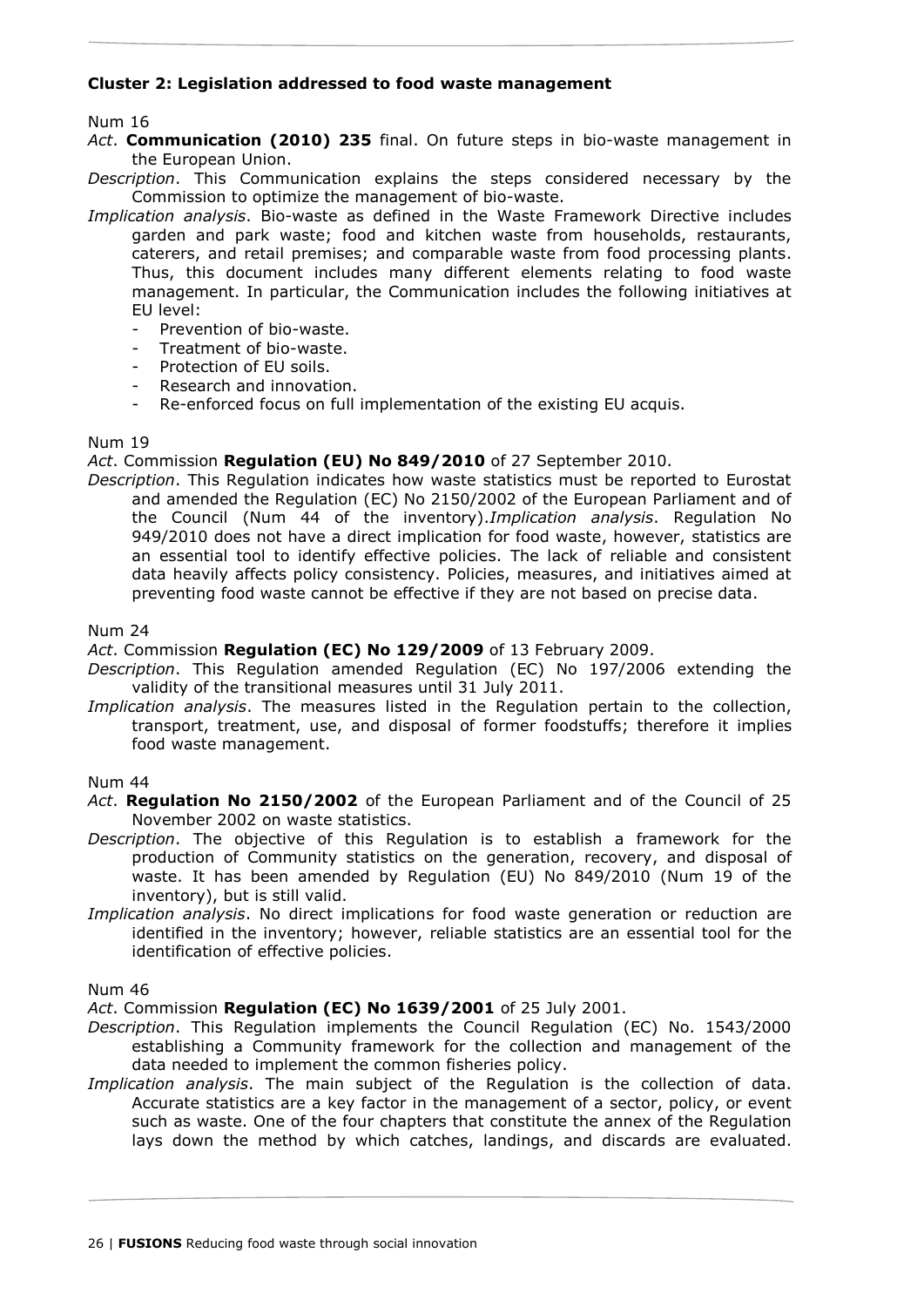### Cluster 2: Legislation addressed to food waste management

Num 16

*Act*. **Communication (2010) 235** final. On future steps in bio-waste management in the European Union.

*Description*. This Communication explains the steps considered necessary by the Commission to optimize the management of bio-waste.

*Implication analysis*. Bio-waste as defined in the Waste Framework Directive includes garden and park waste; food and kitchen waste from households, restaurants, caterers, and retail premises; and comparable waste from food processing plants. Thus, this document includes many different elements relating to food waste management. In particular, the Communication includes the following initiatives at EU level:

- Prevention of bio-waste.
- Treatment of bio-waste.
- Protection of EU soils.
- Research and innovation.
- Re-enforced focus on full implementation of the existing EU acquis.

Num 19

*Act*. Commission **Regulation (EU) No 849/2010** of 27 September 2010.

*Description*. This Regulation indicates how waste statistics must be reported to Eurostat and amended the Regulation (EC) No 2150/2002 of the European Parliament and of the Council (Num 44 of the inventory).*Implication analysis*. Regulation No 949/2010 does not have a direct implication for food waste, however, statistics are an essential tool to identify effective policies. The lack of reliable and consistent data heavily affects policy consistency. Policies, measures, and initiatives aimed at preventing food waste cannot be effective if they are not based on precise data.

Num 24

*Act*. Commission **Regulation (EC) No 129/2009** of 13 February 2009.

*Description*. This Regulation amended Regulation (EC) No 197/2006 extending the validity of the transitional measures until 31 July 2011.

*Implication analysis*. The measures listed in the Regulation pertain to the collection, transport, treatment, use, and disposal of former foodstuffs; therefore it implies food waste management.

Num 44

*Act*. **Regulation No 2150/2002** of the European Parliament and of the Council of 25 November 2002 on waste statistics.

*Description*. The objective of this Regulation is to establish a framework for the production of Community statistics on the generation, recovery, and disposal of waste. It has been amended by Regulation (EU) No 849/2010 (Num 19 of the inventory), but is still valid.

*Implication analysis*. No direct implications for food waste generation or reduction are identified in the inventory; however, reliable statistics are an essential tool for the identification of effective policies.

Num 46

*Act*. Commission **Regulation (EC) No 1639/2001** of 25 July 2001.

*Description*. This Regulation implements the Council Regulation (EC) No. 1543/2000 establishing a Community framework for the collection and management of the data needed to implement the common fisheries policy.

*Implication analysis*. The main subject of the Regulation is the collection of data. Accurate statistics are a key factor in the management of a sector, policy, or event such as waste. One of the four chapters that constitute the annex of the Regulation lays down the method by which catches, landings, and discards are evaluated.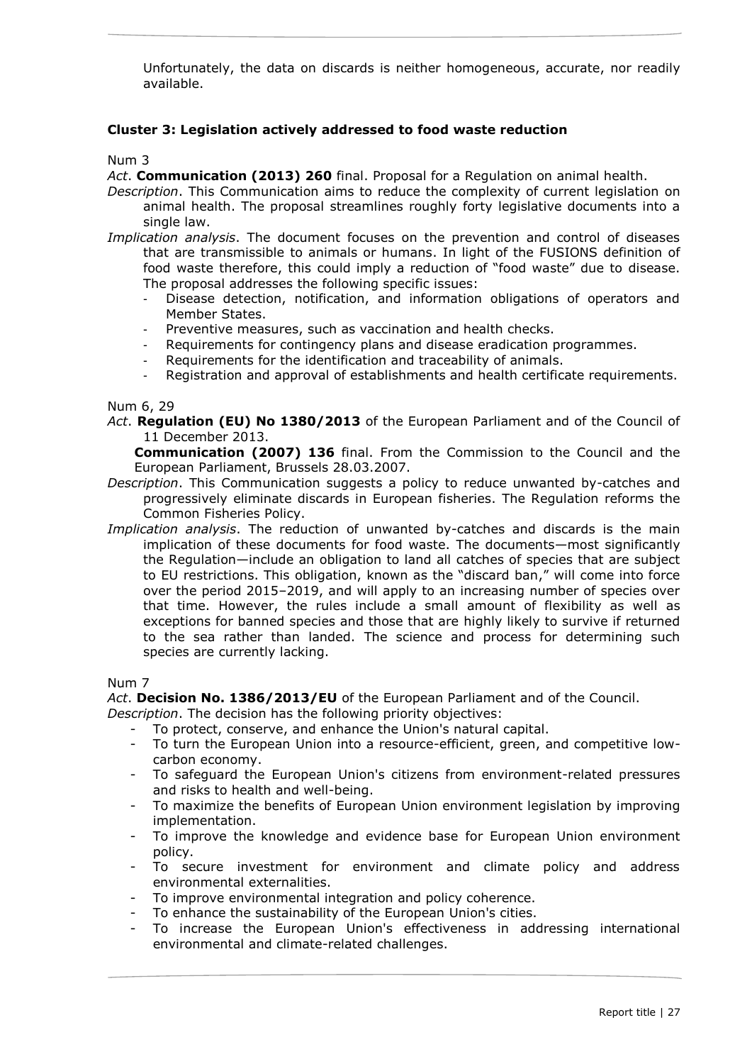Unfortunately, the data on discards is neither homogeneous, accurate, nor readily available.

### Cluster 3: Legislation actively addressed to food waste reduction

Num 3

*Act*. **Communication (2013) 260** final. Proposal for a Regulation on animal health.

*Description*. This Communication aims to reduce the complexity of current legislation on animal health. The proposal streamlines roughly forty legislative documents into a single law.

*Implication analysis*. The document focuses on the prevention and control of diseases that are transmissible to animals or humans. In light of the FUSIONS definition of food waste therefore, this could imply a reduction of "food waste" due to disease. The proposal addresses the following specific issues:

- Disease detection, notification, and information obligations of operators and Member States.
- Preventive measures, such as vaccination and health checks.
- Requirements for contingency plans and disease eradication programmes.
- Requirements for the identification and traceability of animals.
- Registration and approval of establishments and health certificate requirements.

Num 6, 29

*Act*. **Regulation (EU) No 1380/2013** of the European Parliament and of the Council of 11 December 2013.

**Communication (2007) 136** final. From the Commission to the Council and the European Parliament, Brussels 28.03.2007.

*Description*. This Communication suggests a policy to reduce unwanted by-catches and progressively eliminate discards in European fisheries. The Regulation reforms the Common Fisheries Policy.

*Implication analysis*. The reduction of unwanted by-catches and discards is the main implication of these documents for food waste. The documents—most significantly the Regulation—include an obligation to land all catches of species that are subject to EU restrictions. This obligation, known as the "discard ban," will come into force over the period 2015–2019, and will apply to an increasing number of species over that time. However, the rules include a small amount of flexibility as well as exceptions for banned species and those that are highly likely to survive if returned to the sea rather than landed. The science and process for determining such species are currently lacking.

Num 7

*Act*. **Decision No. 1386/2013/EU** of the European Parliament and of the Council.

*Description*. The decision has the following priority objectives:

- To protect, conserve, and enhance the Union's natural capital.
- To turn the European Union into a resource-efficient, green, and competitive low-carbon economy.
- To safeguard the European Union's citizens from environment-related pressures and risks to health and well-being.
- To maximize the benefits of European Union environment legislation by improving implementation.
- To improve the knowledge and evidence base for European Union environment policy.
- To secure investment for environment and climate policy and address environmental externalities.
- To improve environmental integration and policy coherence.
- To enhance the sustainability of the European Union's cities.
- To increase the European Union's effectiveness in addressing international environmental and climate-related challenges.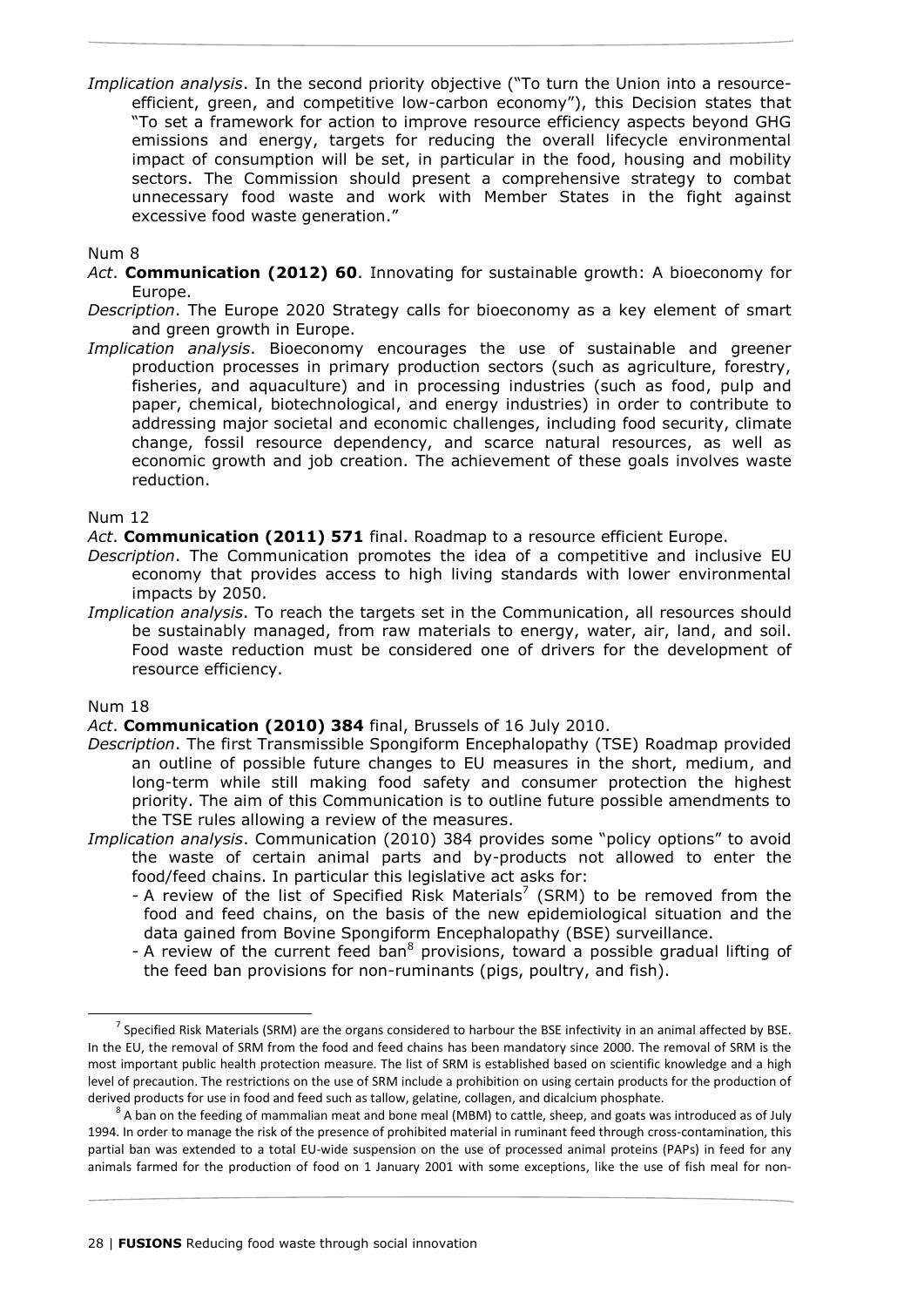*Implication analysis*. In the second priority objective ("To turn the Union into a resource-efficient, green, and competitive low-carbon economy"), this Decision states that "To set a framework for action to improve resource efficiency aspects beyond GHG emissions and energy, targets for reducing the overall lifecycle environmental impact of consumption will be set, in particular in the food, housing and mobility sectors. The Commission should present a comprehensive strategy to combat unnecessary food waste and work with Member States in the fight against excessive food waste generation."

Num 8

*Act*. **Communication (2012) 60**. Innovating for sustainable growth: A bioeconomy for Europe.

*Description*. The Europe 2020 Strategy calls for bioeconomy as a key element of smart and green growth in Europe.

*Implication analysis*. Bioeconomy encourages the use of sustainable and greener production processes in primary production sectors (such as agriculture, forestry, fisheries, and aquaculture) and in processing industries (such as food, pulp and paper, chemical, biotechnological, and energy industries) in order to contribute to addressing major societal and economic challenges, including food security, climate change, fossil resource dependency, and scarce natural resources, as well as economic growth and job creation. The achievement of these goals involves waste reduction.

Num 12

*Act*. **Communication (2011) 571** final. Roadmap to a resource efficient Europe.

*Description*. The Communication promotes the idea of a competitive and inclusive EU economy that provides access to high living standards with lower environmental impacts by 2050.

*Implication analysis*. To reach the targets set in the Communication, all resources should be sustainably managed, from raw materials to energy, water, air, land, and soil. Food waste reduction must be considered one of drivers for the development of resource efficiency.

Num 18

*Act*. **Communication (2010) 384** final, Brussels of 16 July 2010.

*Description*. The first Transmissible Spongiform Encephalopathy (TSE) Roadmap provided an outline of possible future changes to EU measures in the short, medium, and long-term while still making food safety and consumer protection the highest priority. The aim of this Communication is to outline future possible amendments to the TSE rules allowing a review of the measures.

*Implication analysis*. Communication (2010) 384 provides some "policy options" to avoid the waste of certain animal parts and by-products not allowed to enter the food/feed chains. In particular this legislative act asks for:

- A review of the list of Specified Risk Materials[7] (SRM) to be removed from the food and feed chains, on the basis of the new epidemiological situation and the data gained from Bovine Spongiform Encephalopathy (BSE) surveillance.
- A review of the current feed ban[8] provisions, toward a possible gradual lifting of the feed ban provisions for non-ruminants (pigs, poultry, and fish).

[7] Specified Risk Materials (SRM) are the organs considered to harbour the BSE infectivity in an animal affected by BSE. In the EU, the removal of SRM from the food and feed chains has been mandatory since 2000. The removal of SRM is the most important public health protection measure. The list of SRM is established based on scientific knowledge and a high level of precaution. The restrictions on the use of SRM include a prohibition on using certain products for the production of derived products for use in food and feed such as tallow, gelatine, collagen, and dicalcium phosphate.

[8] A ban on the feeding of mammalian meat and bone meal (MBM) to cattle, sheep, and goats was introduced as of July 1994. In order to manage the risk of the presence of prohibited material in ruminant feed through cross-contamination, this partial ban was extended to a total EU-wide suspension on the use of processed animal proteins (PAPs) in feed for any animals farmed for the production of food on 1 January 2001 with some exceptions, like the use of fish meal for non-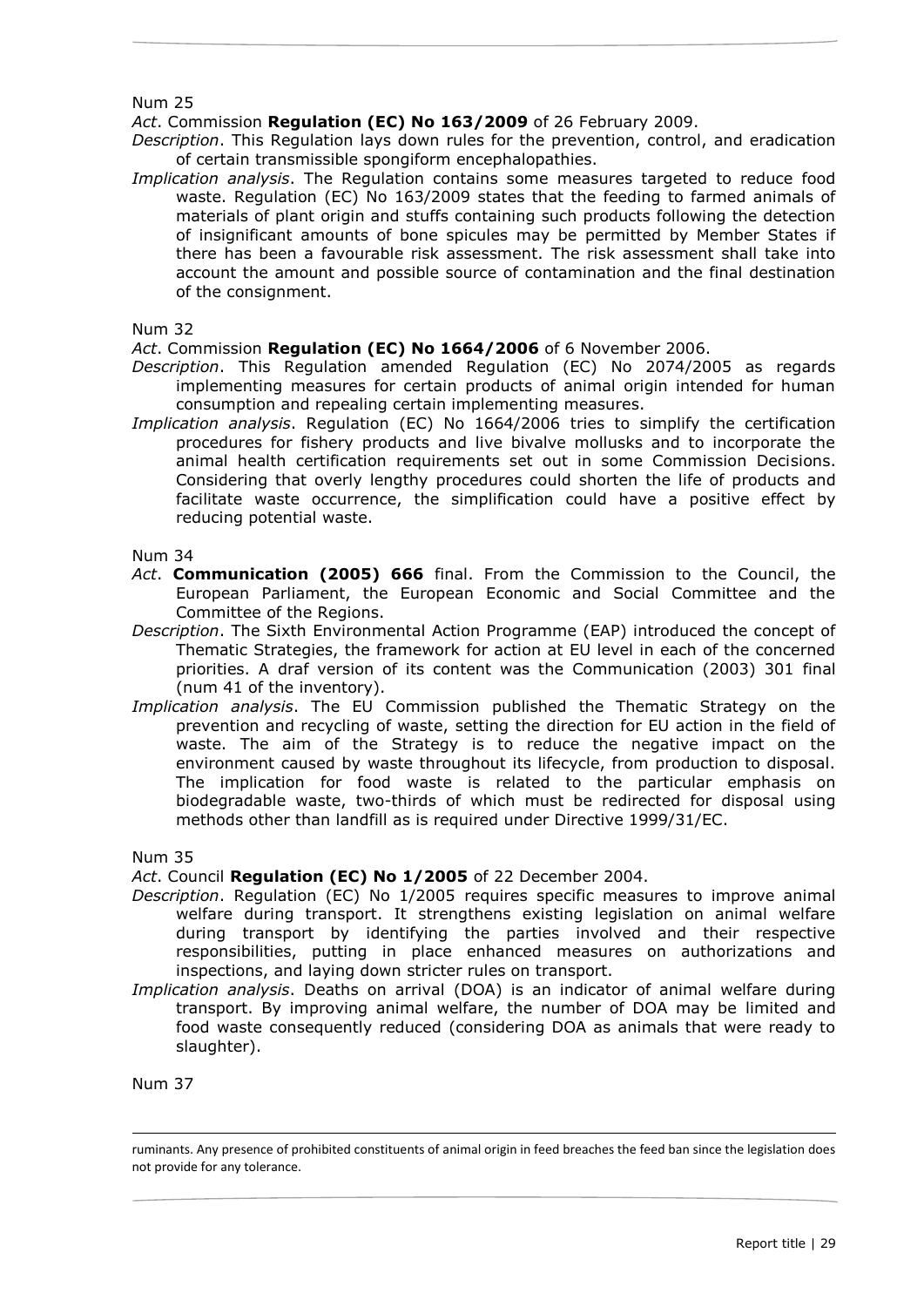Num 25

*Act*. Commission **Regulation (EC) No 163/2009** of 26 February 2009.

*Description*. This Regulation lays down rules for the prevention, control, and eradication of certain transmissible spongiform encephalopathies.

*Implication analysis*. The Regulation contains some measures targeted to reduce food waste. Regulation (EC) No 163/2009 states that the feeding to farmed animals of materials of plant origin and stuffs containing such products following the detection of insignificant amounts of bone spicules may be permitted by Member States if there has been a favourable risk assessment. The risk assessment shall take into account the amount and possible source of contamination and the final destination of the consignment.

Num 32

*Act*. Commission **Regulation (EC) No 1664/2006** of 6 November 2006.

*Description*. This Regulation amended Regulation (EC) No 2074/2005 as regards implementing measures for certain products of animal origin intended for human consumption and repealing certain implementing measures.

*Implication analysis*. Regulation (EC) No 1664/2006 tries to simplify the certification procedures for fishery products and live bivalve mollusks and to incorporate the animal health certification requirements set out in some Commission Decisions. Considering that overly lengthy procedures could shorten the life of products and facilitate waste occurrence, the simplification could have a positive effect by reducing potential waste.

Num 34

*Act*. **Communication (2005) 666** final. From the Commission to the Council, the European Parliament, the European Economic and Social Committee and the Committee of the Regions.

*Description*. The Sixth Environmental Action Programme (EAP) introduced the concept of Thematic Strategies, the framework for action at EU level in each of the concerned priorities. A draf version of its content was the Communication (2003) 301 final (num 41 of the inventory).

*Implication analysis*. The EU Commission published the Thematic Strategy on the prevention and recycling of waste, setting the direction for EU action in the field of waste. The aim of the Strategy is to reduce the negative impact on the environment caused by waste throughout its lifecycle, from production to disposal. The implication for food waste is related to the particular emphasis on biodegradable waste, two-thirds of which must be redirected for disposal using methods other than landfill as is required under Directive 1999/31/EC.

Num 35

*Act*. Council **Regulation (EC) No 1/2005** of 22 December 2004.

*Description*. Regulation (EC) No 1/2005 requires specific measures to improve animal welfare during transport. It strengthens existing legislation on animal welfare during transport by identifying the parties involved and their respective responsibilities, putting in place enhanced measures on authorizations and inspections, and laying down stricter rules on transport.

*Implication analysis*. Deaths on arrival (DOA) is an indicator of animal welfare during transport. By improving animal welfare, the number of DOA may be limited and food waste consequently reduced (considering DOA as animals that were ready to slaughter).

Num 37

ruminants. Any presence of prohibited constituents of animal origin in feed breaches the feed ban since the legislation does not provide for any tolerance.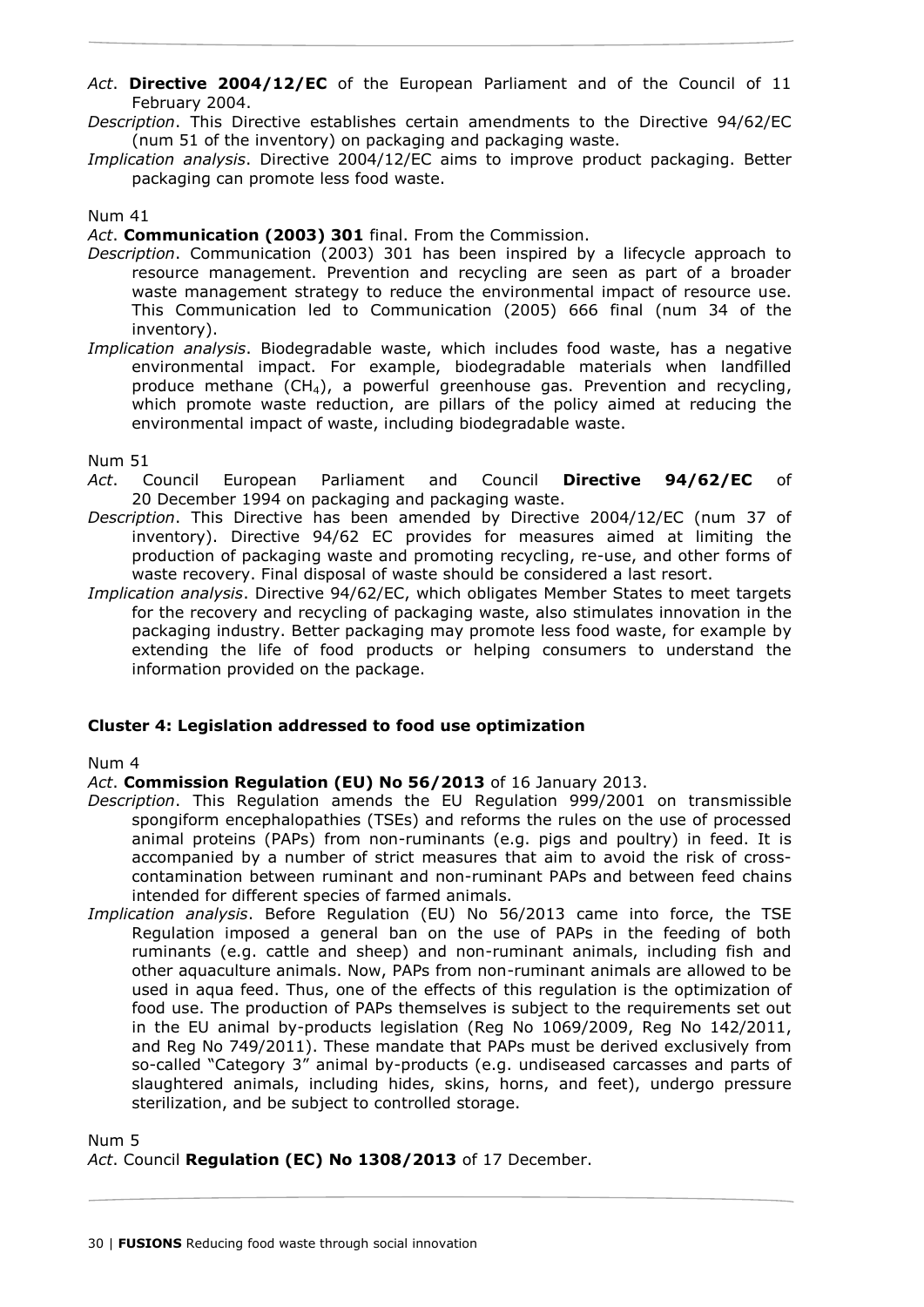*Act*. **Directive 2004/12/EC** of the European Parliament and of the Council of 11 February 2004.

*Description*. This Directive establishes certain amendments to the Directive 94/62/EC (num 51 of the inventory) on packaging and packaging waste.

*Implication analysis*. Directive 2004/12/EC aims to improve product packaging. Better packaging can promote less food waste.

Num 41

*Act*. **Communication (2003) 301** final. From the Commission.

*Description*. Communication (2003) 301 has been inspired by a lifecycle approach to resource management. Prevention and recycling are seen as part of a broader waste management strategy to reduce the environmental impact of resource use. This Communication led to Communication (2005) 666 final (num 34 of the inventory).

*Implication analysis*. Biodegradable waste, which includes food waste, has a negative environmental impact. For example, biodegradable materials when landfilled produce methane ($CH_4$), a powerful greenhouse gas. Prevention and recycling, which promote waste reduction, are pillars of the policy aimed at reducing the environmental impact of waste, including biodegradable waste.

Num 51

*Act*. Council European Parliament and Council **Directive 94/62/EC** of 20 December 1994 on packaging and packaging waste.

*Description*. This Directive has been amended by Directive 2004/12/EC (num 37 of inventory). Directive 94/62 EC provides for measures aimed at limiting the production of packaging waste and promoting recycling, re-use, and other forms of waste recovery. Final disposal of waste should be considered a last resort.

*Implication analysis*. Directive 94/62/EC, which obligates Member States to meet targets for the recovery and recycling of packaging waste, also stimulates innovation in the packaging industry. Better packaging may promote less food waste, for example by extending the life of food products or helping consumers to understand the information provided on the package.

**Cluster 4: Legislation addressed to food use optimization**

Num 4

*Act*. **Commission Regulation (EU) No 56/2013** of 16 January 2013.

*Description*. This Regulation amends the EU Regulation 999/2001 on transmissible spongiform encephalopathies (TSEs) and reforms the rules on the use of processed animal proteins (PAPs) from non-ruminants (e.g. pigs and poultry) in feed. It is accompanied by a number of strict measures that aim to avoid the risk of cross-contamination between ruminant and non-ruminant PAPs and between feed chains intended for different species of farmed animals.

*Implication analysis*. Before Regulation (EU) No 56/2013 came into force, the TSE Regulation imposed a general ban on the use of PAPs in the feeding of both ruminants (e.g. cattle and sheep) and non-ruminant animals, including fish and other aquaculture animals. Now, PAPs from non-ruminant animals are allowed to be used in aqua feed. Thus, one of the effects of this regulation is the optimization of food use. The production of PAPs themselves is subject to the requirements set out in the EU animal by-products legislation (Reg No 1069/2009, Reg No 142/2011, and Reg No 749/2011). These mandate that PAPs must be derived exclusively from so-called "Category 3" animal by-products (e.g. undiseased carcasses and parts of slaughtered animals, including hides, skins, horns, and feet), undergo pressure sterilization, and be subject to controlled storage.

Num 5

*Act*. Council **Regulation (EC) No 1308/2013** of 17 December.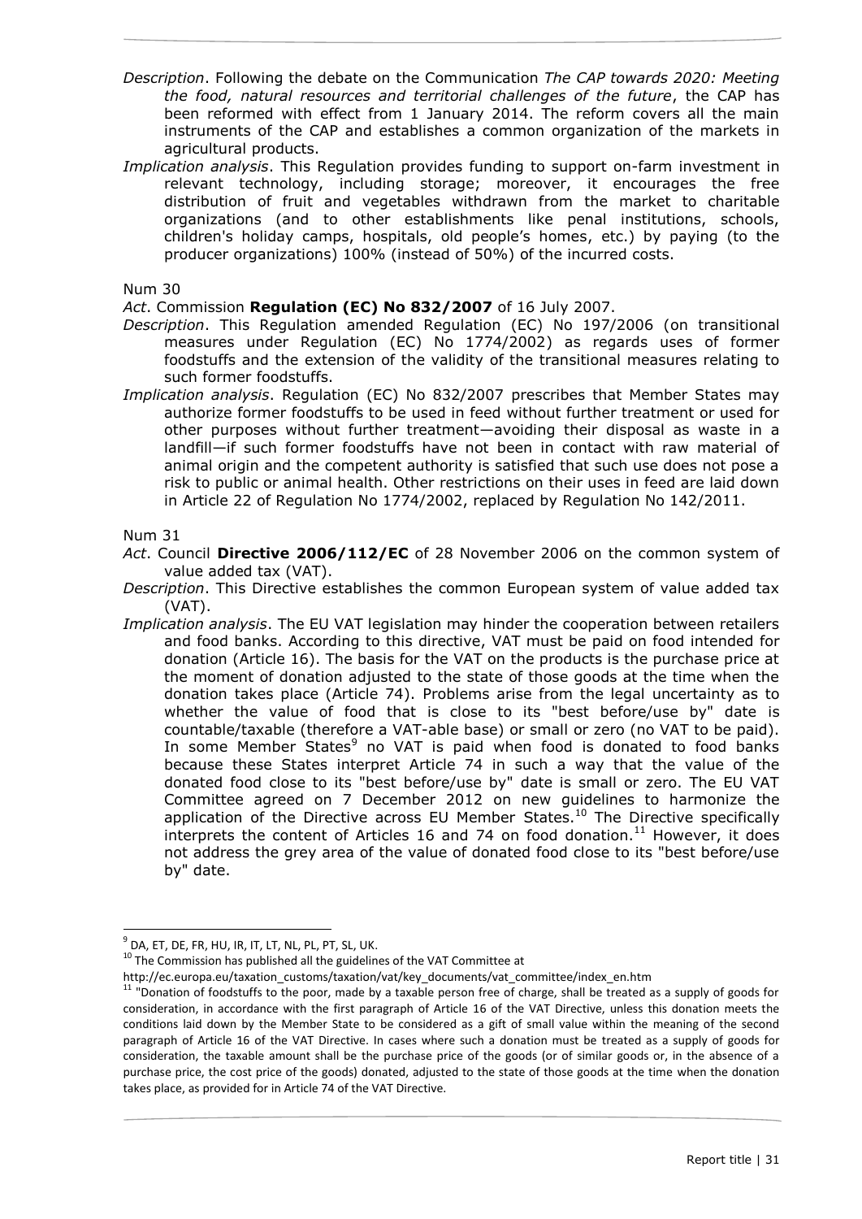*Description*. Following the debate on the Communication *The CAP towards 2020: Meeting the food, natural resources and territorial challenges of the future*, the CAP has been reformed with effect from 1 January 2014. The reform covers all the main instruments of the CAP and establishes a common organization of the markets in agricultural products.

*Implication analysis*. This Regulation provides funding to support on-farm investment in relevant technology, including storage; moreover, it encourages the free distribution of fruit and vegetables withdrawn from the market to charitable organizations (and to other establishments like penal institutions, schools, children's holiday camps, hospitals, old people's homes, etc.) by paying (to the producer organizations) 100% (instead of 50%) of the incurred costs.

Num 30

*Act*. Commission **Regulation (EC) No 832/2007** of 16 July 2007.

*Description*. This Regulation amended Regulation (EC) No 197/2006 (on transitional measures under Regulation (EC) No 1774/2002) as regards uses of former foodstuffs and the extension of the validity of the transitional measures relating to such former foodstuffs.

*Implication analysis*. Regulation (EC) No 832/2007 prescribes that Member States may authorize former foodstuffs to be used in feed without further treatment or used for other purposes without further treatment—avoiding their disposal as waste in a landfill—if such former foodstuffs have not been in contact with raw material of animal origin and the competent authority is satisfied that such use does not pose a risk to public or animal health. Other restrictions on their uses in feed are laid down in Article 22 of Regulation No 1774/2002, replaced by Regulation No 142/2011.

Num 31

*Act*. Council **Directive 2006/112/EC** of 28 November 2006 on the common system of value added tax (VAT).

*Description*. This Directive establishes the common European system of value added tax (VAT).

*Implication analysis*. The EU VAT legislation may hinder the cooperation between retailers and food banks. According to this directive, VAT must be paid on food intended for donation (Article 16). The basis for the VAT on the products is the purchase price at the moment of donation adjusted to the state of those goods at the time when the donation takes place (Article 74). Problems arise from the legal uncertainty as to whether the value of food that is close to its "best before/use by" date is countable/taxable (therefore a VAT-able base) or small or zero (no VAT to be paid). In some Member States[9] no VAT is paid when food is donated to food banks because these States interpret Article 74 in such a way that the value of the donated food close to its "best before/use by" date is small or zero. The EU VAT Committee agreed on 7 December 2012 on new guidelines to harmonize the application of the Directive across EU Member States.[10] The Directive specifically interprets the content of Articles 16 and 74 on food donation.[11] However, it does not address the grey area of the value of donated food close to its "best before/use by" date.

---

[9] DA, ET, DE, FR, HU, IR, IT, LT, NL, PL, PT, SL, UK.

[10] The Commission has published all the guidelines of the VAT Committee at http://ec.europa.eu/taxation_customs/taxation/vat/key_documents/vat_committee/index_en.htm

[11] "Donation of foodstuffs to the poor, made by a taxable person free of charge, shall be treated as a supply of goods for consideration, in accordance with the first paragraph of Article 16 of the VAT Directive, unless this donation meets the conditions laid down by the Member State to be considered as a gift of small value within the meaning of the second paragraph of Article 16 of the VAT Directive. In cases where such a donation must be treated as a supply of goods for consideration, the taxable amount shall be the purchase price of the goods (or of similar goods or, in the absence of a purchase price, the cost price of the goods) donated, adjusted to the state of those goods at the time when the donation takes place, as provided for in Article 74 of the VAT Directive.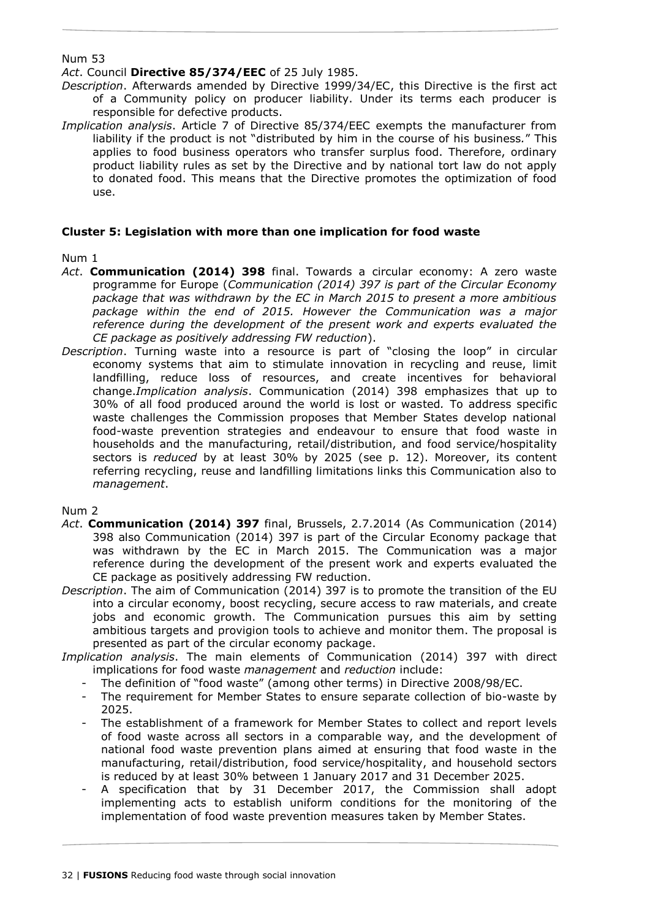Num 53

*Act*. Council **Directive 85/374/EEC** of 25 July 1985.

*Description*. Afterwards amended by Directive 1999/34/EC, this Directive is the first act of a Community policy on producer liability. Under its terms each producer is responsible for defective products.

*Implication analysis*. Article 7 of Directive 85/374/EEC exempts the manufacturer from liability if the product is not "distributed by him in the course of his business." This applies to food business operators who transfer surplus food. Therefore, ordinary product liability rules as set by the Directive and by national tort law do not apply to donated food. This means that the Directive promotes the optimization of food use.

### Cluster 5: Legislation with more than one implication for food waste

Num 1

*Act*. **Communication (2014) 398** final. Towards a circular economy: A zero waste programme for Europe (*Communication (2014) 397 is part of the Circular Economy package that was withdrawn by the EC in March 2015 to present a more ambitious package within the end of 2015. However the Communication was a major reference during the development of the present work and experts evaluated the CE package as positively addressing FW reduction*).

*Description*. Turning waste into a resource is part of "closing the loop" in circular economy systems that aim to stimulate innovation in recycling and reuse, limit landfilling, reduce loss of resources, and create incentives for behavioral change.*Implication analysis*. Communication (2014) 398 emphasizes that up to 30% of all food produced around the world is lost or wasted. To address specific waste challenges the Commission proposes that Member States develop national food-waste prevention strategies and endeavour to ensure that food waste in households and the manufacturing, retail/distribution, and food service/hospitality sectors is *reduced* by at least 30% by 2025 (see p. 12). Moreover, its content referring recycling, reuse and landfilling limitations links this Communication also to *management*.

Num 2

*Act*. **Communication (2014) 397** final, Brussels, 2.7.2014 (As Communication (2014) 398 also Communication (2014) 397 is part of the Circular Economy package that was withdrawn by the EC in March 2015. The Communication was a major reference during the development of the present work and experts evaluated the CE package as positively addressing FW reduction.

*Description*. The aim of Communication (2014) 397 is to promote the transition of the EU into a circular economy, boost recycling, secure access to raw materials, and create jobs and economic growth. The Communication pursues this aim by setting ambitious targets and provigion tools to achieve and monitor them. The proposal is presented as part of the circular economy package.

*Implication analysis*. The main elements of Communication (2014) 397 with direct implications for food waste *management* and *reduction* include:

- The definition of "food waste" (among other terms) in Directive 2008/98/EC.
- The requirement for Member States to ensure separate collection of bio-waste by 2025.
- The establishment of a framework for Member States to collect and report levels of food waste across all sectors in a comparable way, and the development of national food waste prevention plans aimed at ensuring that food waste in the manufacturing, retail/distribution, food service/hospitality, and household sectors is reduced by at least 30% between 1 January 2017 and 31 December 2025.
- A specification that by 31 December 2017, the Commission shall adopt implementing acts to establish uniform conditions for the monitoring of the implementation of food waste prevention measures taken by Member States.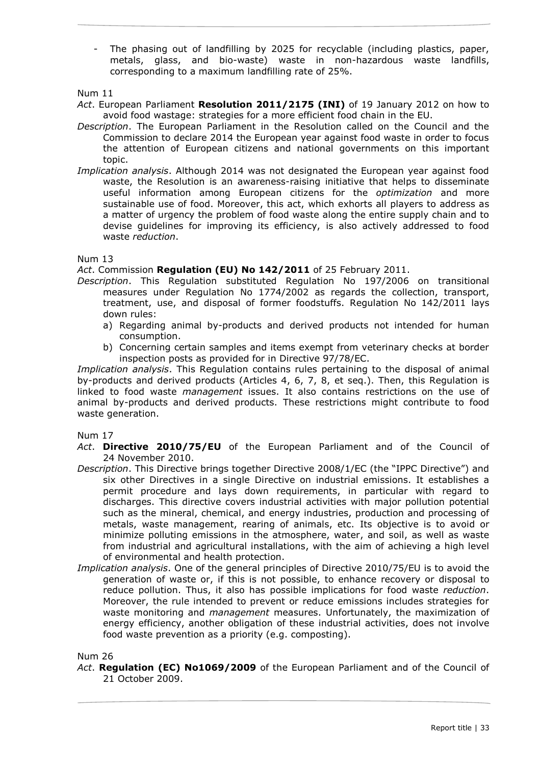- The phasing out of landfilling by 2025 for recyclable (including plastics, paper, metals, glass, and bio-waste) waste in non-hazardous waste landfills, corresponding to a maximum landfilling rate of 25%.

Num 11

*Act*. European Parliament **Resolution 2011/2175 (INI)** of 19 January 2012 on how to avoid food wastage: strategies for a more efficient food chain in the EU.

*Description*. The European Parliament in the Resolution called on the Council and the Commission to declare 2014 the European year against food waste in order to focus the attention of European citizens and national governments on this important topic.

*Implication analysis*. Although 2014 was not designated the European year against food waste, the Resolution is an awareness-raising initiative that helps to disseminate useful information among European citizens for the *optimization* and more sustainable use of food. Moreover, this act, which exhorts all players to address as a matter of urgency the problem of food waste along the entire supply chain and to devise guidelines for improving its efficiency, is also actively addressed to food waste *reduction*.

Num 13

*Act*. Commission **Regulation (EU) No 142/2011** of 25 February 2011.

*Description*. This Regulation substituted Regulation No 197/2006 on transitional measures under Regulation No 1774/2002 as regards the collection, transport, treatment, use, and disposal of former foodstuffs. Regulation No 142/2011 lays down rules:

a) Regarding animal by-products and derived products not intended for human consumption.
b) Concerning certain samples and items exempt from veterinary checks at border inspection posts as provided for in Directive 97/78/EC.

*Implication analysis*. This Regulation contains rules pertaining to the disposal of animal by-products and derived products (Articles 4, 6, 7, 8, et seq.). Then, this Regulation is linked to food waste *management* issues. It also contains restrictions on the use of animal by-products and derived products. These restrictions might contribute to food waste generation.

Num 17

*Act*. **Directive 2010/75/EU** of the European Parliament and of the Council of 24 November 2010.

*Description*. This Directive brings together Directive 2008/1/EC (the "IPPC Directive") and six other Directives in a single Directive on industrial emissions. It establishes a permit procedure and lays down requirements, in particular with regard to discharges. This directive covers industrial activities with major pollution potential such as the mineral, chemical, and energy industries, production and processing of metals, waste management, rearing of animals, etc. Its objective is to avoid or minimize polluting emissions in the atmosphere, water, and soil, as well as waste from industrial and agricultural installations, with the aim of achieving a high level of environmental and health protection.

*Implication analysis*. One of the general principles of Directive 2010/75/EU is to avoid the generation of waste or, if this is not possible, to enhance recovery or disposal to reduce pollution. Thus, it also has possible implications for food waste *reduction*. Moreover, the rule intended to prevent or reduce emissions includes strategies for waste monitoring and *management* measures. Unfortunately, the maximization of energy efficiency, another obligation of these industrial activities, does not involve food waste prevention as a priority (e.g. composting).

Num 26

*Act*. **Regulation (EC) No1069/2009** of the European Parliament and of the Council of 21 October 2009.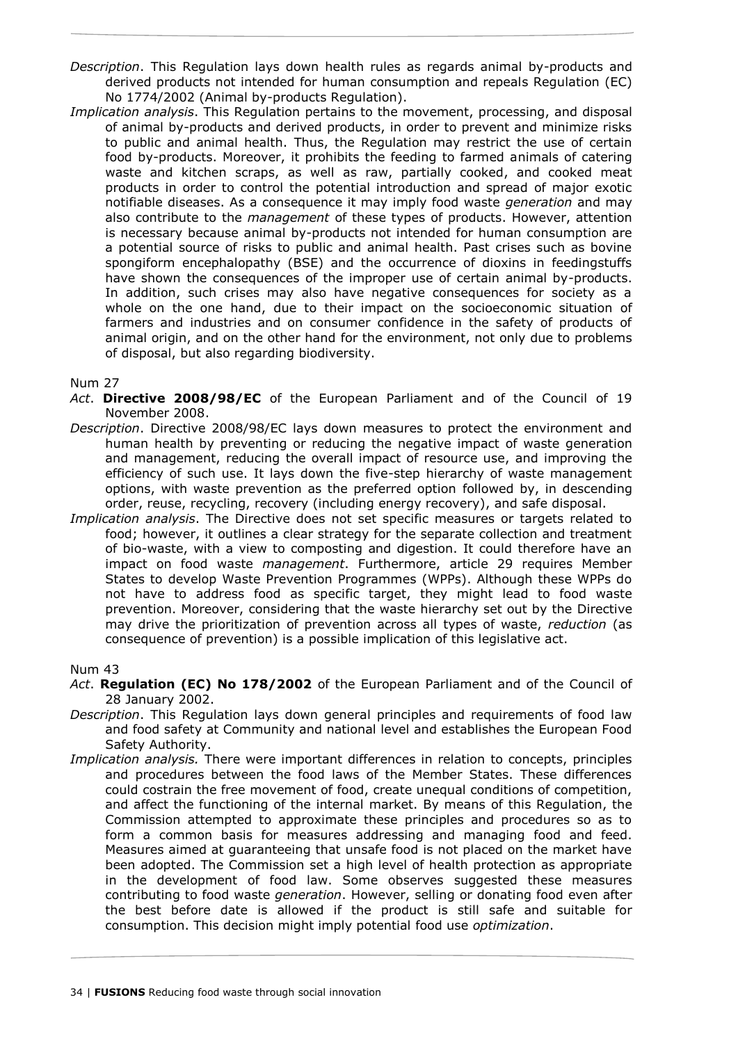*Description*. This Regulation lays down health rules as regards animal by-products and derived products not intended for human consumption and repeals Regulation (EC) No 1774/2002 (Animal by-products Regulation).

*Implication analysis*. This Regulation pertains to the movement, processing, and disposal of animal by-products and derived products, in order to prevent and minimize risks to public and animal health. Thus, the Regulation may restrict the use of certain food by-products. Moreover, it prohibits the feeding to farmed animals of catering waste and kitchen scraps, as well as raw, partially cooked, and cooked meat products in order to control the potential introduction and spread of major exotic notifiable diseases. As a consequence it may imply food waste *generation* and may also contribute to the *management* of these types of products. However, attention is necessary because animal by-products not intended for human consumption are a potential source of risks to public and animal health. Past crises such as bovine spongiform encephalopathy (BSE) and the occurrence of dioxins in feedingstuffs have shown the consequences of the improper use of certain animal by-products. In addition, such crises may also have negative consequences for society as a whole on the one hand, due to their impact on the socioeconomic situation of farmers and industries and on consumer confidence in the safety of products of animal origin, and on the other hand for the environment, not only due to problems of disposal, but also regarding biodiversity.

Num 27

*Act*. **Directive 2008/98/EC** of the European Parliament and of the Council of 19 November 2008.

*Description*. Directive 2008/98/EC lays down measures to protect the environment and human health by preventing or reducing the negative impact of waste generation and management, reducing the overall impact of resource use, and improving the efficiency of such use. It lays down the five-step hierarchy of waste management options, with waste prevention as the preferred option followed by, in descending order, reuse, recycling, recovery (including energy recovery), and safe disposal.

*Implication analysis*. The Directive does not set specific measures or targets related to food; however, it outlines a clear strategy for the separate collection and treatment of bio-waste, with a view to composting and digestion. It could therefore have an impact on food waste *management*. Furthermore, article 29 requires Member States to develop Waste Prevention Programmes (WPPs). Although these WPPs do not have to address food as specific target, they might lead to food waste prevention. Moreover, considering that the waste hierarchy set out by the Directive may drive the prioritization of prevention across all types of waste, *reduction* (as consequence of prevention) is a possible implication of this legislative act.

Num 43

*Act*. **Regulation (EC) No 178/2002** of the European Parliament and of the Council of 28 January 2002.

*Description*. This Regulation lays down general principles and requirements of food law and food safety at Community and national level and establishes the European Food Safety Authority.

*Implication analysis.* There were important differences in relation to concepts, principles and procedures between the food laws of the Member States. These differences could costrain the free movement of food, create unequal conditions of competition, and affect the functioning of the internal market. By means of this Regulation, the Commission attempted to approximate these principles and procedures so as to form a common basis for measures addressing and managing food and feed. Measures aimed at guaranteeing that unsafe food is not placed on the market have been adopted. The Commission set a high level of health protection as appropriate in the development of food law. Some observes suggested these measures contributing to food waste *generation*. However, selling or donating food even after the best before date is allowed if the product is still safe and suitable for consumption. This decision might imply potential food use *optimization*.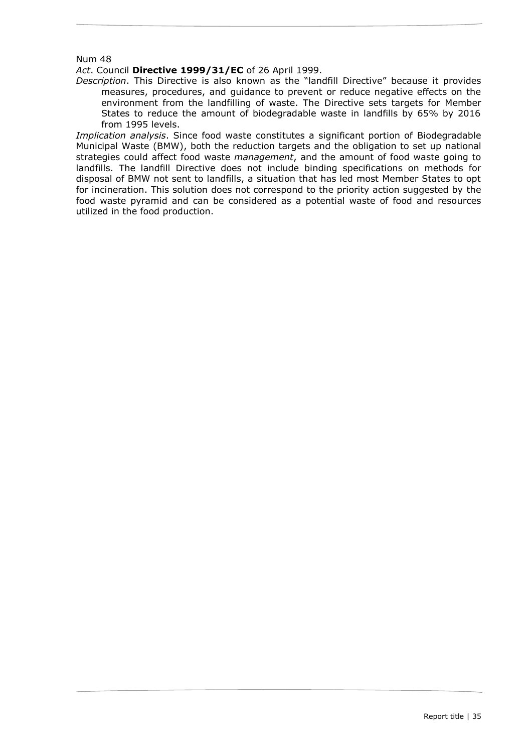Num 48

*Act*. Council **Directive 1999/31/EC** of 26 April 1999.

*Description*. This Directive is also known as the "landfill Directive" because it provides measures, procedures, and guidance to prevent or reduce negative effects on the environment from the landfilling of waste. The Directive sets targets for Member States to reduce the amount of biodegradable waste in landfills by 65% by 2016 from 1995 levels.

*Implication analysis*. Since food waste constitutes a significant portion of Biodegradable Municipal Waste (BMW), both the reduction targets and the obligation to set up national strategies could affect food waste *management*, and the amount of food waste going to landfills. The landfill Directive does not include binding specifications on methods for disposal of BMW not sent to landfills, a situation that has led most Member States to opt for incineration. This solution does not correspond to the priority action suggested by the food waste pyramid and can be considered as a potential waste of food and resources utilized in the food production.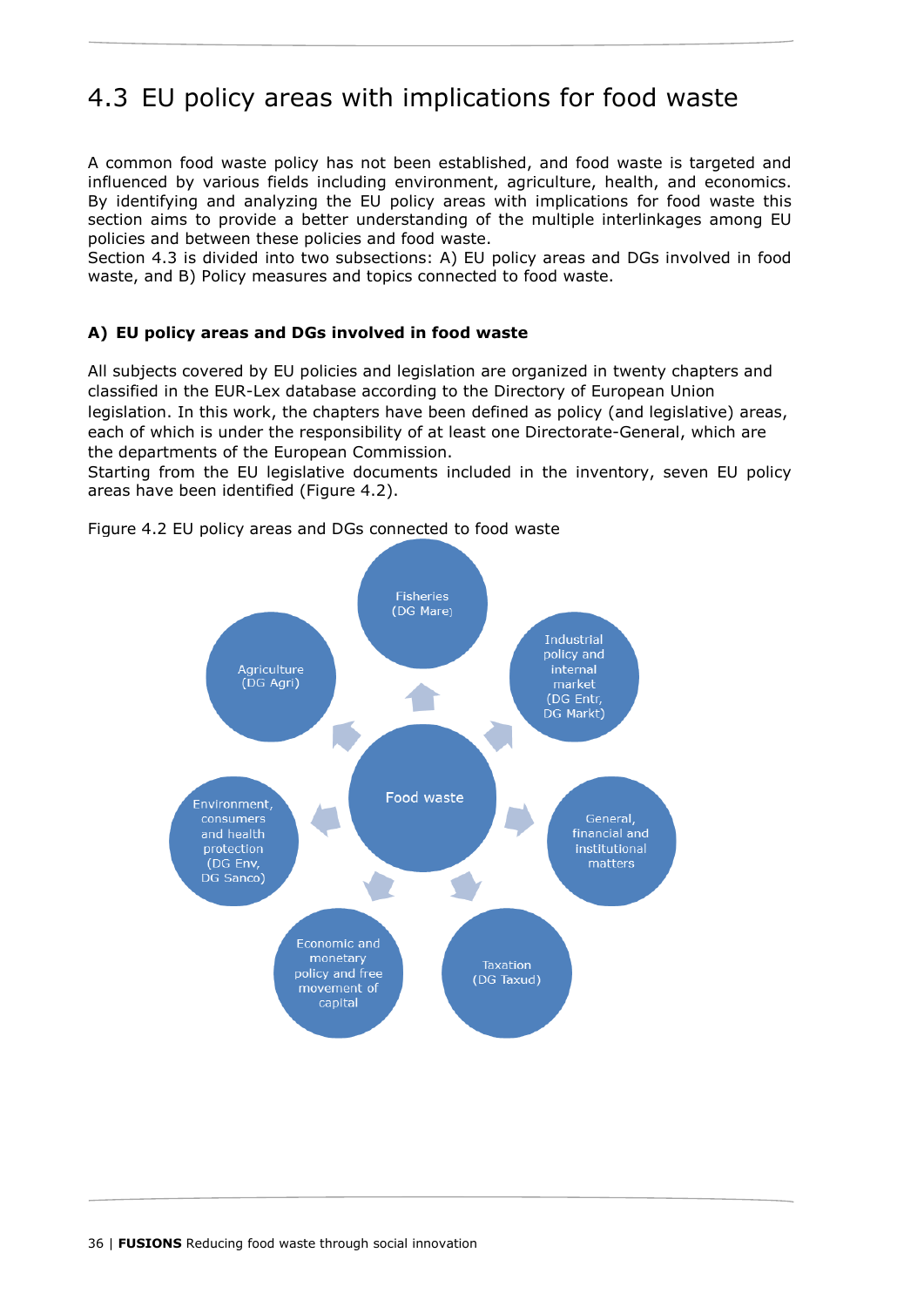# 4.3 EU policy areas with implications for food waste

A common food waste policy has not been established, and food waste is targeted and influenced by various fields including environment, agriculture, health, and economics. By identifying and analyzing the EU policy areas with implications for food waste this section aims to provide a better understanding of the multiple interlinkages among EU policies and between these policies and food waste.
Section 4.3 is divided into two subsections: A) EU policy areas and DGs involved in food waste, and B) Policy measures and topics connected to food waste.

### A) EU policy areas and DGs involved in food waste

All subjects covered by EU policies and legislation are organized in twenty chapters and classified in the EUR-Lex database according to the Directory of European Union legislation. In this work, the chapters have been defined as policy (and legislative) areas, each of which is under the responsibility of at least one Directorate-General, which are the departments of the European Commission.
Starting from the EU legislative documents included in the inventory, seven EU policy areas have been identified (Figure 4.2).

Figure 4.2 EU policy areas and DGs connected to food waste

Food waste

- Fisheries (DG Mare)
- Industrial policy and internal market (DG Entr, DG Markt)
- General, financial and institutional matters
- Taxation (DG Taxud)
- Economic and monetary policy and free movement of capital
- Environment, consumers and health protection (DG Env, DG Sanco)
- Agriculture (DG Agri)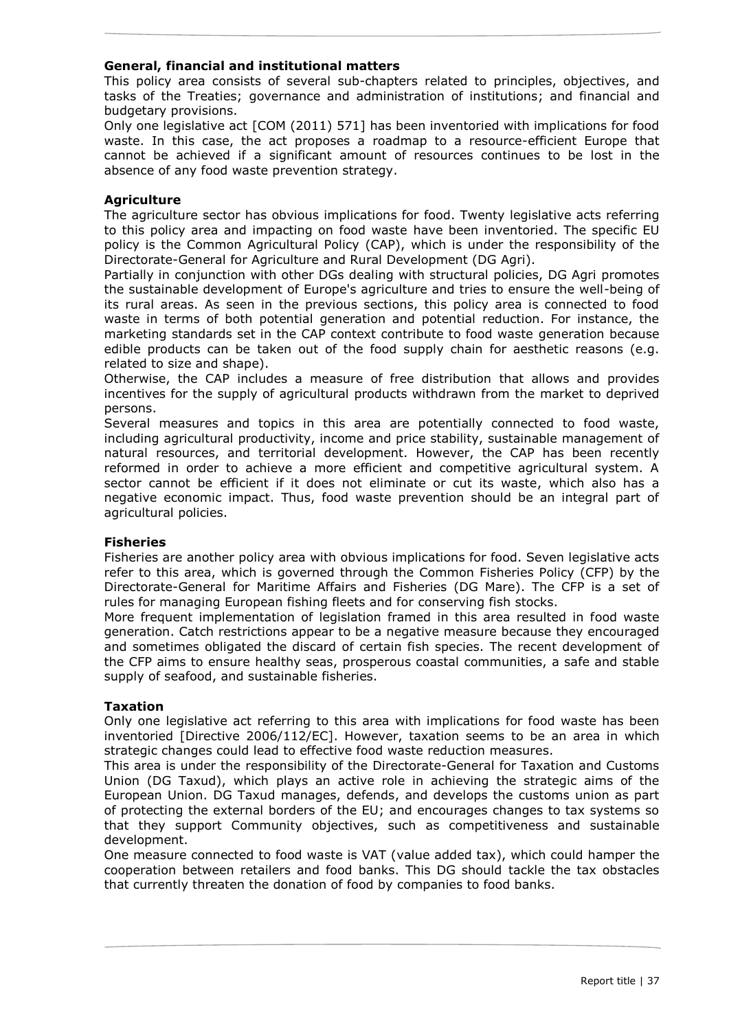**General, financial and institutional matters**

This policy area consists of several sub-chapters related to principles, objectives, and tasks of the Treaties; governance and administration of institutions; and financial and budgetary provisions.

Only one legislative act [COM (2011) 571] has been inventoried with implications for food waste. In this case, the act proposes a roadmap to a resource-efficient Europe that cannot be achieved if a significant amount of resources continues to be lost in the absence of any food waste prevention strategy.

**Agriculture**

The agriculture sector has obvious implications for food. Twenty legislative acts referring to this policy area and impacting on food waste have been inventoried. The specific EU policy is the Common Agricultural Policy (CAP), which is under the responsibility of the Directorate-General for Agriculture and Rural Development (DG Agri).

Partially in conjunction with other DGs dealing with structural policies, DG Agri promotes the sustainable development of Europe's agriculture and tries to ensure the well-being of its rural areas. As seen in the previous sections, this policy area is connected to food waste in terms of both potential generation and potential reduction. For instance, the marketing standards set in the CAP context contribute to food waste generation because edible products can be taken out of the food supply chain for aesthetic reasons (e.g. related to size and shape).

Otherwise, the CAP includes a measure of free distribution that allows and provides incentives for the supply of agricultural products withdrawn from the market to deprived persons.

Several measures and topics in this area are potentially connected to food waste, including agricultural productivity, income and price stability, sustainable management of natural resources, and territorial development. However, the CAP has been recently reformed in order to achieve a more efficient and competitive agricultural system. A sector cannot be efficient if it does not eliminate or cut its waste, which also has a negative economic impact. Thus, food waste prevention should be an integral part of agricultural policies.

**Fisheries**

Fisheries are another policy area with obvious implications for food. Seven legislative acts refer to this area, which is governed through the Common Fisheries Policy (CFP) by the Directorate-General for Maritime Affairs and Fisheries (DG Mare). The CFP is a set of rules for managing European fishing fleets and for conserving fish stocks.

More frequent implementation of legislation framed in this area resulted in food waste generation. Catch restrictions appear to be a negative measure because they encouraged and sometimes obligated the discard of certain fish species. The recent development of the CFP aims to ensure healthy seas, prosperous coastal communities, a safe and stable supply of seafood, and sustainable fisheries.

**Taxation**

Only one legislative act referring to this area with implications for food waste has been inventoried [Directive 2006/112/EC]. However, taxation seems to be an area in which strategic changes could lead to effective food waste reduction measures.

This area is under the responsibility of the Directorate-General for Taxation and Customs Union (DG Taxud), which plays an active role in achieving the strategic aims of the European Union. DG Taxud manages, defends, and develops the customs union as part of protecting the external borders of the EU; and encourages changes to tax systems so that they support Community objectives, such as competitiveness and sustainable development.

One measure connected to food waste is VAT (value added tax), which could hamper the cooperation between retailers and food banks. This DG should tackle the tax obstacles that currently threaten the donation of food by companies to food banks.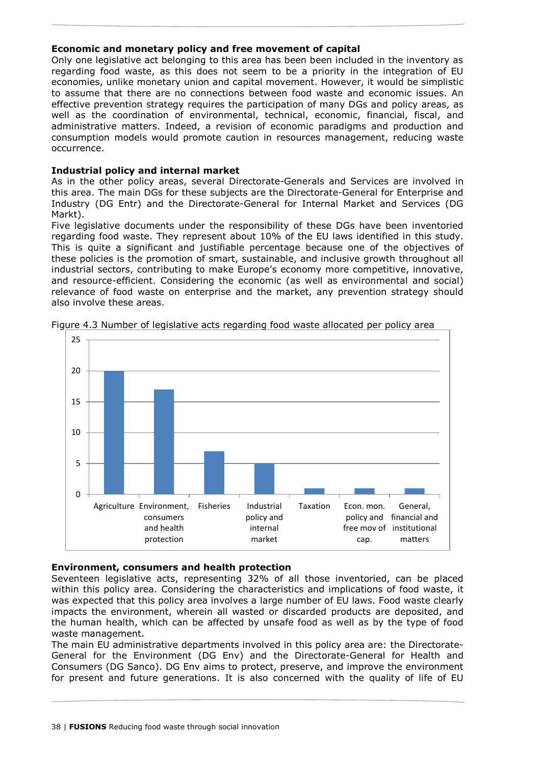**Economic and monetary policy and free movement of capital**

Only one legislative act belonging to this area has been been included in the inventory as regarding food waste, as this does not seem to be a priority in the integration of EU economies, unlike monetary union and capital movement. However, it would be simplistic to assume that there are no connections between food waste and economic issues. An effective prevention strategy requires the participation of many DGs and policy areas, as well as the coordination of environmental, technical, economic, financial, fiscal, and administrative matters. Indeed, a revision of economic paradigms and production and consumption models would promote caution in resources management, reducing waste occurrence.

**Industrial policy and internal market**

As in the other policy areas, several Directorate-Generals and Services are involved in this area. The main DGs for these subjects are the Directorate-General for Enterprise and Industry (DG Entr) and the Directorate-General for Internal Market and Services (DG Markt).

Five legislative documents under the responsibility of these DGs have been inventoried regarding food waste. They represent about 10% of the EU laws identified in this study. This is quite a significant and justifiable percentage because one of the objectives of these policies is the promotion of smart, sustainable, and inclusive growth throughout all industrial sectors, contributing to make Europe's economy more competitive, innovative, and resource-efficient. Considering the economic (as well as environmental and social) relevance of food waste on enterprise and the market, any prevention strategy should also involve these areas.

Figure 4.3 Number of legislative acts regarding food waste allocated per policy area

| Policy area | Number of legislative acts |
|---|---|
| Agriculture | 20 |
| Environment, consumers and health protection | 17 |
| Fisheries | 7 |
| Industrial policy and internal market | 5 |
| Taxation | 1 |
| Econ. mon. policy and free mov of cap. | 1 |
| General, financial and institutional matters | 1 |

**Environment, consumers and health protection**

Seventeen legislative acts, representing 32% of all those inventoried, can be placed within this policy area. Considering the characteristics and implications of food waste, it was expected that this policy area involves a large number of EU laws. Food waste clearly impacts the environment, wherein all wasted or discarded products are deposited, and the human health, which can be affected by unsafe food as well as by the type of food waste management.

The main EU administrative departments involved in this policy area are: the Directorate-General for the Environment (DG Env) and the Directorate-General for Health and Consumers (DG Sanco). DG Env aims to protect, preserve, and improve the environment for present and future generations. It is also concerned with the quality of life of EU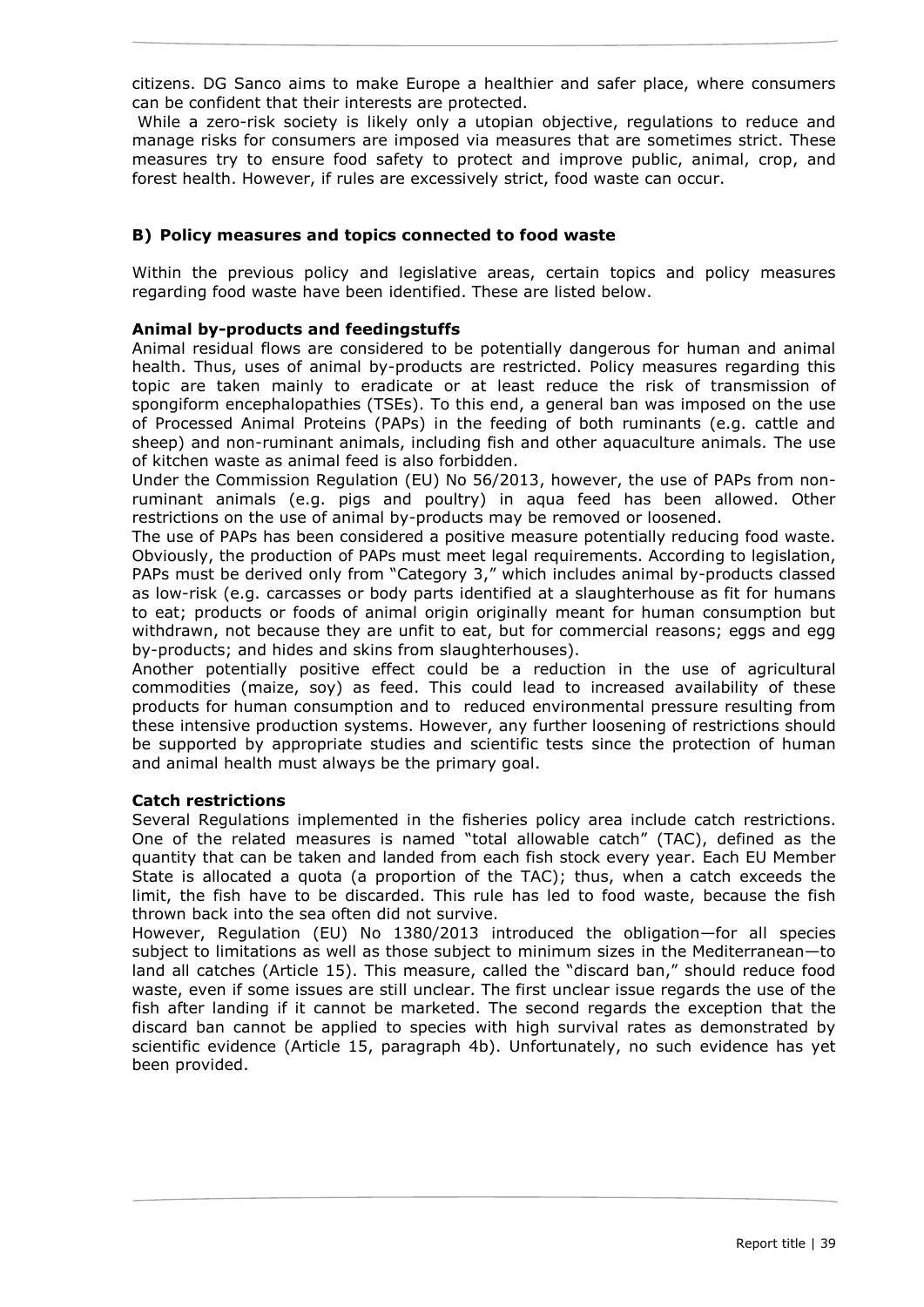citizens. DG Sanco aims to make Europe a healthier and safer place, where consumers can be confident that their interests are protected.

While a zero-risk society is likely only a utopian objective, regulations to reduce and manage risks for consumers are imposed via measures that are sometimes strict. These measures try to ensure food safety to protect and improve public, animal, crop, and forest health. However, if rules are excessively strict, food waste can occur.

### B) Policy measures and topics connected to food waste

Within the previous policy and legislative areas, certain topics and policy measures regarding food waste have been identified. These are listed below.

**Animal by-products and feedingstuffs**

Animal residual flows are considered to be potentially dangerous for human and animal health. Thus, uses of animal by-products are restricted. Policy measures regarding this topic are taken mainly to eradicate or at least reduce the risk of transmission of spongiform encephalopathies (TSEs). To this end, a general ban was imposed on the use of Processed Animal Proteins (PAPs) in the feeding of both ruminants (e.g. cattle and sheep) and non-ruminant animals, including fish and other aquaculture animals. The use of kitchen waste as animal feed is also forbidden.

Under the Commission Regulation (EU) No 56/2013, however, the use of PAPs from non-ruminant animals (e.g. pigs and poultry) in aqua feed has been allowed. Other restrictions on the use of animal by-products may be removed or loosened.

The use of PAPs has been considered a positive measure potentially reducing food waste. Obviously, the production of PAPs must meet legal requirements. According to legislation, PAPs must be derived only from "Category 3," which includes animal by-products classed as low-risk (e.g. carcasses or body parts identified at a slaughterhouse as fit for humans to eat; products or foods of animal origin originally meant for human consumption but withdrawn, not because they are unfit to eat, but for commercial reasons; eggs and egg by-products; and hides and skins from slaughterhouses).

Another potentially positive effect could be a reduction in the use of agricultural commodities (maize, soy) as feed. This could lead to increased availability of these products for human consumption and to reduced environmental pressure resulting from these intensive production systems. However, any further loosening of restrictions should be supported by appropriate studies and scientific tests since the protection of human and animal health must always be the primary goal.

**Catch restrictions**

Several Regulations implemented in the fisheries policy area include catch restrictions. One of the related measures is named "total allowable catch" (TAC), defined as the quantity that can be taken and landed from each fish stock every year. Each EU Member State is allocated a quota (a proportion of the TAC); thus, when a catch exceeds the limit, the fish have to be discarded. This rule has led to food waste, because the fish thrown back into the sea often did not survive.

However, Regulation (EU) No 1380/2013 introduced the obligation—for all species subject to limitations as well as those subject to minimum sizes in the Mediterranean—to land all catches (Article 15). This measure, called the "discard ban," should reduce food waste, even if some issues are still unclear. The first unclear issue regards the use of the fish after landing if it cannot be marketed. The second regards the exception that the discard ban cannot be applied to species with high survival rates as demonstrated by scientific evidence (Article 15, paragraph 4b). Unfortunately, no such evidence has yet been provided.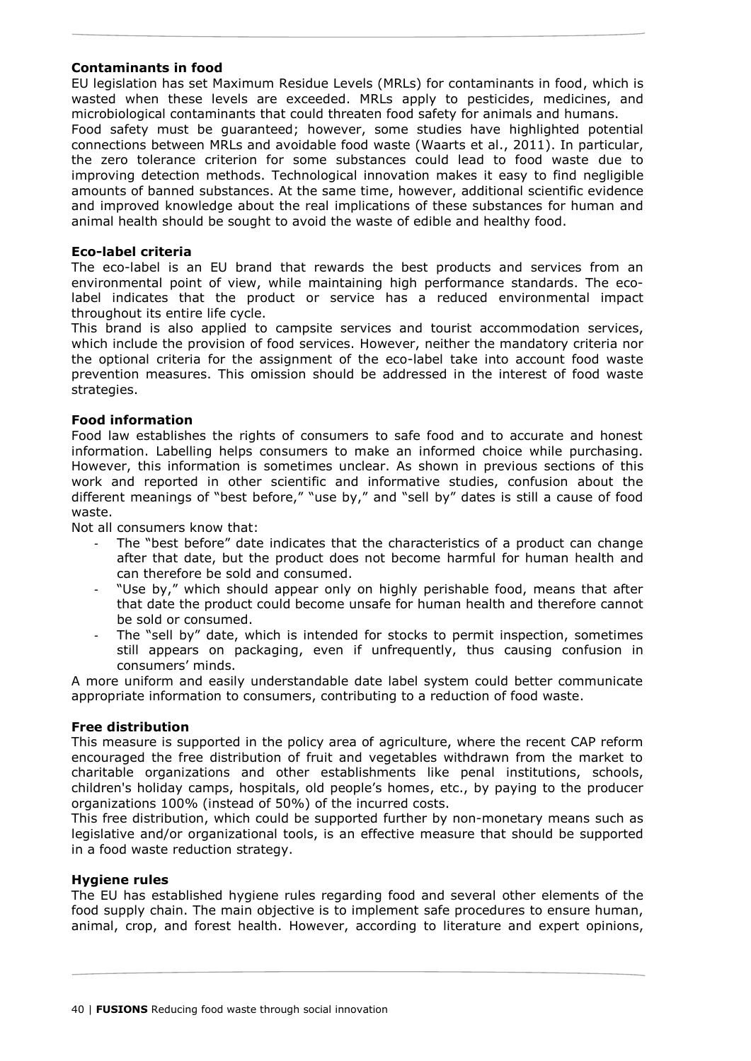### Contaminants in food

EU legislation has set Maximum Residue Levels (MRLs) for contaminants in food, which is wasted when these levels are exceeded. MRLs apply to pesticides, medicines, and microbiological contaminants that could threaten food safety for animals and humans.
Food safety must be guaranteed; however, some studies have highlighted potential connections between MRLs and avoidable food waste (Waarts et al., 2011). In particular, the zero tolerance criterion for some substances could lead to food waste due to improving detection methods. Technological innovation makes it easy to find negligible amounts of banned substances. At the same time, however, additional scientific evidence and improved knowledge about the real implications of these substances for human and animal health should be sought to avoid the waste of edible and healthy food.

### Eco-label criteria

The eco-label is an EU brand that rewards the best products and services from an environmental point of view, while maintaining high performance standards. The eco-label indicates that the product or service has a reduced environmental impact throughout its entire life cycle.
This brand is also applied to campsite services and tourist accommodation services, which include the provision of food services. However, neither the mandatory criteria nor the optional criteria for the assignment of the eco-label take into account food waste prevention measures. This omission should be addressed in the interest of food waste strategies.

### Food information

Food law establishes the rights of consumers to safe food and to accurate and honest information. Labelling helps consumers to make an informed choice while purchasing. However, this information is sometimes unclear. As shown in previous sections of this work and reported in other scientific and informative studies, confusion about the different meanings of "best before," "use by," and "sell by" dates is still a cause of food waste.
Not all consumers know that:

- The "best before" date indicates that the characteristics of a product can change after that date, but the product does not become harmful for human health and can therefore be sold and consumed.
- "Use by," which should appear only on highly perishable food, means that after that date the product could become unsafe for human health and therefore cannot be sold or consumed.
- The "sell by" date, which is intended for stocks to permit inspection, sometimes still appears on packaging, even if unfrequently, thus causing confusion in consumers' minds.

A more uniform and easily understandable date label system could better communicate appropriate information to consumers, contributing to a reduction of food waste.

### Free distribution

This measure is supported in the policy area of agriculture, where the recent CAP reform encouraged the free distribution of fruit and vegetables withdrawn from the market to charitable organizations and other establishments like penal institutions, schools, children's holiday camps, hospitals, old people's homes, etc., by paying to the producer organizations 100% (instead of 50%) of the incurred costs.
This free distribution, which could be supported further by non-monetary means such as legislative and/or organizational tools, is an effective measure that should be supported in a food waste reduction strategy.

### Hygiene rules

The EU has established hygiene rules regarding food and several other elements of the food supply chain. The main objective is to implement safe procedures to ensure human, animal, crop, and forest health. However, according to literature and expert opinions,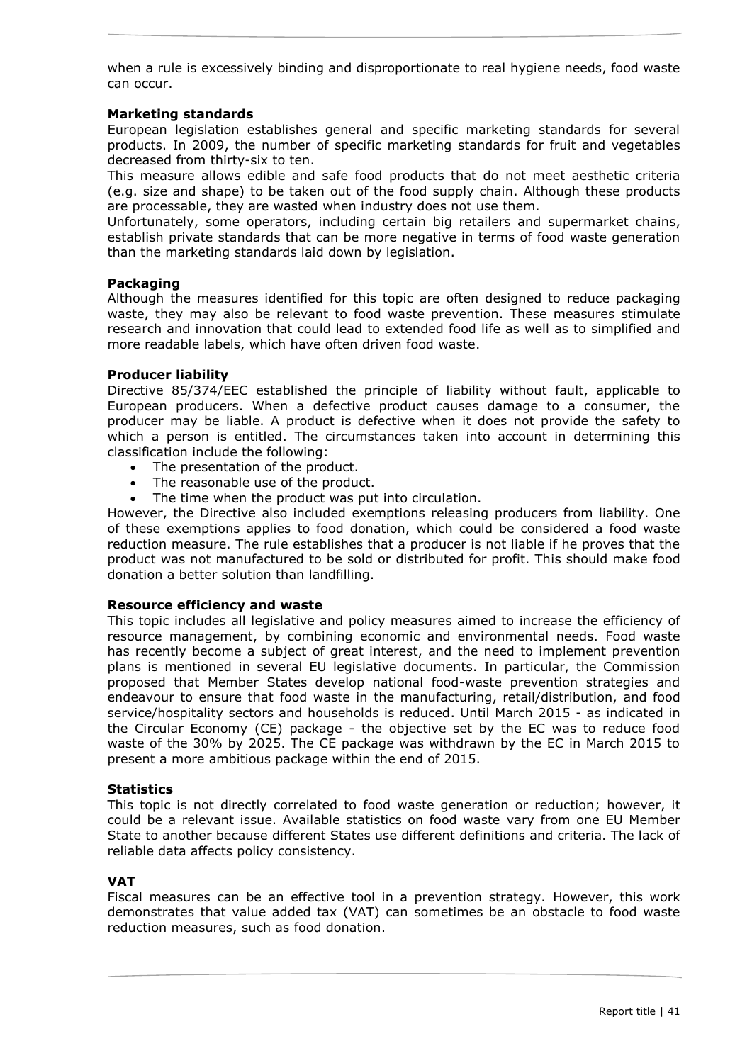when a rule is excessively binding and disproportionate to real hygiene needs, food waste can occur.

**Marketing standards**
European legislation establishes general and specific marketing standards for several products. In 2009, the number of specific marketing standards for fruit and vegetables decreased from thirty-six to ten.
This measure allows edible and safe food products that do not meet aesthetic criteria (e.g. size and shape) to be taken out of the food supply chain. Although these products are processable, they are wasted when industry does not use them.
Unfortunately, some operators, including certain big retailers and supermarket chains, establish private standards that can be more negative in terms of food waste generation than the marketing standards laid down by legislation.

**Packaging**
Although the measures identified for this topic are often designed to reduce packaging waste, they may also be relevant to food waste prevention. These measures stimulate research and innovation that could lead to extended food life as well as to simplified and more readable labels, which have often driven food waste.

**Producer liability**
Directive 85/374/EEC established the principle of liability without fault, applicable to European producers. When a defective product causes damage to a consumer, the producer may be liable. A product is defective when it does not provide the safety to which a person is entitled. The circumstances taken into account in determining this classification include the following:

- The presentation of the product.
- The reasonable use of the product.
- The time when the product was put into circulation.

However, the Directive also included exemptions releasing producers from liability. One of these exemptions applies to food donation, which could be considered a food waste reduction measure. The rule establishes that a producer is not liable if he proves that the product was not manufactured to be sold or distributed for profit. This should make food donation a better solution than landfilling.

**Resource efficiency and waste**
This topic includes all legislative and policy measures aimed to increase the efficiency of resource management, by combining economic and environmental needs. Food waste has recently become a subject of great interest, and the need to implement prevention plans is mentioned in several EU legislative documents. In particular, the Commission proposed that Member States develop national food-waste prevention strategies and endeavour to ensure that food waste in the manufacturing, retail/distribution, and food service/hospitality sectors and households is reduced. Until March 2015 - as indicated in the Circular Economy (CE) package - the objective set by the EC was to reduce food waste of the 30% by 2025. The CE package was withdrawn by the EC in March 2015 to present a more ambitious package within the end of 2015.

**Statistics**
This topic is not directly correlated to food waste generation or reduction; however, it could be a relevant issue. Available statistics on food waste vary from one EU Member State to another because different States use different definitions and criteria. The lack of reliable data affects policy consistency.

**VAT**
Fiscal measures can be an effective tool in a prevention strategy. However, this work demonstrates that value added tax (VAT) can sometimes be an obstacle to food waste reduction measures, such as food donation.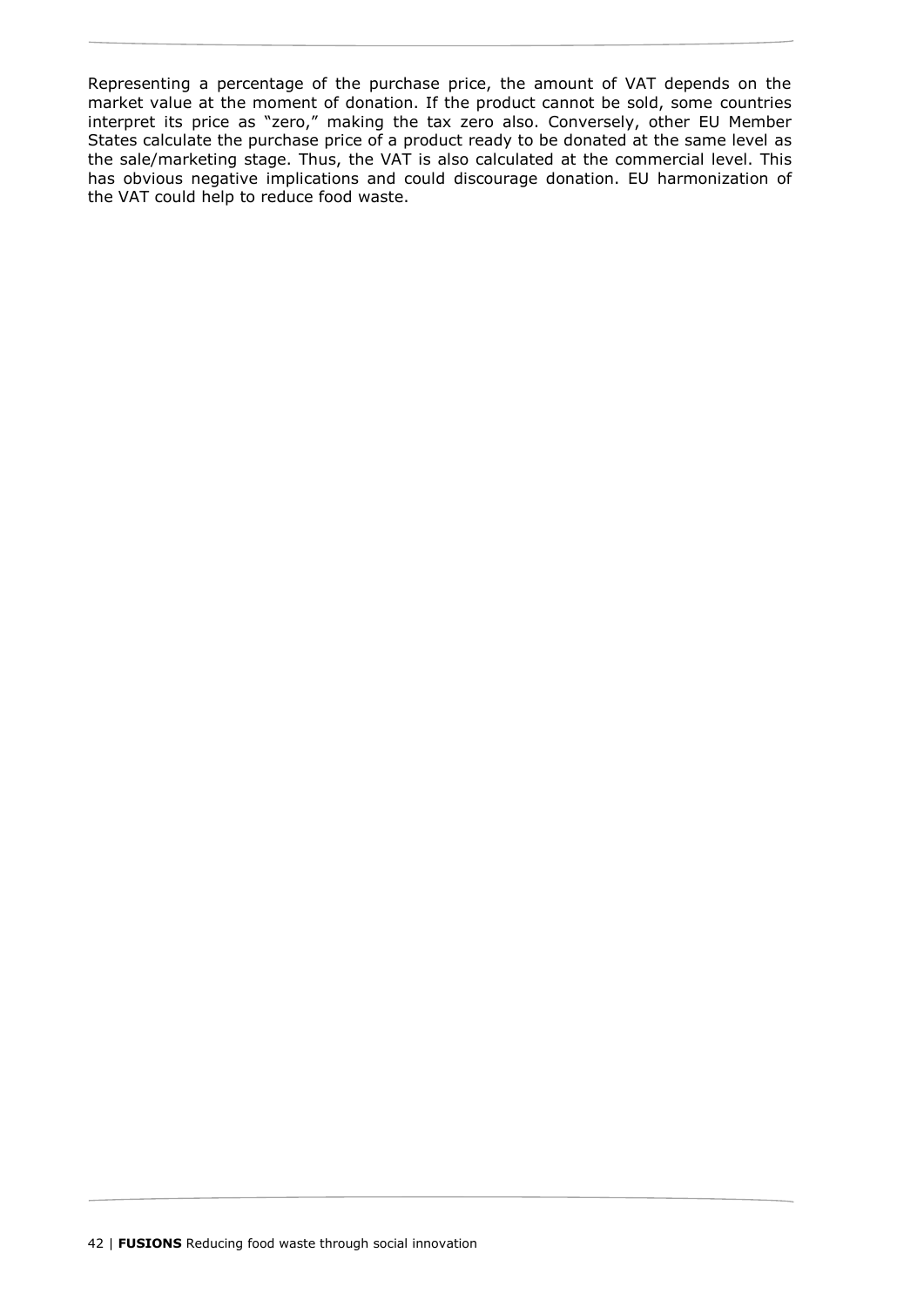Representing a percentage of the purchase price, the amount of VAT depends on the market value at the moment of donation. If the product cannot be sold, some countries interpret its price as "zero," making the tax zero also. Conversely, other EU Member States calculate the purchase price of a product ready to be donated at the same level as the sale/marketing stage. Thus, the VAT is also calculated at the commercial level. This has obvious negative implications and could discourage donation. EU harmonization of the VAT could help to reduce food waste.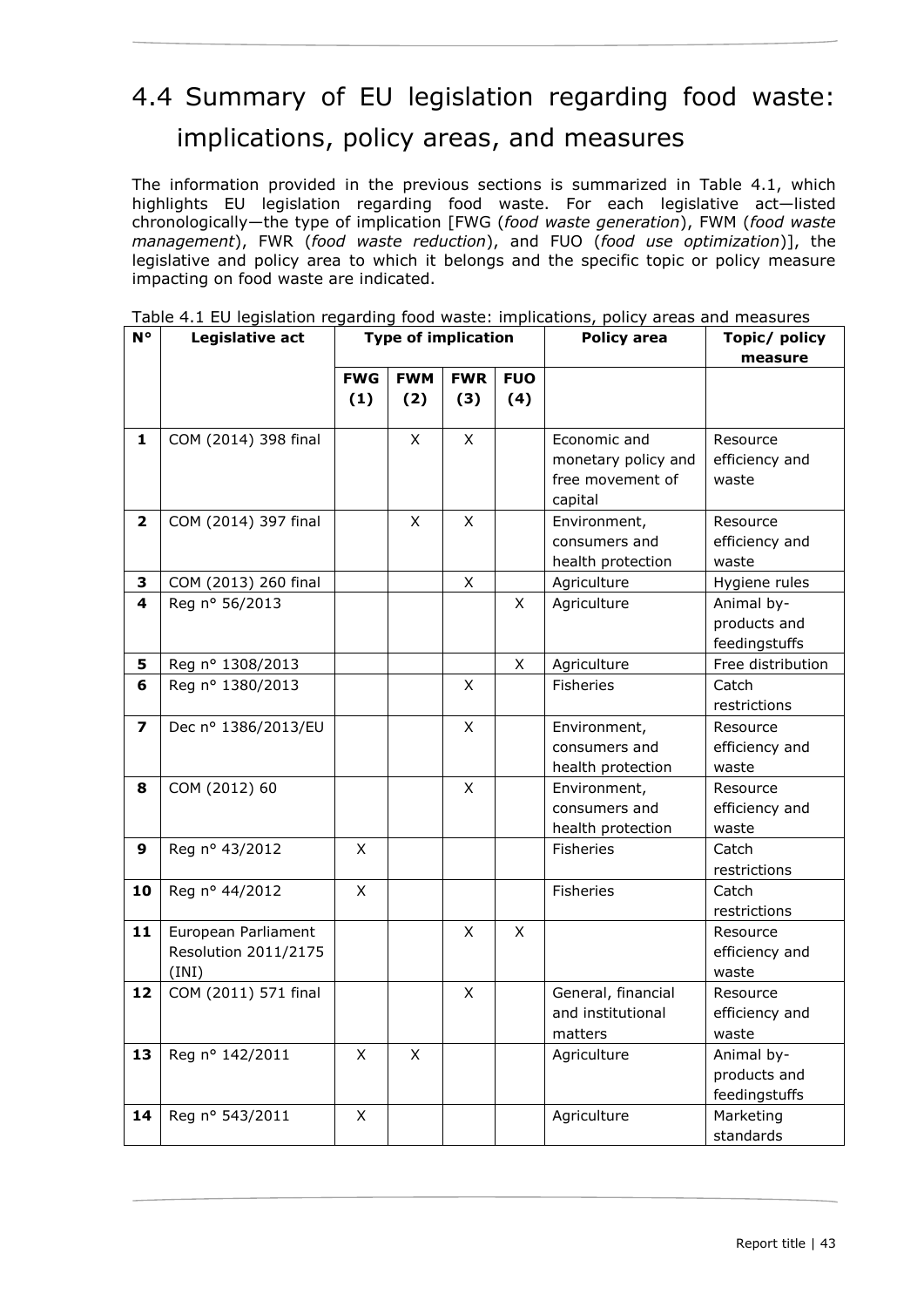## 4.4 Summary of EU legislation regarding food waste: implications, policy areas, and measures

The information provided in the previous sections is summarized in Table 4.1, which highlights EU legislation regarding food waste. For each legislative act—listed chronologically—the type of implication [FWG (*food waste generation*), FWM (*food waste management*), FWR (*food waste reduction*), and FUO (*food use optimization*)], the legislative and policy area to which it belongs and the specific topic or policy measure impacting on food waste are indicated.

Table 4.1 EU legislation regarding food waste: implications, policy areas and measures

| N° | Legislative act | Type of implication | | | | Policy area | Topic/ policy measure |
|---|---|---|---|---|---|---|---|
| | | FWG (1) | FWM (2) | FWR (3) | FUO (4) | | |
| **1** | COM (2014) 398 final | | X | X | | Economic and monetary policy and free movement of capital | Resource efficiency and waste |
| **2** | COM (2014) 397 final | | X | X | | Environment, consumers and health protection | Resource efficiency and waste |
| **3** | COM (2013) 260 final | | | X | | Agriculture | Hygiene rules |
| **4** | Reg n° 56/2013 | | | | X | Agriculture | Animal by-products and feedingstuffs |
| **5** | Reg n° 1308/2013 | | | | X | Agriculture | Free distribution |
| **6** | Reg n° 1380/2013 | | | X | | Fisheries | Catch restrictions |
| **7** | Dec n° 1386/2013/EU | | | X | | Environment, consumers and health protection | Resource efficiency and waste |
| **8** | COM (2012) 60 | | | X | | Environment, consumers and health protection | Resource efficiency and waste |
| **9** | Reg n° 43/2012 | X | | | | Fisheries | Catch restrictions |
| **10** | Reg n° 44/2012 | X | | | | Fisheries | Catch restrictions |
| **11** | European Parliament Resolution 2011/2175 (INI) | | | X | X | | Resource efficiency and waste |
| **12** | COM (2011) 571 final | | | X | | General, financial and institutional matters | Resource efficiency and waste |
| **13** | Reg n° 142/2011 | X | X | | | Agriculture | Animal by-products and feedingstuffs |
| **14** | Reg n° 543/2011 | X | | | | Agriculture | Marketing standards |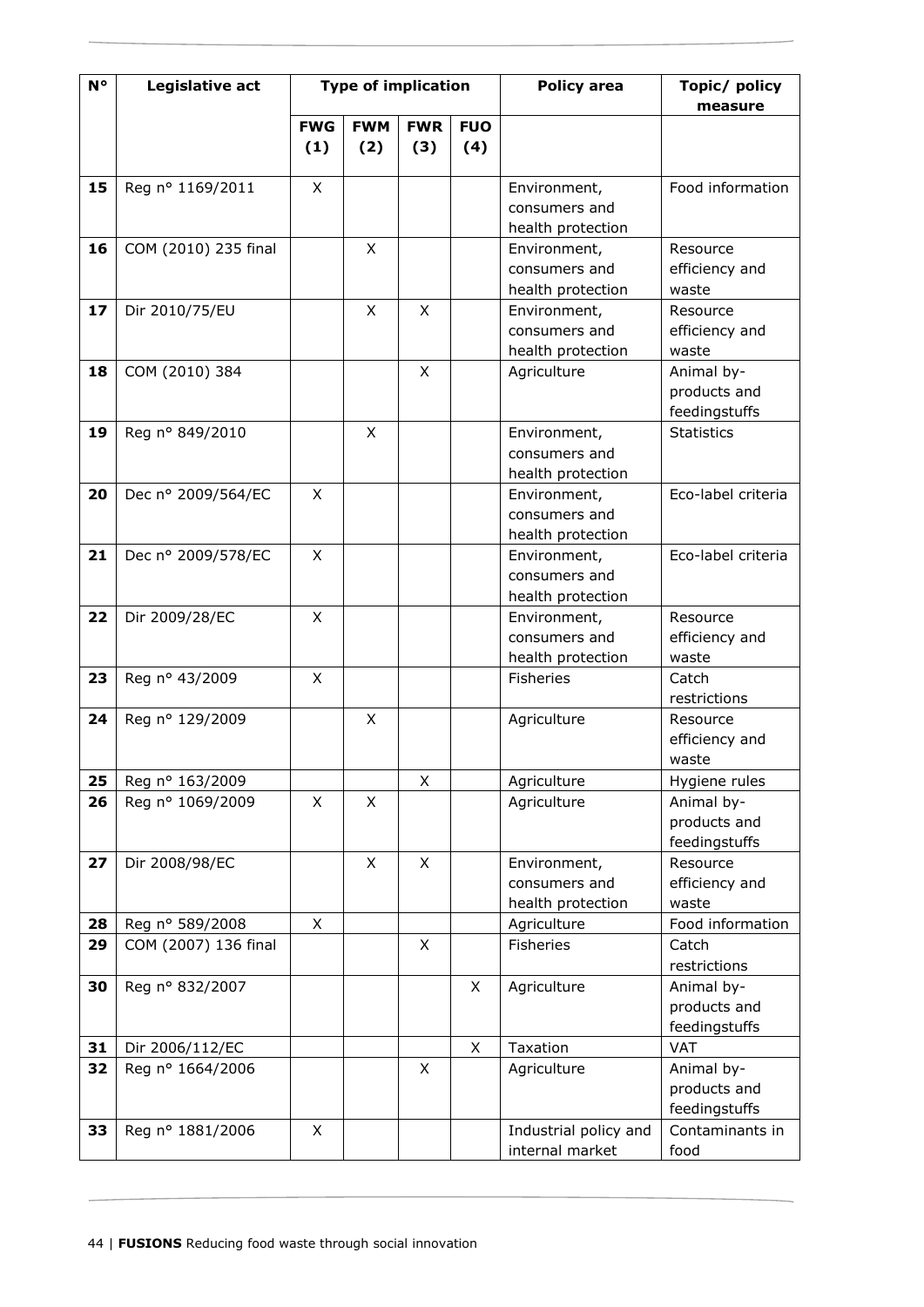| N° | Legislative act | Type of implication | | | | Policy area | Topic/ policy measure |
|---|---|---|---|---|---|---|---|
| | | FWG (1) | FWM (2) | FWR (3) | FUO (4) | | |
| 15 | Reg n° 1169/2011 | X | | | | Environment, consumers and health protection | Food information |
| 16 | COM (2010) 235 final | | X | | | Environment, consumers and health protection | Resource efficiency and waste |
| 17 | Dir 2010/75/EU | | X | X | | Environment, consumers and health protection | Resource efficiency and waste |
| 18 | COM (2010) 384 | | | X | | Agriculture | Animal by-products and feedingstuffs |
| 19 | Reg n° 849/2010 | | X | | | Environment, consumers and health protection | Statistics |
| 20 | Dec n° 2009/564/EC | X | | | | Environment, consumers and health protection | Eco-label criteria |
| 21 | Dec n° 2009/578/EC | X | | | | Environment, consumers and health protection | Eco-label criteria |
| 22 | Dir 2009/28/EC | X | | | | Environment, consumers and health protection | Resource efficiency and waste |
| 23 | Reg n° 43/2009 | X | | | | Fisheries | Catch restrictions |
| 24 | Reg n° 129/2009 | | X | | | Agriculture | Resource efficiency and waste |
| 25 | Reg n° 163/2009 | | | X | | Agriculture | Hygiene rules |
| 26 | Reg n° 1069/2009 | X | X | | | Agriculture | Animal by-products and feedingstuffs |
| 27 | Dir 2008/98/EC | | X | X | | Environment, consumers and health protection | Resource efficiency and waste |
| 28 | Reg n° 589/2008 | X | | | | Agriculture | Food information |
| 29 | COM (2007) 136 final | | | X | | Fisheries | Catch restrictions |
| 30 | Reg n° 832/2007 | | | | X | Agriculture | Animal by-products and feedingstuffs |
| 31 | Dir 2006/112/EC | | | | X | Taxation | VAT |
| 32 | Reg n° 1664/2006 | | | X | | Agriculture | Animal by-products and feedingstuffs |
| 33 | Reg n° 1881/2006 | X | | | | Industrial policy and internal market | Contaminants in food |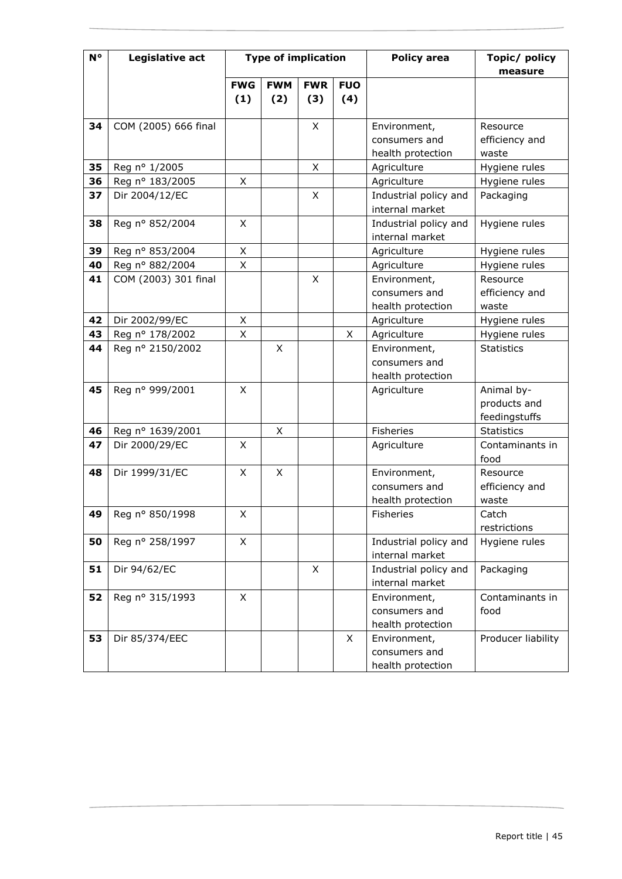| N° | Legislative act | Type of implication | | | | Policy area | Topic/ policy measure |
|---|---|---|---|---|---|---|---|
| | | FWG (1) | FWM (2) | FWR (3) | FUO (4) | | |
| 34 | COM (2005) 666 final | | | X | | Environment, consumers and health protection | Resource efficiency and waste |
| 35 | Reg n° 1/2005 | | | X | | Agriculture | Hygiene rules |
| 36 | Reg n° 183/2005 | X | | | | Agriculture | Hygiene rules |
| 37 | Dir 2004/12/EC | | | X | | Industrial policy and internal market | Packaging |
| 38 | Reg n° 852/2004 | X | | | | Industrial policy and internal market | Hygiene rules |
| 39 | Reg n° 853/2004 | X | | | | Agriculture | Hygiene rules |
| 40 | Reg n° 882/2004 | X | | | | Agriculture | Hygiene rules |
| 41 | COM (2003) 301 final | | | X | | Environment, consumers and health protection | Resource efficiency and waste |
| 42 | Dir 2002/99/EC | X | | | | Agriculture | Hygiene rules |
| 43 | Reg n° 178/2002 | X | | | X | Agriculture | Hygiene rules |
| 44 | Reg n° 2150/2002 | | X | | | Environment, consumers and health protection | Statistics |
| 45 | Reg n° 999/2001 | X | | | | Agriculture | Animal by-products and feedingstuffs |
| 46 | Reg n° 1639/2001 | | X | | | Fisheries | Statistics |
| 47 | Dir 2000/29/EC | X | | | | Agriculture | Contaminants in food |
| 48 | Dir 1999/31/EC | X | X | | | Environment, consumers and health protection | Resource efficiency and waste |
| 49 | Reg n° 850/1998 | X | | | | Fisheries | Catch restrictions |
| 50 | Reg n° 258/1997 | X | | | | Industrial policy and internal market | Hygiene rules |
| 51 | Dir 94/62/EC | | | X | | Industrial policy and internal market | Packaging |
| 52 | Reg n° 315/1993 | X | | | | Environment, consumers and health protection | Contaminants in food |
| 53 | Dir 85/374/EEC | | | | X | Environment, consumers and health protection | Producer liability |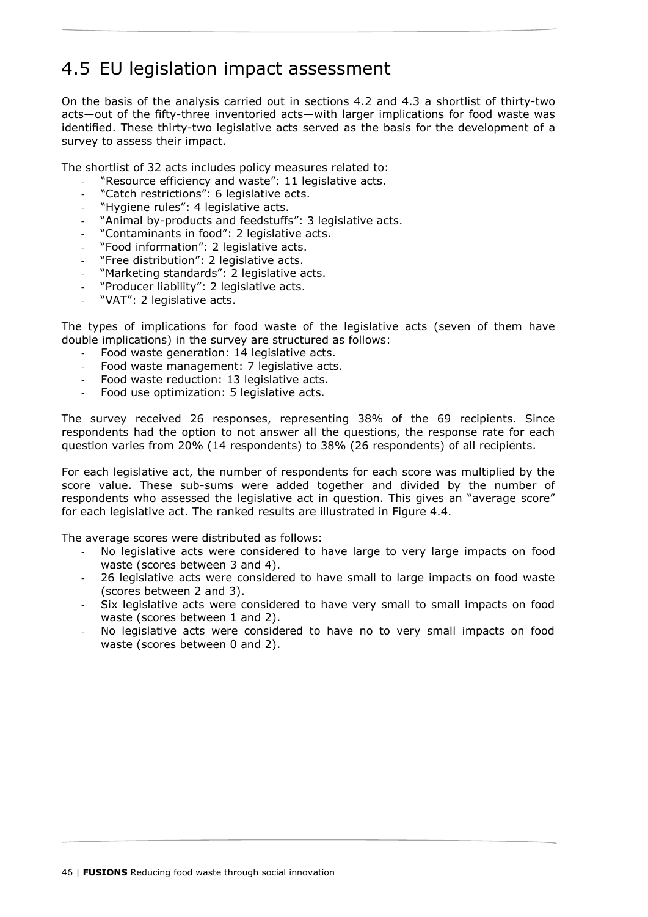## 4.5 EU legislation impact assessment

On the basis of the analysis carried out in sections 4.2 and 4.3 a shortlist of thirty-two acts—out of the fifty-three inventoried acts—with larger implications for food waste was identified. These thirty-two legislative acts served as the basis for the development of a survey to assess their impact.

The shortlist of 32 acts includes policy measures related to:

- "Resource efficiency and waste": 11 legislative acts.
- "Catch restrictions": 6 legislative acts.
- "Hygiene rules": 4 legislative acts.
- "Animal by-products and feedstuffs": 3 legislative acts.
- "Contaminants in food": 2 legislative acts.
- "Food information": 2 legislative acts.
- "Free distribution": 2 legislative acts.
- "Marketing standards": 2 legislative acts.
- "Producer liability": 2 legislative acts.
- "VAT": 2 legislative acts.

The types of implications for food waste of the legislative acts (seven of them have double implications) in the survey are structured as follows:

- Food waste generation: 14 legislative acts.
- Food waste management: 7 legislative acts.
- Food waste reduction: 13 legislative acts.
- Food use optimization: 5 legislative acts.

The survey received 26 responses, representing 38% of the 69 recipients. Since respondents had the option to not answer all the questions, the response rate for each question varies from 20% (14 respondents) to 38% (26 respondents) of all recipients.

For each legislative act, the number of respondents for each score was multiplied by the score value. These sub-sums were added together and divided by the number of respondents who assessed the legislative act in question. This gives an "average score" for each legislative act. The ranked results are illustrated in Figure 4.4.

The average scores were distributed as follows:

- No legislative acts were considered to have large to very large impacts on food waste (scores between 3 and 4).
- 26 legislative acts were considered to have small to large impacts on food waste (scores between 2 and 3).
- Six legislative acts were considered to have very small to small impacts on food waste (scores between 1 and 2).
- No legislative acts were considered to have no to very small impacts on food waste (scores between 0 and 2).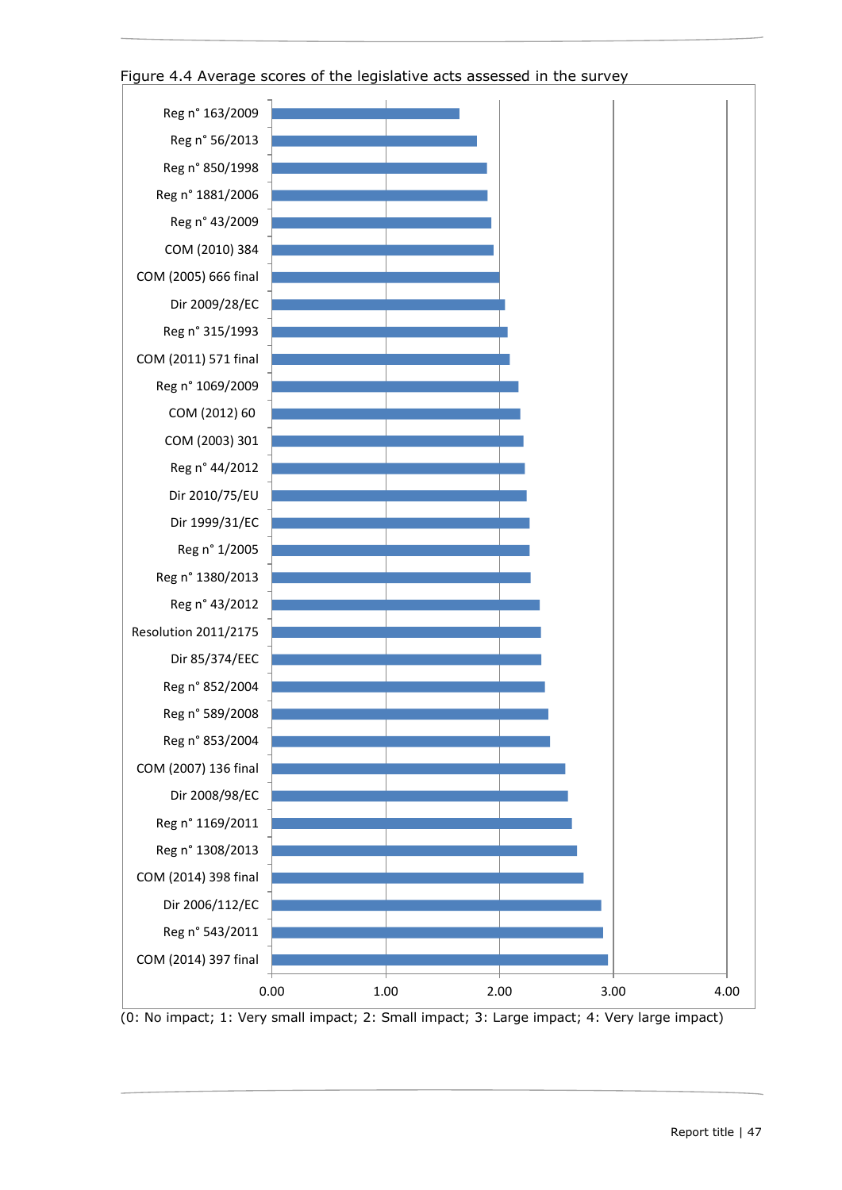Figure 4.4 Average scores of the legislative acts assessed in the survey

| Legislative act | Average score (approx.) |
|---|---|
| Reg n° 163/2009 | 1.65 |
| Reg n° 56/2013 | 1.80 |
| Reg n° 850/1998 | 1.89 |
| Reg n° 1881/2006 | 1.90 |
| Reg n° 43/2009 | 1.93 |
| COM (2010) 384 | 1.95 |
| COM (2005) 666 final | 2.00 |
| Dir 2009/28/EC | 2.05 |
| Reg n° 315/1993 | 2.07 |
| COM (2011) 571 final | 2.09 |
| Reg n° 1069/2009 | 2.17 |
| COM (2012) 60 | 2.18 |
| COM (2003) 301 | 2.21 |
| Reg n° 44/2012 | 2.22 |
| Dir 2010/75/EU | 2.24 |
| Dir 1999/31/EC | 2.26 |
| Reg n° 1/2005 | 2.26 |
| Reg n° 1380/2013 | 2.27 |
| Reg n° 43/2012 | 2.35 |
| Resolution 2011/2175 | 2.36 |
| Dir 85/374/EEC | 2.37 |
| Reg n° 852/2004 | 2.40 |
| Reg n° 589/2008 | 2.43 |
| Reg n° 853/2004 | 2.44 |
| COM (2007) 136 final | 2.58 |
| Dir 2008/98/EC | 2.60 |
| Reg n° 1169/2011 | 2.64 |
| Reg n° 1308/2013 | 2.68 |
| COM (2014) 398 final | 2.74 |
| Dir 2006/112/EC | 2.90 |
| Reg n° 543/2011 | 2.91 |
| COM (2014) 397 final | 2.96 |

(0: No impact; 1: Very small impact; 2: Small impact; 3: Large impact; 4: Very large impact)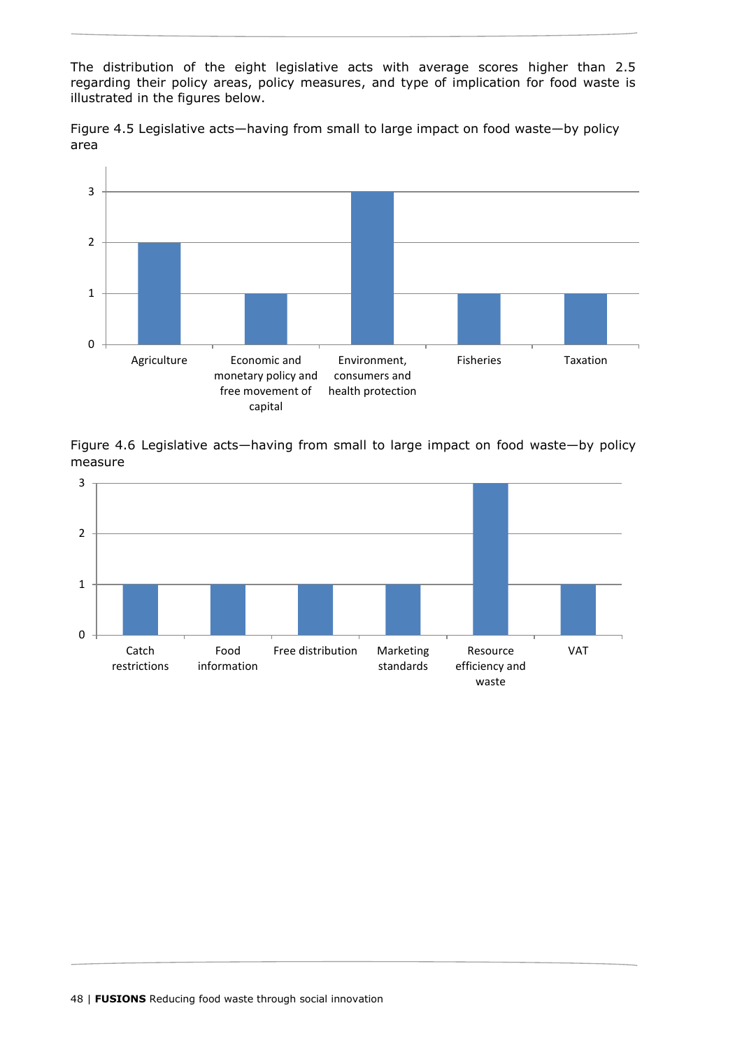The distribution of the eight legislative acts with average scores higher than 2.5 regarding their policy areas, policy measures, and type of implication for food waste is illustrated in the figures below.

Figure 4.5 Legislative acts—having from small to large impact on food waste—by policy area

| Policy area | Number of legislative acts |
|---|---|
| Agriculture | 2 |
| Economic and monetary policy and free movement of capital | 1 |
| Environment, consumers and health protection | 3 |
| Fisheries | 1 |
| Taxation | 1 |

Figure 4.6 Legislative acts—having from small to large impact on food waste—by policy measure

| Policy measure | Number of legislative acts |
|---|---|
| Catch restrictions | 1 |
| Food information | 1 |
| Free distribution | 1 |
| Marketing standards | 1 |
| Resource efficiency and waste | 3 |
| VAT | 1 |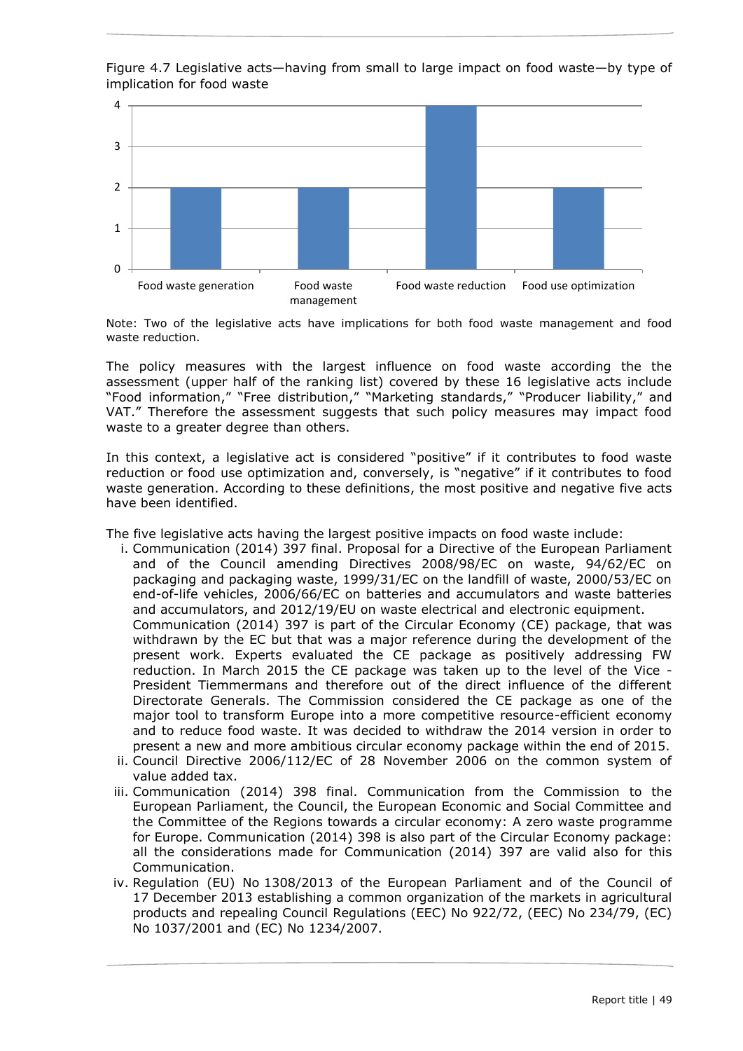Figure 4.7 Legislative acts—having from small to large impact on food waste—by type of implication for food waste

| Type of implication | Number of legislative acts |
|---|---|
| Food waste generation | 2 |
| Food waste management | 2 |
| Food waste reduction | 4 |
| Food use optimization | 2 |

Note: Two of the legislative acts have implications for both food waste management and food waste reduction.

The policy measures with the largest influence on food waste according the the assessment (upper half of the ranking list) covered by these 16 legislative acts include "Food information," "Free distribution," "Marketing standards," "Producer liability," and VAT." Therefore the assessment suggests that such policy measures may impact food waste to a greater degree than others.

In this context, a legislative act is considered "positive" if it contributes to food waste reduction or food use optimization and, conversely, is "negative" if it contributes to food waste generation. According to these definitions, the most positive and negative five acts have been identified.

The five legislative acts having the largest positive impacts on food waste include:

i. Communication (2014) 397 final. Proposal for a Directive of the European Parliament and of the Council amending Directives 2008/98/EC on waste, 94/62/EC on packaging and packaging waste, 1999/31/EC on the landfill of waste, 2000/53/EC on end-of-life vehicles, 2006/66/EC on batteries and accumulators and waste batteries and accumulators, and 2012/19/EU on waste electrical and electronic equipment.
   Communication (2014) 397 is part of the Circular Economy (CE) package, that was withdrawn by the EC but that was a major reference during the development of the present work. Experts evaluated the CE package as positively addressing FW reduction. In March 2015 the CE package was taken up to the level of the Vice - President Tiemmermans and therefore out of the direct influence of the different Directorate Generals. The Commission considered the CE package as one of the major tool to transform Europe into a more competitive resource-efficient economy and to reduce food waste. It was decided to withdraw the 2014 version in order to present a new and more ambitious circular economy package within the end of 2015.
ii. Council Directive 2006/112/EC of 28 November 2006 on the common system of value added tax.
iii. Communication (2014) 398 final. Communication from the Commission to the European Parliament, the Council, the European Economic and Social Committee and the Committee of the Regions towards a circular economy: A zero waste programme for Europe. Communication (2014) 398 is also part of the Circular Economy package: all the considerations made for Communication (2014) 397 are valid also for this Communication.
iv. Regulation (EU) No 1308/2013 of the European Parliament and of the Council of 17 December 2013 establishing a common organization of the markets in agricultural products and repealing Council Regulations (EEC) No 922/72, (EEC) No 234/79, (EC) No 1037/2001 and (EC) No 1234/2007.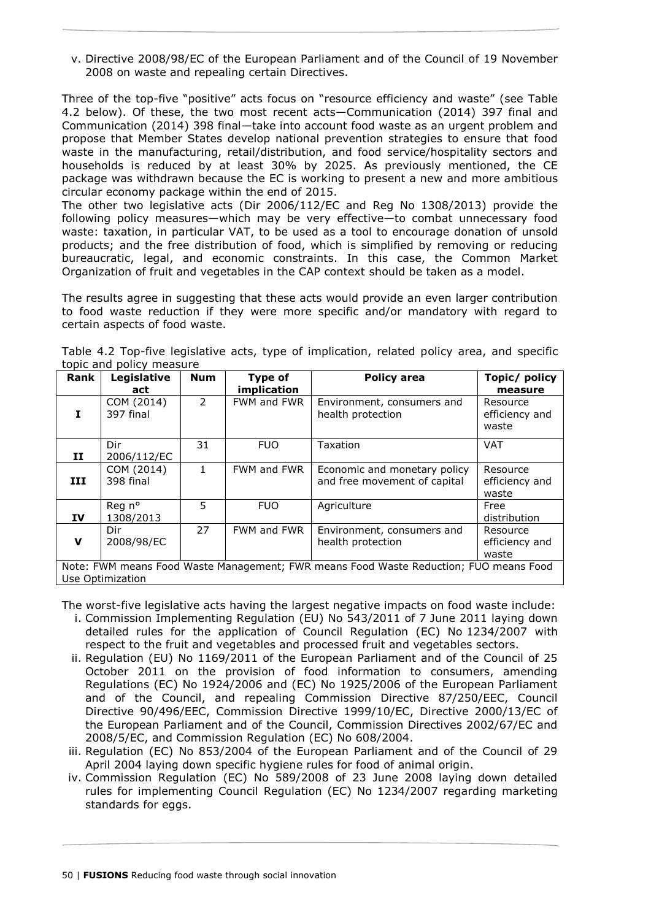v. Directive 2008/98/EC of the European Parliament and of the Council of 19 November 2008 on waste and repealing certain Directives.

Three of the top-five "positive" acts focus on "resource efficiency and waste" (see Table 4.2 below). Of these, the two most recent acts—Communication (2014) 397 final and Communication (2014) 398 final—take into account food waste as an urgent problem and propose that Member States develop national prevention strategies to ensure that food waste in the manufacturing, retail/distribution, and food service/hospitality sectors and households is reduced by at least 30% by 2025. As previously mentioned, the CE package was withdrawn because the EC is working to present a new and more ambitious circular economy package within the end of 2015.
The other two legislative acts (Dir 2006/112/EC and Reg No 1308/2013) provide the following policy measures—which may be very effective—to combat unnecessary food waste: taxation, in particular VAT, to be used as a tool to encourage donation of unsold products; and the free distribution of food, which is simplified by removing or reducing bureaucratic, legal, and economic constraints. In this case, the Common Market Organization of fruit and vegetables in the CAP context should be taken as a model.

The results agree in suggesting that these acts would provide an even larger contribution to food waste reduction if they were more specific and/or mandatory with regard to certain aspects of food waste.

Table 4.2 Top-five legislative acts, type of implication, related policy area, and specific topic and policy measure

| Rank | Legislative act | Num | Type of implication | Policy area | Topic/ policy measure |
|---|---|---|---|---|---|
| I | COM (2014) 397 final | 2 | FWM and FWR | Environment, consumers and health protection | Resource efficiency and waste |
| II | Dir 2006/112/EC | 31 | FUO | Taxation | VAT |
| III | COM (2014) 398 final | 1 | FWM and FWR | Economic and monetary policy and free movement of capital | Resource efficiency and waste |
| IV | Reg n° 1308/2013 | 5 | FUO | Agriculture | Free distribution |
| V | Dir 2008/98/EC | 27 | FWM and FWR | Environment, consumers and health protection | Resource efficiency and waste |

Note: FWM means Food Waste Management; FWR means Food Waste Reduction; FUO means Food Use Optimization

The worst-five legislative acts having the largest negative impacts on food waste include:

i. Commission Implementing Regulation (EU) No 543/2011 of 7 June 2011 laying down detailed rules for the application of Council Regulation (EC) No 1234/2007 with respect to the fruit and vegetables and processed fruit and vegetables sectors.
ii. Regulation (EU) No 1169/2011 of the European Parliament and of the Council of 25 October 2011 on the provision of food information to consumers, amending Regulations (EC) No 1924/2006 and (EC) No 1925/2006 of the European Parliament and of the Council, and repealing Commission Directive 87/250/EEC, Council Directive 90/496/EEC, Commission Directive 1999/10/EC, Directive 2000/13/EC of the European Parliament and of the Council, Commission Directives 2002/67/EC and 2008/5/EC, and Commission Regulation (EC) No 608/2004.
iii. Regulation (EC) No 853/2004 of the European Parliament and of the Council of 29 April 2004 laying down specific hygiene rules for food of animal origin.
iv. Commission Regulation (EC) No 589/2008 of 23 June 2008 laying down detailed rules for implementing Council Regulation (EC) No 1234/2007 regarding marketing standards for eggs.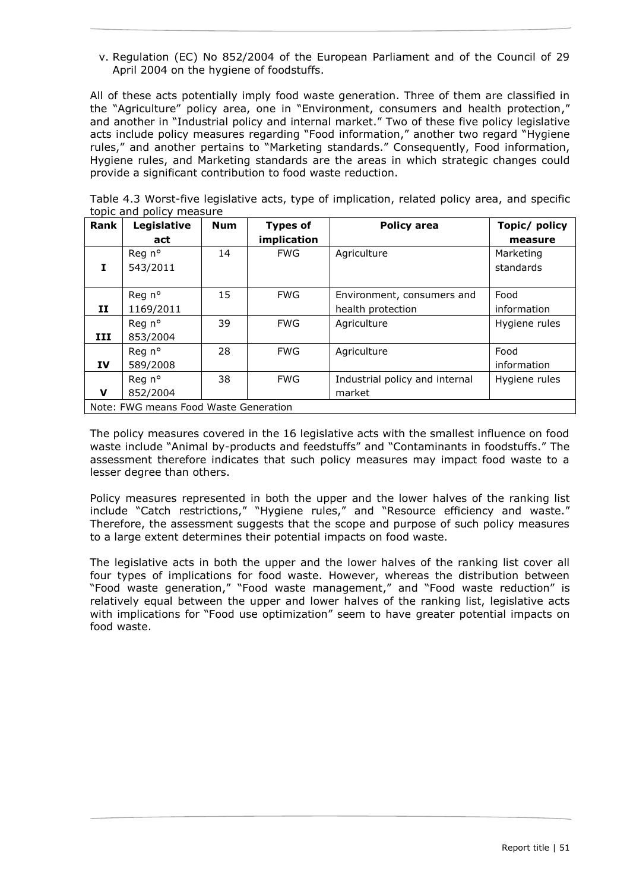v. Regulation (EC) No 852/2004 of the European Parliament and of the Council of 29 April 2004 on the hygiene of foodstuffs.

All of these acts potentially imply food waste generation. Three of them are classified in the "Agriculture" policy area, one in "Environment, consumers and health protection," and another in "Industrial policy and internal market." Two of these five policy legislative acts include policy measures regarding "Food information," another two regard "Hygiene rules," and another pertains to "Marketing standards." Consequently, Food information, Hygiene rules, and Marketing standards are the areas in which strategic changes could provide a significant contribution to food waste reduction.

Table 4.3 Worst-five legislative acts, type of implication, related policy area, and specific topic and policy measure

| Rank | Legislative act | Num | Types of implication | Policy area | Topic/ policy measure |
|---|---|---|---|---|---|
| **I** | Reg n° 543/2011 | 14 | FWG | Agriculture | Marketing standards |
| **II** | Reg n° 1169/2011 | 15 | FWG | Environment, consumers and health protection | Food information |
| **III** | Reg n° 853/2004 | 39 | FWG | Agriculture | Hygiene rules |
| **IV** | Reg n° 589/2008 | 28 | FWG | Agriculture | Food information |
| **V** | Reg n° 852/2004 | 38 | FWG | Industrial policy and internal market | Hygiene rules |
| Note: FWG means Food Waste Generation | | | | | |

The policy measures covered in the 16 legislative acts with the smallest influence on food waste include "Animal by-products and feedstuffs" and "Contaminants in foodstuffs." The assessment therefore indicates that such policy measures may impact food waste to a lesser degree than others.

Policy measures represented in both the upper and the lower halves of the ranking list include "Catch restrictions," "Hygiene rules," and "Resource efficiency and waste." Therefore, the assessment suggests that the scope and purpose of such policy measures to a large extent determines their potential impacts on food waste.

The legislative acts in both the upper and the lower halves of the ranking list cover all four types of implications for food waste. However, whereas the distribution between "Food waste generation," "Food waste management," and "Food waste reduction" is relatively equal between the upper and lower halves of the ranking list, legislative acts with implications for "Food use optimization" seem to have greater potential impacts on food waste.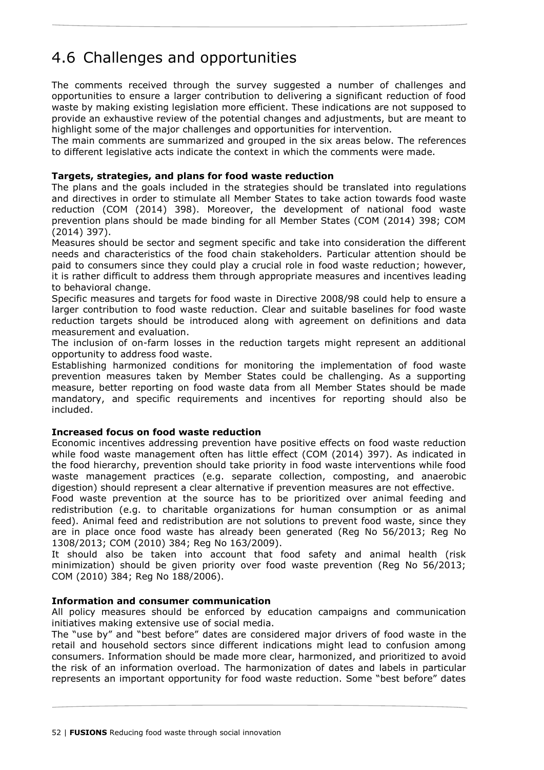## 4.6 Challenges and opportunities

The comments received through the survey suggested a number of challenges and opportunities to ensure a larger contribution to delivering a significant reduction of food waste by making existing legislation more efficient. These indications are not supposed to provide an exhaustive review of the potential changes and adjustments, but are meant to highlight some of the major challenges and opportunities for intervention.
The main comments are summarized and grouped in the six areas below. The references to different legislative acts indicate the context in which the comments were made.

**Targets, strategies, and plans for food waste reduction**
The plans and the goals included in the strategies should be translated into regulations and directives in order to stimulate all Member States to take action towards food waste reduction (COM (2014) 398). Moreover, the development of national food waste prevention plans should be made binding for all Member States (COM (2014) 398; COM (2014) 397).
Measures should be sector and segment specific and take into consideration the different needs and characteristics of the food chain stakeholders. Particular attention should be paid to consumers since they could play a crucial role in food waste reduction; however, it is rather difficult to address them through appropriate measures and incentives leading to behavioral change.
Specific measures and targets for food waste in Directive 2008/98 could help to ensure a larger contribution to food waste reduction. Clear and suitable baselines for food waste reduction targets should be introduced along with agreement on definitions and data measurement and evaluation.
The inclusion of on-farm losses in the reduction targets might represent an additional opportunity to address food waste.
Establishing harmonized conditions for monitoring the implementation of food waste prevention measures taken by Member States could be challenging. As a supporting measure, better reporting on food waste data from all Member States should be made mandatory, and specific requirements and incentives for reporting should also be included.

**Increased focus on food waste reduction**
Economic incentives addressing prevention have positive effects on food waste reduction while food waste management often has little effect (COM (2014) 397). As indicated in the food hierarchy, prevention should take priority in food waste interventions while food waste management practices (e.g. separate collection, composting, and anaerobic digestion) should represent a clear alternative if prevention measures are not effective.
Food waste prevention at the source has to be prioritized over animal feeding and redistribution (e.g. to charitable organizations for human consumption or as animal feed). Animal feed and redistribution are not solutions to prevent food waste, since they are in place once food waste has already been generated (Reg No 56/2013; Reg No 1308/2013; COM (2010) 384; Reg No 163/2009).
It should also be taken into account that food safety and animal health (risk minimization) should be given priority over food waste prevention (Reg No 56/2013; COM (2010) 384; Reg No 188/2006).

**Information and consumer communication**
All policy measures should be enforced by education campaigns and communication initiatives making extensive use of social media.
The "use by" and "best before" dates are considered major drivers of food waste in the retail and household sectors since different indications might lead to confusion among consumers. Information should be made more clear, harmonized, and prioritized to avoid the risk of an information overload. The harmonization of dates and labels in particular represents an important opportunity for food waste reduction. Some "best before" dates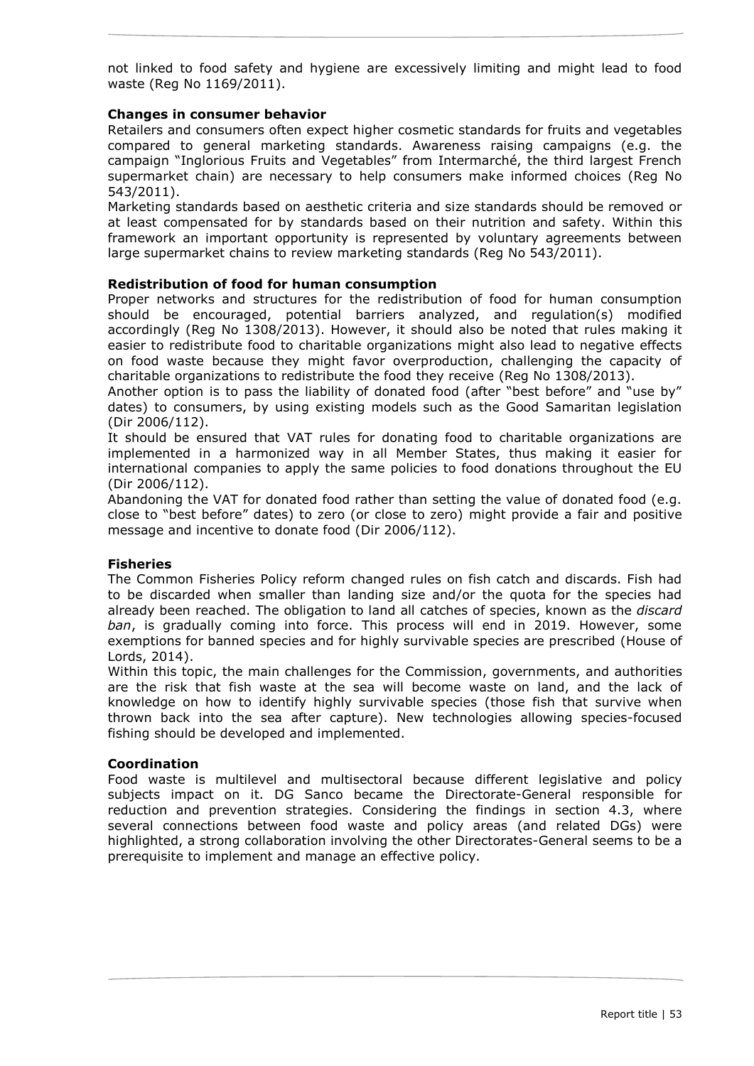not linked to food safety and hygiene are excessively limiting and might lead to food waste (Reg No 1169/2011).

**Changes in consumer behavior**

Retailers and consumers often expect higher cosmetic standards for fruits and vegetables compared to general marketing standards. Awareness raising campaigns (e.g. the campaign "Inglorious Fruits and Vegetables" from Intermarché, the third largest French supermarket chain) are necessary to help consumers make informed choices (Reg No 543/2011).

Marketing standards based on aesthetic criteria and size standards should be removed or at least compensated for by standards based on their nutrition and safety. Within this framework an important opportunity is represented by voluntary agreements between large supermarket chains to review marketing standards (Reg No 543/2011).

**Redistribution of food for human consumption**

Proper networks and structures for the redistribution of food for human consumption should be encouraged, potential barriers analyzed, and regulation(s) modified accordingly (Reg No 1308/2013). However, it should also be noted that rules making it easier to redistribute food to charitable organizations might also lead to negative effects on food waste because they might favor overproduction, challenging the capacity of charitable organizations to redistribute the food they receive (Reg No 1308/2013).

Another option is to pass the liability of donated food (after "best before" and "use by" dates) to consumers, by using existing models such as the Good Samaritan legislation (Dir 2006/112).

It should be ensured that VAT rules for donating food to charitable organizations are implemented in a harmonized way in all Member States, thus making it easier for international companies to apply the same policies to food donations throughout the EU (Dir 2006/112).

Abandoning the VAT for donated food rather than setting the value of donated food (e.g. close to "best before" dates) to zero (or close to zero) might provide a fair and positive message and incentive to donate food (Dir 2006/112).

**Fisheries**

The Common Fisheries Policy reform changed rules on fish catch and discards. Fish had to be discarded when smaller than landing size and/or the quota for the species had already been reached. The obligation to land all catches of species, known as the *discard ban*, is gradually coming into force. This process will end in 2019. However, some exemptions for banned species and for highly survivable species are prescribed (House of Lords, 2014).

Within this topic, the main challenges for the Commission, governments, and authorities are the risk that fish waste at the sea will become waste on land, and the lack of knowledge on how to identify highly survivable species (those fish that survive when thrown back into the sea after capture). New technologies allowing species-focused fishing should be developed and implemented.

**Coordination**

Food waste is multilevel and multisectoral because different legislative and policy subjects impact on it. DG Sanco became the Directorate-General responsible for reduction and prevention strategies. Considering the findings in section 4.3, where several connections between food waste and policy areas (and related DGs) were highlighted, a strong collaboration involving the other Directorates-General seems to be a prerequisite to implement and manage an effective policy.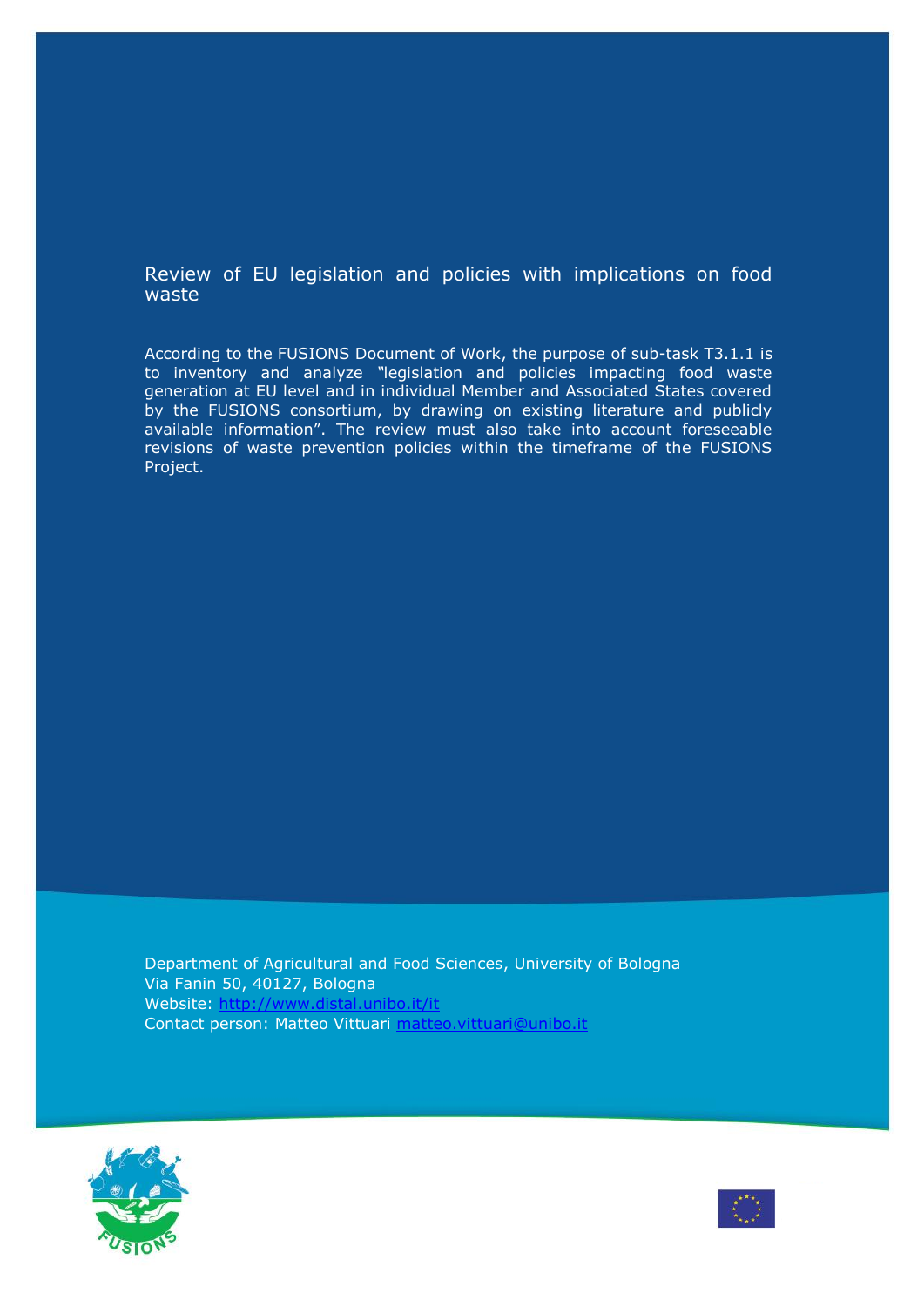Review of EU legislation and policies with implications on food waste

According to the FUSIONS Document of Work, the purpose of sub-task T3.1.1 is to inventory and analyze "legislation and policies impacting food waste generation at EU level and in individual Member and Associated States covered by the FUSIONS consortium, by drawing on existing literature and publicly available information". The review must also take into account foreseeable revisions of waste prevention policies within the timeframe of the FUSIONS Project.

Department of Agricultural and Food Sciences, University of Bologna
Via Fanin 50, 40127, Bologna
Website: http://www.distal.unibo.it/it
Contact person: Matteo Vittuari matteo.vittuari@unibo.it